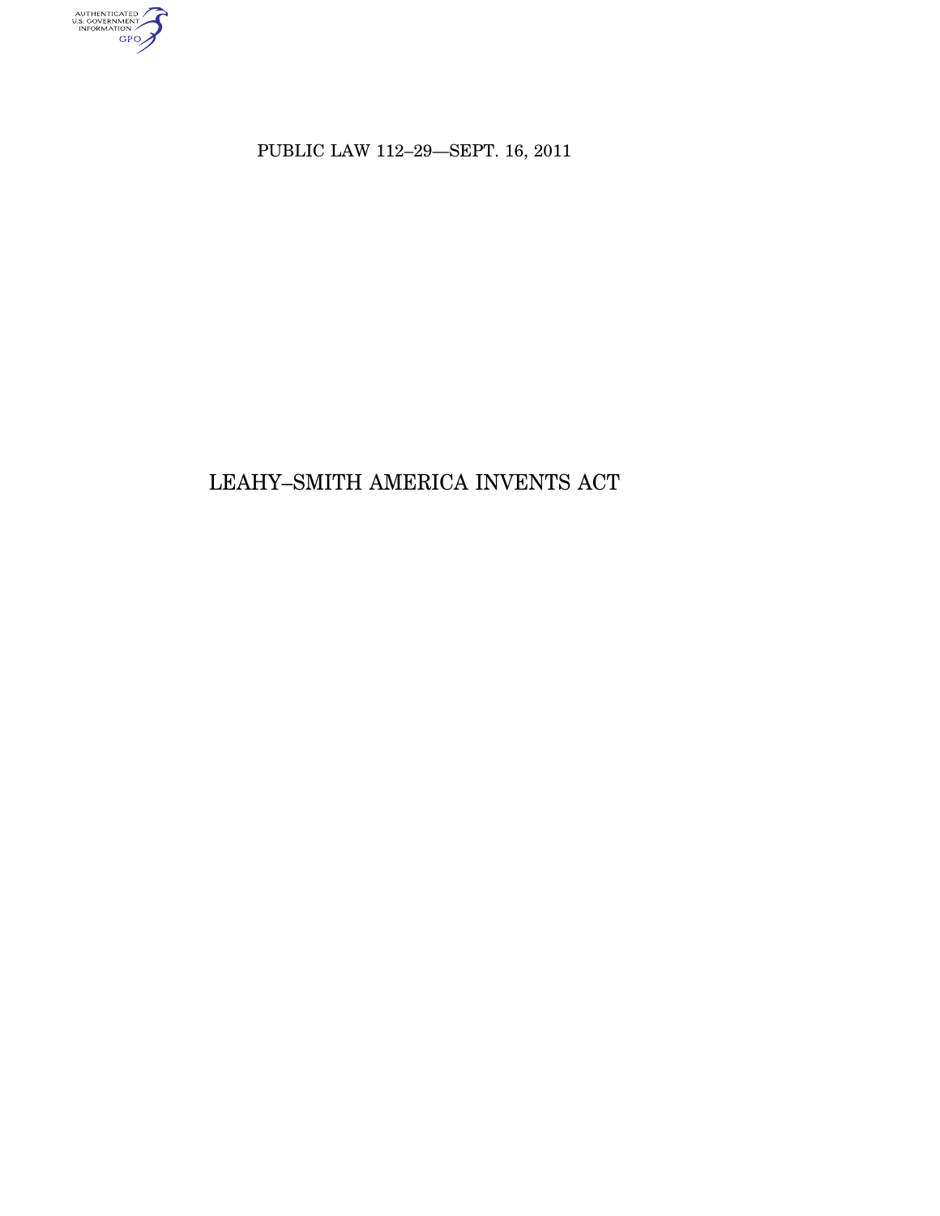PUBLIC LAW 112–29—SEPT. 16, 2011

# LEAHY–SMITH AMERICA INVENTS ACT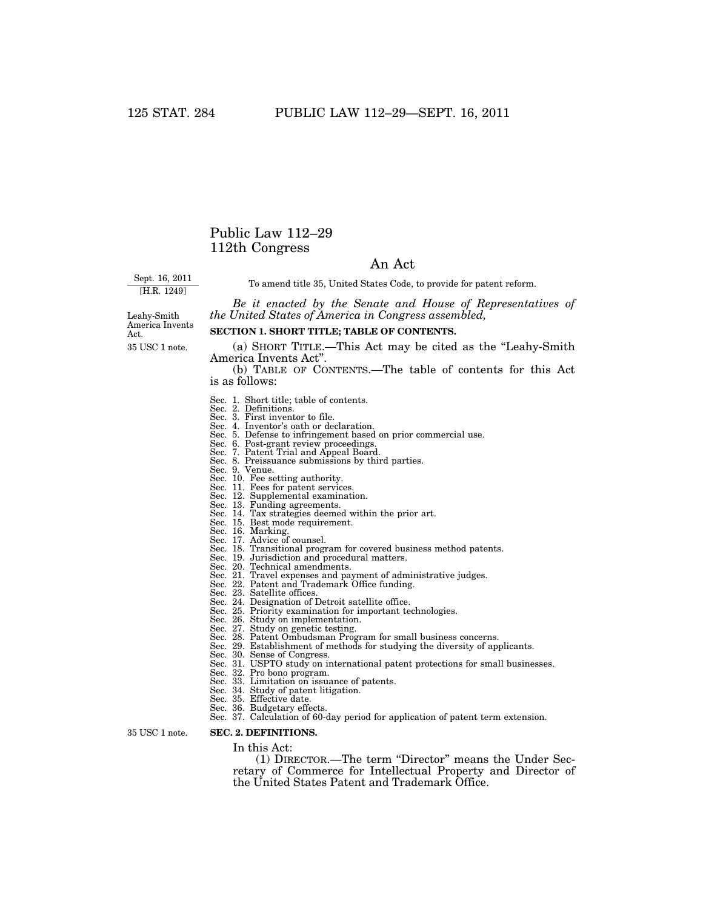# Public Law 112–29
# 112th Congress

## An Act

Sept. 16, 2011
[H.R. 1249]

To amend title 35, United States Code, to provide for patent reform.

*Be it enacted by the Senate and House of Representatives of the United States of America in Congress assembled,*

Leahy-Smith America Invents Act.

35 USC 1 note.

**SECTION 1. SHORT TITLE; TABLE OF CONTENTS.**

(a) SHORT TITLE.—This Act may be cited as the "Leahy-Smith America Invents Act".

(b) TABLE OF CONTENTS.—The table of contents for this Act is as follows:

Sec. 1. Short title; table of contents.
Sec. 2. Definitions.
Sec. 3. First inventor to file.
Sec. 4. Inventor's oath or declaration.
Sec. 5. Defense to infringement based on prior commercial use.
Sec. 6. Post-grant review proceedings.
Sec. 7. Patent Trial and Appeal Board.
Sec. 8. Preissuance submissions by third parties.
Sec. 9. Venue.
Sec. 10. Fee setting authority.
Sec. 11. Fees for patent services.
Sec. 12. Supplemental examination.
Sec. 13. Funding agreements.
Sec. 14. Tax strategies deemed within the prior art.
Sec. 15. Best mode requirement.
Sec. 16. Marking.
Sec. 17. Advice of counsel.
Sec. 18. Transitional program for covered business method patents.
Sec. 19. Jurisdiction and procedural matters.
Sec. 20. Technical amendments.
Sec. 21. Travel expenses and payment of administrative judges.
Sec. 22. Patent and Trademark Office funding.
Sec. 23. Satellite offices.
Sec. 24. Designation of Detroit satellite office.
Sec. 25. Priority examination for important technologies.
Sec. 26. Study on implementation.
Sec. 27. Study on genetic testing.
Sec. 28. Patent Ombudsman Program for small business concerns.
Sec. 29. Establishment of methods for studying the diversity of applicants.
Sec. 30. Sense of Congress.
Sec. 31. USPTO study on international patent protections for small businesses.
Sec. 32. Pro bono program.
Sec. 33. Limitation on issuance of patents.
Sec. 34. Study of patent litigation.
Sec. 35. Effective date.
Sec. 36. Budgetary effects.
Sec. 37. Calculation of 60-day period for application of patent term extension.

35 USC 1 note.

**SEC. 2. DEFINITIONS.**

In this Act:

(1) DIRECTOR.—The term "Director" means the Under Secretary of Commerce for Intellectual Property and Director of the United States Patent and Trademark Office.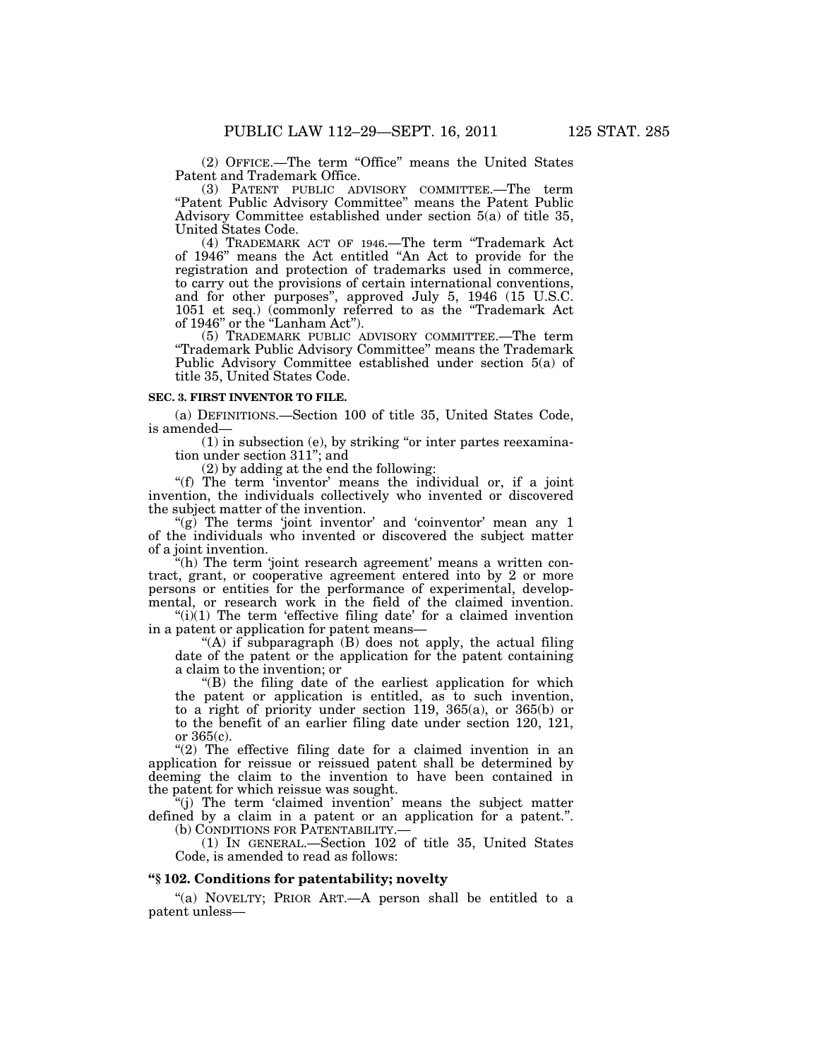(2) OFFICE.—The term "Office" means the United States Patent and Trademark Office.

(3) PATENT PUBLIC ADVISORY COMMITTEE.—The term "Patent Public Advisory Committee" means the Patent Public Advisory Committee established under section 5(a) of title 35, United States Code.

(4) TRADEMARK ACT OF 1946.—The term "Trademark Act of 1946" means the Act entitled "An Act to provide for the registration and protection of trademarks used in commerce, to carry out the provisions of certain international conventions, and for other purposes", approved July 5, 1946 (15 U.S.C. 1051 et seq.) (commonly referred to as the "Trademark Act of 1946" or the "Lanham Act").

(5) TRADEMARK PUBLIC ADVISORY COMMITTEE.—The term "Trademark Public Advisory Committee" means the Trademark Public Advisory Committee established under section 5(a) of title 35, United States Code.

**SEC. 3. FIRST INVENTOR TO FILE.**

(a) DEFINITIONS.—Section 100 of title 35, United States Code, is amended—

(1) in subsection (e), by striking "or inter partes reexamination under section 311"; and

(2) by adding at the end the following:

"(f) The term 'inventor' means the individual or, if a joint invention, the individuals collectively who invented or discovered the subject matter of the invention.

"(g) The terms 'joint inventor' and 'coinventor' mean any 1 of the individuals who invented or discovered the subject matter of a joint invention.

"(h) The term 'joint research agreement' means a written contract, grant, or cooperative agreement entered into by 2 or more persons or entities for the performance of experimental, developmental, or research work in the field of the claimed invention.

"(i)(1) The term 'effective filing date' for a claimed invention in a patent or application for patent means—

"(A) if subparagraph (B) does not apply, the actual filing date of the patent or the application for the patent containing a claim to the invention; or

"(B) the filing date of the earliest application for which the patent or application is entitled, as to such invention, to a right of priority under section 119, 365(a), or 365(b) or to the benefit of an earlier filing date under section 120, 121, or 365(c).

"(2) The effective filing date for a claimed invention in an application for reissue or reissued patent shall be determined by deeming the claim to the invention to have been contained in the patent for which reissue was sought.

"(j) The term 'claimed invention' means the subject matter defined by a claim in a patent or an application for a patent.".

(b) CONDITIONS FOR PATENTABILITY.—

(1) IN GENERAL.—Section 102 of title 35, United States Code, is amended to read as follows:

**"§ 102. Conditions for patentability; novelty**

"(a) NOVELTY; PRIOR ART.—A person shall be entitled to a patent unless—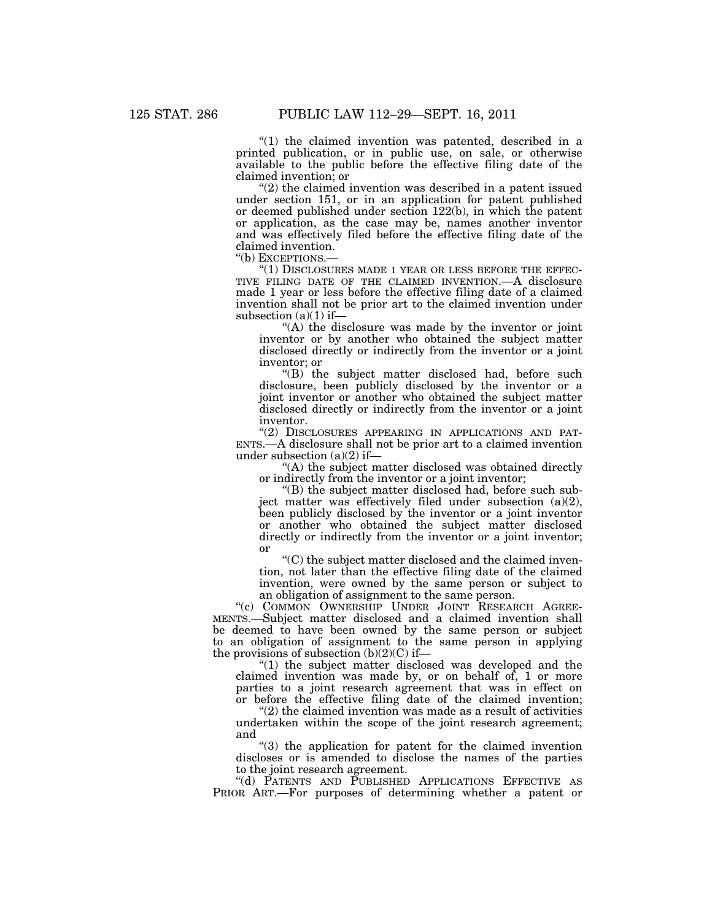"(1) the claimed invention was patented, described in a printed publication, or in public use, on sale, or otherwise available to the public before the effective filing date of the claimed invention; or

"(2) the claimed invention was described in a patent issued under section 151, or in an application for patent published or deemed published under section 122(b), in which the patent or application, as the case may be, names another inventor and was effectively filed before the effective filing date of the claimed invention.

"(b) EXCEPTIONS.—

"(1) DISCLOSURES MADE 1 YEAR OR LESS BEFORE THE EFFECTIVE FILING DATE OF THE CLAIMED INVENTION.—A disclosure made 1 year or less before the effective filing date of a claimed invention shall not be prior art to the claimed invention under subsection (a)(1) if—

"(A) the disclosure was made by the inventor or joint inventor or by another who obtained the subject matter disclosed directly or indirectly from the inventor or a joint inventor; or

"(B) the subject matter disclosed had, before such disclosure, been publicly disclosed by the inventor or a joint inventor or another who obtained the subject matter disclosed directly or indirectly from the inventor or a joint inventor.

"(2) DISCLOSURES APPEARING IN APPLICATIONS AND PATENTS.—A disclosure shall not be prior art to a claimed invention under subsection (a)(2) if—

"(A) the subject matter disclosed was obtained directly or indirectly from the inventor or a joint inventor;

"(B) the subject matter disclosed had, before such subject matter was effectively filed under subsection (a)(2), been publicly disclosed by the inventor or a joint inventor or another who obtained the subject matter disclosed directly or indirectly from the inventor or a joint inventor; or

"(C) the subject matter disclosed and the claimed invention, not later than the effective filing date of the claimed invention, were owned by the same person or subject to an obligation of assignment to the same person.

"(c) COMMON OWNERSHIP UNDER JOINT RESEARCH AGREEMENTS.—Subject matter disclosed and a claimed invention shall be deemed to have been owned by the same person or subject to an obligation of assignment to the same person in applying the provisions of subsection (b)(2)(C) if—

"(1) the subject matter disclosed was developed and the claimed invention was made by, or on behalf of, 1 or more parties to a joint research agreement that was in effect on or before the effective filing date of the claimed invention;

"(2) the claimed invention was made as a result of activities undertaken within the scope of the joint research agreement; and

"(3) the application for patent for the claimed invention discloses or is amended to disclose the names of the parties to the joint research agreement.

"(d) PATENTS AND PUBLISHED APPLICATIONS EFFECTIVE AS PRIOR ART.—For purposes of determining whether a patent or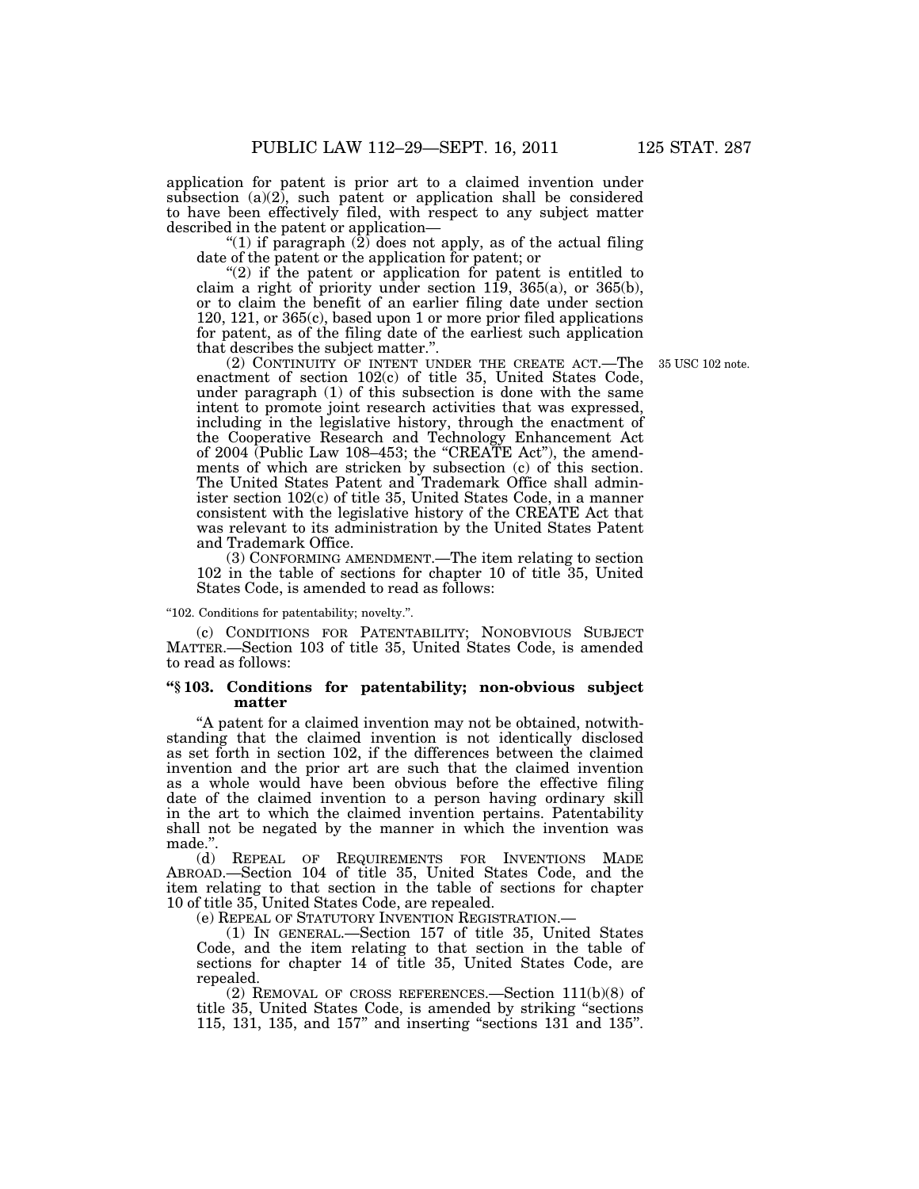application for patent is prior art to a claimed invention under subsection (a)(2), such patent or application shall be considered to have been effectively filed, with respect to any subject matter described in the patent or application—

"(1) if paragraph (2) does not apply, as of the actual filing date of the patent or the application for patent; or

"(2) if the patent or application for patent is entitled to claim a right of priority under section 119, 365(a), or 365(b), or to claim the benefit of an earlier filing date under section 120, 121, or 365(c), based upon 1 or more prior filed applications for patent, as of the filing date of the earliest such application that describes the subject matter.".

(2) CONTINUITY OF INTENT UNDER THE CREATE ACT.—The enactment of section 102(c) of title 35, United States Code, under paragraph (1) of this subsection is done with the same intent to promote joint research activities that was expressed, including in the legislative history, through the enactment of the Cooperative Research and Technology Enhancement Act of 2004 (Public Law 108–453; the "CREATE Act"), the amendments of which are stricken by subsection (c) of this section. The United States Patent and Trademark Office shall administer section 102(c) of title 35, United States Code, in a manner consistent with the legislative history of the CREATE Act that was relevant to its administration by the United States Patent and Trademark Office.

35 USC 102 note.

(3) CONFORMING AMENDMENT.—The item relating to section 102 in the table of sections for chapter 10 of title 35, United States Code, is amended to read as follows:

"102. Conditions for patentability; novelty.".

(c) CONDITIONS FOR PATENTABILITY; NONOBVIOUS SUBJECT MATTER.—Section 103 of title 35, United States Code, is amended to read as follows:

**"§ 103. Conditions for patentability; non-obvious subject matter**

"A patent for a claimed invention may not be obtained, notwithstanding that the claimed invention is not identically disclosed as set forth in section 102, if the differences between the claimed invention and the prior art are such that the claimed invention as a whole would have been obvious before the effective filing date of the claimed invention to a person having ordinary skill in the art to which the claimed invention pertains. Patentability shall not be negated by the manner in which the invention was made.".

(d) REPEAL OF REQUIREMENTS FOR INVENTIONS MADE ABROAD.—Section 104 of title 35, United States Code, and the item relating to that section in the table of sections for chapter 10 of title 35, United States Code, are repealed.

(e) REPEAL OF STATUTORY INVENTION REGISTRATION.—

(1) IN GENERAL.—Section 157 of title 35, United States Code, and the item relating to that section in the table of sections for chapter 14 of title 35, United States Code, are repealed.

(2) REMOVAL OF CROSS REFERENCES.—Section 111(b)(8) of title 35, United States Code, is amended by striking "sections 115, 131, 135, and 157" and inserting "sections 131 and 135".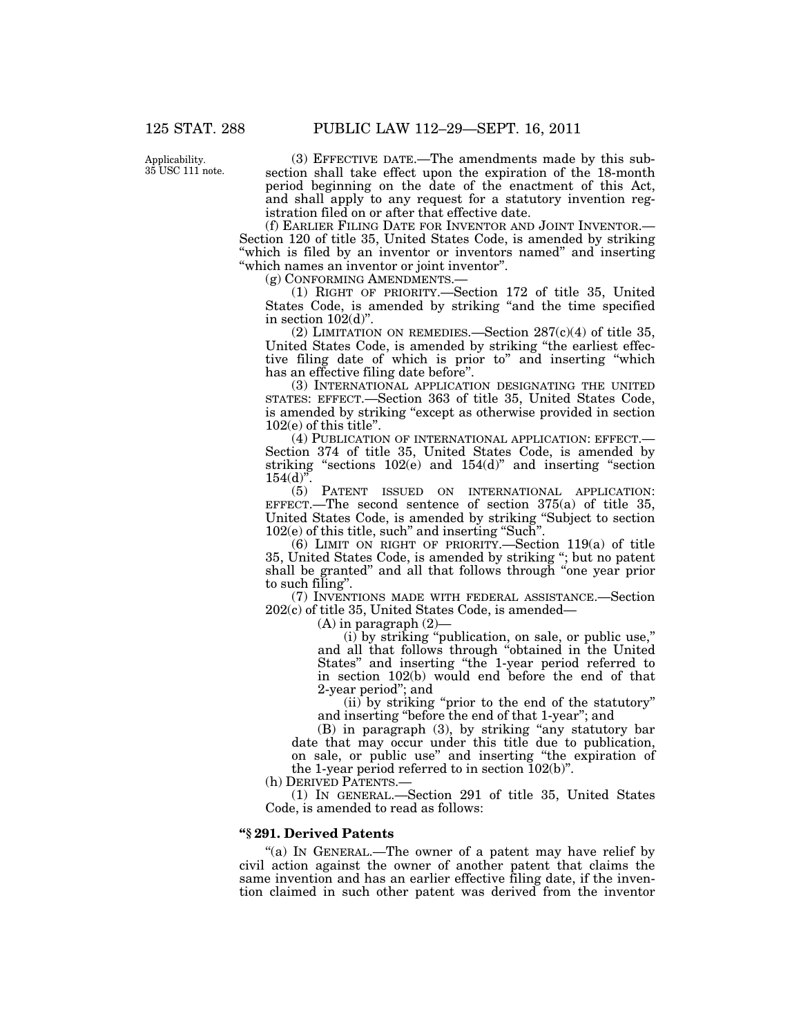Applicability.
35 USC 111 note.

(3) EFFECTIVE DATE.—The amendments made by this subsection shall take effect upon the expiration of the 18-month period beginning on the date of the enactment of this Act, and shall apply to any request for a statutory invention registration filed on or after that effective date.

(f) EARLIER FILING DATE FOR INVENTOR AND JOINT INVENTOR.—Section 120 of title 35, United States Code, is amended by striking "which is filed by an inventor or inventors named" and inserting "which names an inventor or joint inventor".

(g) CONFORMING AMENDMENTS.—

(1) RIGHT OF PRIORITY.—Section 172 of title 35, United States Code, is amended by striking "and the time specified in section 102(d)".

(2) LIMITATION ON REMEDIES.—Section 287(c)(4) of title 35, United States Code, is amended by striking "the earliest effective filing date of which is prior to" and inserting "which has an effective filing date before".

(3) INTERNATIONAL APPLICATION DESIGNATING THE UNITED STATES: EFFECT.—Section 363 of title 35, United States Code, is amended by striking "except as otherwise provided in section 102(e) of this title".

(4) PUBLICATION OF INTERNATIONAL APPLICATION: EFFECT.—Section 374 of title 35, United States Code, is amended by striking "sections 102(e) and 154(d)" and inserting "section 154(d)".

(5) PATENT ISSUED ON INTERNATIONAL APPLICATION: EFFECT.—The second sentence of section 375(a) of title 35, United States Code, is amended by striking "Subject to section 102(e) of this title, such" and inserting "Such".

(6) LIMIT ON RIGHT OF PRIORITY.—Section 119(a) of title 35, United States Code, is amended by striking "; but no patent shall be granted" and all that follows through "one year prior to such filing".

(7) INVENTIONS MADE WITH FEDERAL ASSISTANCE.—Section 202(c) of title 35, United States Code, is amended—

(A) in paragraph (2)—

(i) by striking "publication, on sale, or public use," and all that follows through "obtained in the United States" and inserting "the 1-year period referred to in section 102(b) would end before the end of that 2-year period"; and

(ii) by striking "prior to the end of the statutory" and inserting "before the end of that 1-year"; and

(B) in paragraph (3), by striking "any statutory bar date that may occur under this title due to publication, on sale, or public use" and inserting "the expiration of the 1-year period referred to in section 102(b)".

(h) DERIVED PATENTS.—

(1) IN GENERAL.—Section 291 of title 35, United States Code, is amended to read as follows:

**"§ 291. Derived Patents**

"(a) IN GENERAL.—The owner of a patent may have relief by civil action against the owner of another patent that claims the same invention and has an earlier effective filing date, if the invention claimed in such other patent was derived from the inventor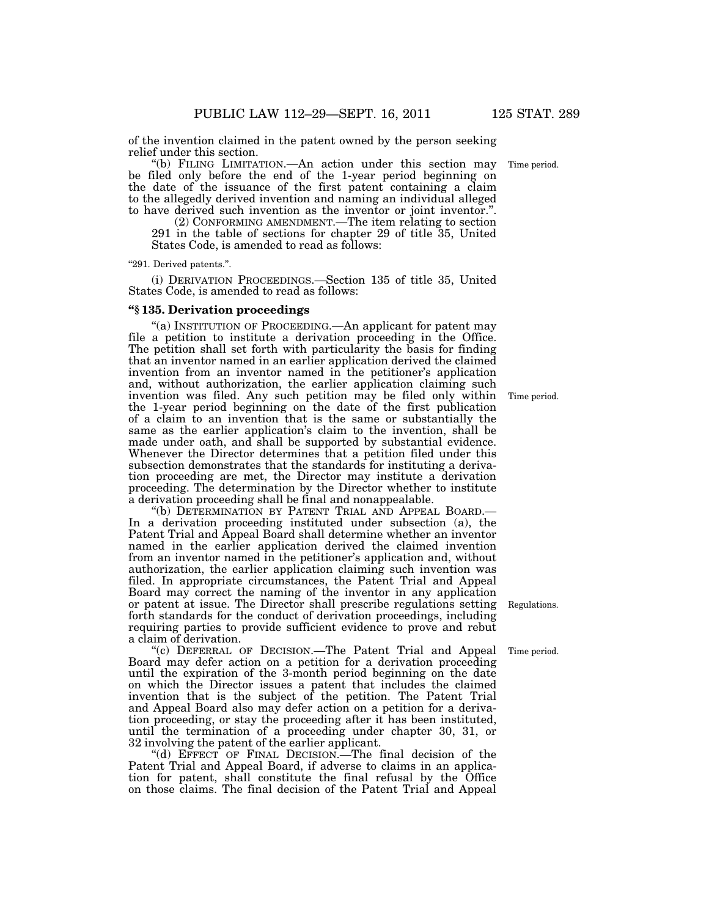of the invention claimed in the patent owned by the person seeking relief under this section.

"(b) FILING LIMITATION.—An action under this section may be filed only before the end of the 1-year period beginning on the date of the issuance of the first patent containing a claim to the allegedly derived invention and naming an individual alleged to have derived such invention as the inventor or joint inventor.".

Time period.

(2) CONFORMING AMENDMENT.—The item relating to section 291 in the table of sections for chapter 29 of title 35, United States Code, is amended to read as follows:

"291. Derived patents.".

(i) DERIVATION PROCEEDINGS.—Section 135 of title 35, United States Code, is amended to read as follows:

### "§ 135. Derivation proceedings

"(a) INSTITUTION OF PROCEEDING.—An applicant for patent may file a petition to institute a derivation proceeding in the Office. The petition shall set forth with particularity the basis for finding that an inventor named in an earlier application derived the claimed invention from an inventor named in the petitioner's application and, without authorization, the earlier application claiming such invention was filed. Any such petition may be filed only within the 1-year period beginning on the date of the first publication of a claim to an invention that is the same or substantially the same as the earlier application's claim to the invention, shall be made under oath, and shall be supported by substantial evidence. Whenever the Director determines that a petition filed under this subsection demonstrates that the standards for instituting a derivation proceeding are met, the Director may institute a derivation proceeding. The determination by the Director whether to institute a derivation proceeding shall be final and nonappealable.

Time period.

"(b) DETERMINATION BY PATENT TRIAL AND APPEAL BOARD.—In a derivation proceeding instituted under subsection (a), the Patent Trial and Appeal Board shall determine whether an inventor named in the earlier application derived the claimed invention from an inventor named in the petitioner's application and, without authorization, the earlier application claiming such invention was filed. In appropriate circumstances, the Patent Trial and Appeal Board may correct the naming of the inventor in any application or patent at issue. The Director shall prescribe regulations setting forth standards for the conduct of derivation proceedings, including requiring parties to provide sufficient evidence to prove and rebut a claim of derivation.

Regulations.

"(c) DEFERRAL OF DECISION.—The Patent Trial and Appeal Board may defer action on a petition for a derivation proceeding until the expiration of the 3-month period beginning on the date on which the Director issues a patent that includes the claimed invention that is the subject of the petition. The Patent Trial and Appeal Board also may defer action on a petition for a derivation proceeding, or stay the proceeding after it has been instituted, until the termination of a proceeding under chapter 30, 31, or 32 involving the patent of the earlier applicant.

Time period.

"(d) EFFECT OF FINAL DECISION.—The final decision of the Patent Trial and Appeal Board, if adverse to claims in an application for patent, shall constitute the final refusal by the Office on those claims. The final decision of the Patent Trial and Appeal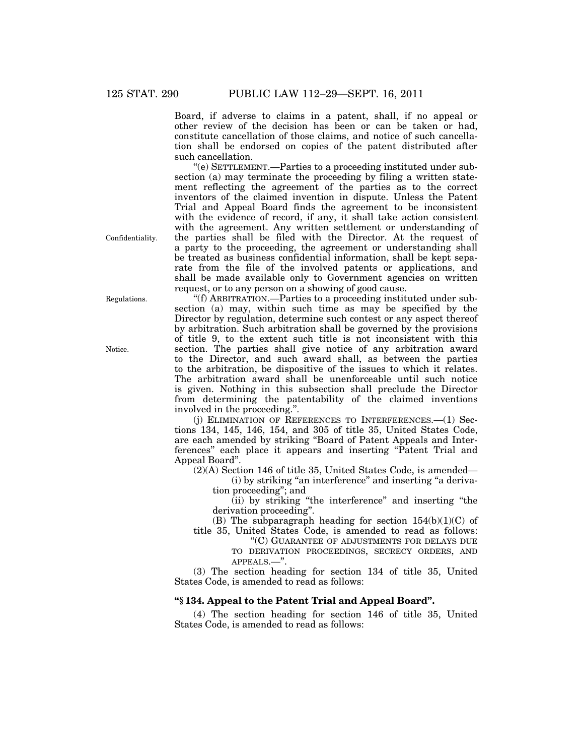Board, if adverse to claims in a patent, shall, if no appeal or other review of the decision has been or can be taken or had, constitute cancellation of those claims, and notice of such cancellation shall be endorsed on copies of the patent distributed after such cancellation.

"(e) SETTLEMENT.—Parties to a proceeding instituted under subsection (a) may terminate the proceeding by filing a written statement reflecting the agreement of the parties as to the correct inventors of the claimed invention in dispute. Unless the Patent Trial and Appeal Board finds the agreement to be inconsistent with the evidence of record, if any, it shall take action consistent with the agreement. Any written settlement or understanding of the parties shall be filed with the Director. At the request of a party to the proceeding, the agreement or understanding shall be treated as business confidential information, shall be kept separate from the file of the involved patents or applications, and shall be made available only to Government agencies on written request, or to any person on a showing of good cause.

Confidentiality.

"(f) ARBITRATION.—Parties to a proceeding instituted under subsection (a) may, within such time as may be specified by the Director by regulation, determine such contest or any aspect thereof by arbitration. Such arbitration shall be governed by the provisions of title 9, to the extent such title is not inconsistent with this section. The parties shall give notice of any arbitration award to the Director, and such award shall, as between the parties to the arbitration, be dispositive of the issues to which it relates. The arbitration award shall be unenforceable until such notice is given. Nothing in this subsection shall preclude the Director from determining the patentability of the claimed inventions involved in the proceeding.".

Regulations.

Notice.

(j) ELIMINATION OF REFERENCES TO INTERFERENCES.—(1) Sections 134, 145, 146, 154, and 305 of title 35, United States Code, are each amended by striking "Board of Patent Appeals and Interferences" each place it appears and inserting "Patent Trial and Appeal Board".

(2)(A) Section 146 of title 35, United States Code, is amended—

(i) by striking "an interference" and inserting "a derivation proceeding"; and

(ii) by striking "the interference" and inserting "the derivation proceeding".

(B) The subparagraph heading for section 154(b)(1)(C) of title 35, United States Code, is amended to read as follows:

"(C) GUARANTEE OF ADJUSTMENTS FOR DELAYS DUE TO DERIVATION PROCEEDINGS, SECRECY ORDERS, AND APPEALS.—".

(3) The section heading for section 134 of title 35, United States Code, is amended to read as follows:

**"§ 134. Appeal to the Patent Trial and Appeal Board".**

(4) The section heading for section 146 of title 35, United States Code, is amended to read as follows: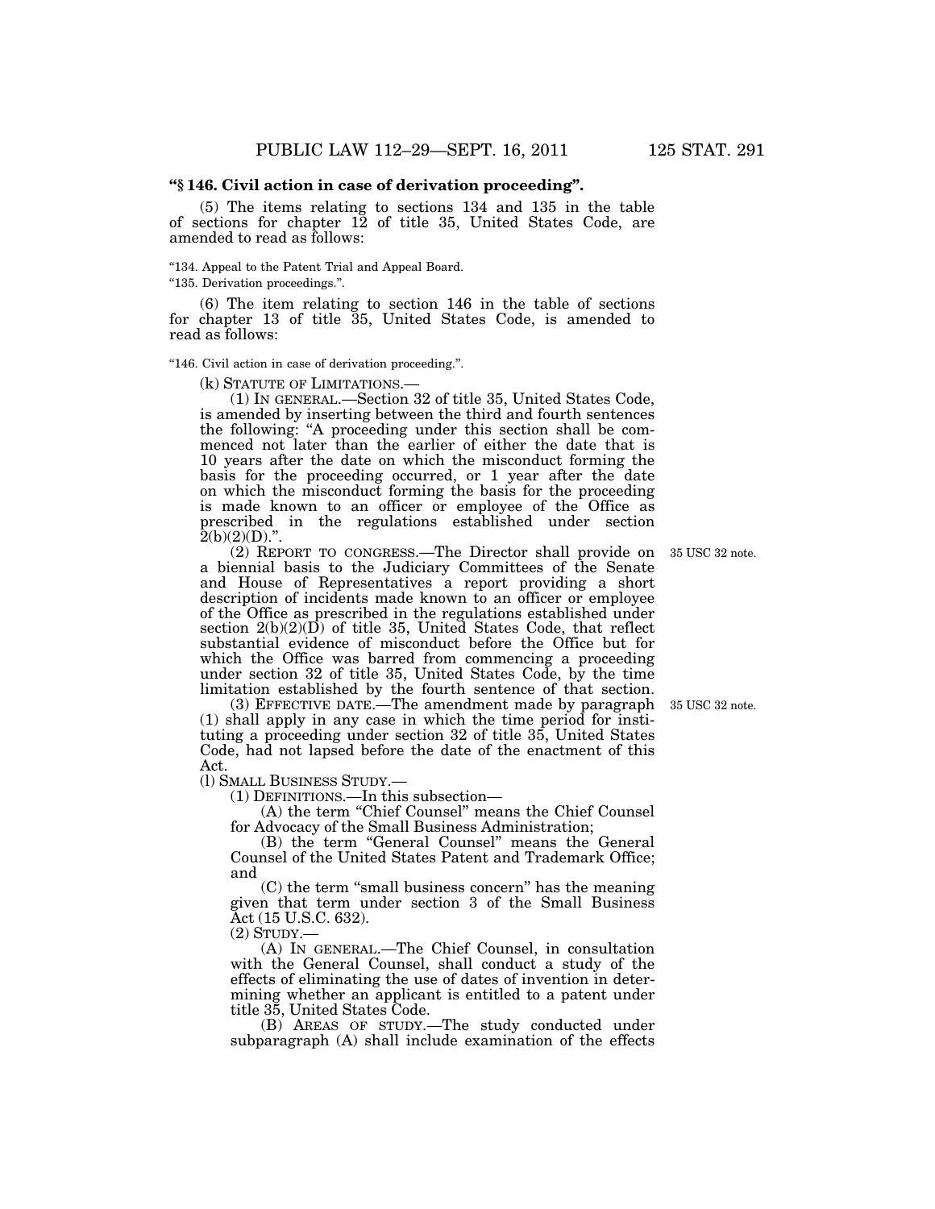**"§ 146. Civil action in case of derivation proceeding".**

(5) The items relating to sections 134 and 135 in the table of sections for chapter 12 of title 35, United States Code, are amended to read as follows:

"134. Appeal to the Patent Trial and Appeal Board.
"135. Derivation proceedings.".

(6) The item relating to section 146 in the table of sections for chapter 13 of title 35, United States Code, is amended to read as follows:

"146. Civil action in case of derivation proceeding.".

(k) STATUTE OF LIMITATIONS.—

(1) IN GENERAL.—Section 32 of title 35, United States Code, is amended by inserting between the third and fourth sentences the following: "A proceeding under this section shall be commenced not later than the earlier of either the date that is 10 years after the date on which the misconduct forming the basis for the proceeding occurred, or 1 year after the date on which the misconduct forming the basis for the proceeding is made known to an officer or employee of the Office as prescribed in the regulations established under section 2(b)(2)(D).".

(2) REPORT TO CONGRESS.—The Director shall provide on a biennial basis to the Judiciary Committees of the Senate and House of Representatives a report providing a short description of incidents made known to an officer or employee of the Office as prescribed in the regulations established under section 2(b)(2)(D) of title 35, United States Code, that reflect substantial evidence of misconduct before the Office but for which the Office was barred from commencing a proceeding under section 32 of title 35, United States Code, by the time limitation established by the fourth sentence of that section.

35 USC 32 note.

(3) EFFECTIVE DATE.—The amendment made by paragraph (1) shall apply in any case in which the time period for instituting a proceeding under section 32 of title 35, United States Code, had not lapsed before the date of the enactment of this Act.

35 USC 32 note.

(l) SMALL BUSINESS STUDY.—

(1) DEFINITIONS.—In this subsection—

(A) the term "Chief Counsel" means the Chief Counsel for Advocacy of the Small Business Administration;

(B) the term "General Counsel" means the General Counsel of the United States Patent and Trademark Office; and

(C) the term "small business concern" has the meaning given that term under section 3 of the Small Business Act (15 U.S.C. 632).

(2) STUDY.—

(A) IN GENERAL.—The Chief Counsel, in consultation with the General Counsel, shall conduct a study of the effects of eliminating the use of dates of invention in determining whether an applicant is entitled to a patent under title 35, United States Code.

(B) AREAS OF STUDY.—The study conducted under subparagraph (A) shall include examination of the effects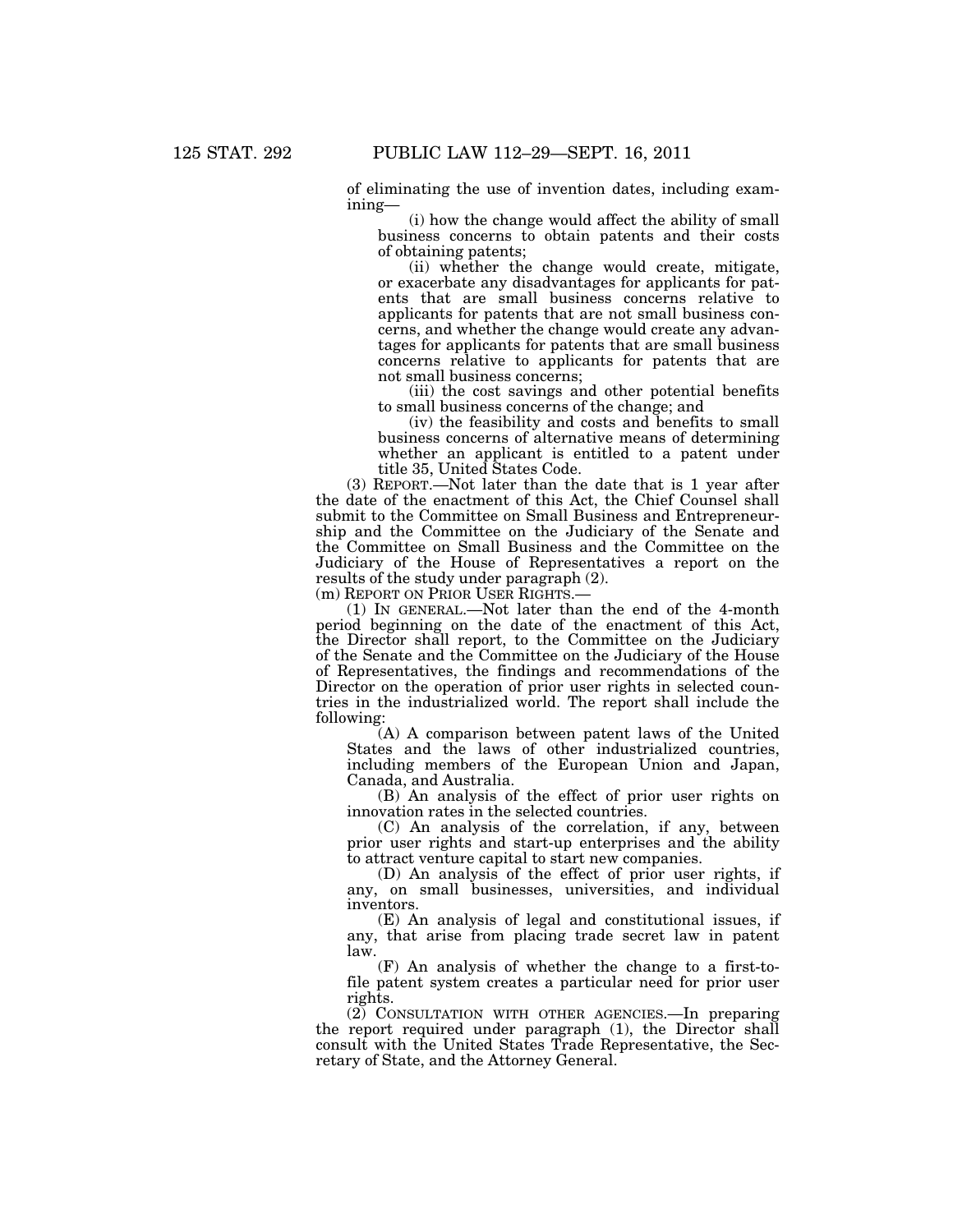of eliminating the use of invention dates, including examining—

(i) how the change would affect the ability of small business concerns to obtain patents and their costs of obtaining patents;

(ii) whether the change would create, mitigate, or exacerbate any disadvantages for applicants for patents that are small business concerns relative to applicants for patents that are not small business concerns, and whether the change would create any advantages for applicants for patents that are small business concerns relative to applicants for patents that are not small business concerns;

(iii) the cost savings and other potential benefits to small business concerns of the change; and

(iv) the feasibility and costs and benefits to small business concerns of alternative means of determining whether an applicant is entitled to a patent under title 35, United States Code.

(3) REPORT.—Not later than the date that is 1 year after the date of the enactment of this Act, the Chief Counsel shall submit to the Committee on Small Business and Entrepreneurship and the Committee on the Judiciary of the Senate and the Committee on Small Business and the Committee on the Judiciary of the House of Representatives a report on the results of the study under paragraph (2).

(m) REPORT ON PRIOR USER RIGHTS.—

(1) IN GENERAL.—Not later than the end of the 4-month period beginning on the date of the enactment of this Act, the Director shall report, to the Committee on the Judiciary of the Senate and the Committee on the Judiciary of the House of Representatives, the findings and recommendations of the Director on the operation of prior user rights in selected countries in the industrialized world. The report shall include the following:

(A) A comparison between patent laws of the United States and the laws of other industrialized countries, including members of the European Union and Japan, Canada, and Australia.

(B) An analysis of the effect of prior user rights on innovation rates in the selected countries.

(C) An analysis of the correlation, if any, between prior user rights and start-up enterprises and the ability to attract venture capital to start new companies.

(D) An analysis of the effect of prior user rights, if any, on small businesses, universities, and individual inventors.

(E) An analysis of legal and constitutional issues, if any, that arise from placing trade secret law in patent law.

(F) An analysis of whether the change to a first-to-file patent system creates a particular need for prior user rights.

(2) CONSULTATION WITH OTHER AGENCIES.—In preparing the report required under paragraph (1), the Director shall consult with the United States Trade Representative, the Secretary of State, and the Attorney General.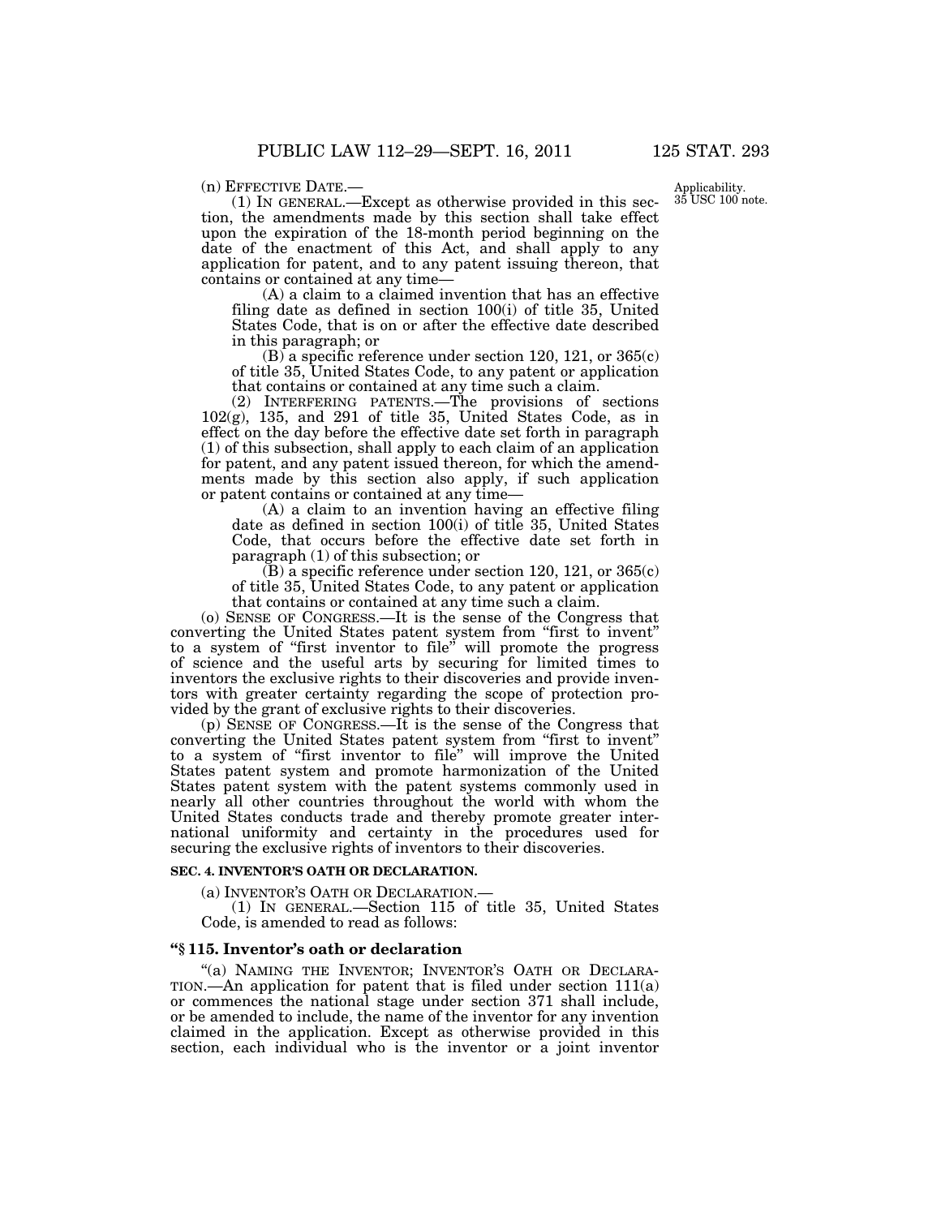(n) EFFECTIVE DATE.—

(1) IN GENERAL.—Except as otherwise provided in this section, the amendments made by this section shall take effect upon the expiration of the 18-month period beginning on the date of the enactment of this Act, and shall apply to any application for patent, and to any patent issuing thereon, that contains or contained at any time—

(A) a claim to a claimed invention that has an effective filing date as defined in section 100(i) of title 35, United States Code, that is on or after the effective date described in this paragraph; or

(B) a specific reference under section 120, 121, or 365(c) of title 35, United States Code, to any patent or application that contains or contained at any time such a claim.

(2) INTERFERING PATENTS.—The provisions of sections 102(g), 135, and 291 of title 35, United States Code, as in effect on the day before the effective date set forth in paragraph (1) of this subsection, shall apply to each claim of an application for patent, and any patent issued thereon, for which the amendments made by this section also apply, if such application or patent contains or contained at any time—

(A) a claim to an invention having an effective filing date as defined in section 100(i) of title 35, United States Code, that occurs before the effective date set forth in paragraph (1) of this subsection; or

(B) a specific reference under section 120, 121, or 365(c) of title 35, United States Code, to any patent or application that contains or contained at any time such a claim.

Applicability.
35 USC 100 note.

(o) SENSE OF CONGRESS.—It is the sense of the Congress that converting the United States patent system from "first to invent" to a system of "first inventor to file" will promote the progress of science and the useful arts by securing for limited times to inventors the exclusive rights to their discoveries and provide inventors with greater certainty regarding the scope of protection provided by the grant of exclusive rights to their discoveries.

(p) SENSE OF CONGRESS.—It is the sense of the Congress that converting the United States patent system from "first to invent" to a system of "first inventor to file" will improve the United States patent system and promote harmonization of the United States patent system with the patent systems commonly used in nearly all other countries throughout the world with whom the United States conducts trade and thereby promote greater international uniformity and certainty in the procedures used for securing the exclusive rights of inventors to their discoveries.

**SEC. 4. INVENTOR'S OATH OR DECLARATION.**

(a) INVENTOR'S OATH OR DECLARATION.—

(1) IN GENERAL.—Section 115 of title 35, United States Code, is amended to read as follows:

**"§ 115. Inventor's oath or declaration**

"(a) NAMING THE INVENTOR; INVENTOR'S OATH OR DECLARATION.—An application for patent that is filed under section 111(a) or commences the national stage under section 371 shall include, or be amended to include, the name of the inventor for any invention claimed in the application. Except as otherwise provided in this section, each individual who is the inventor or a joint inventor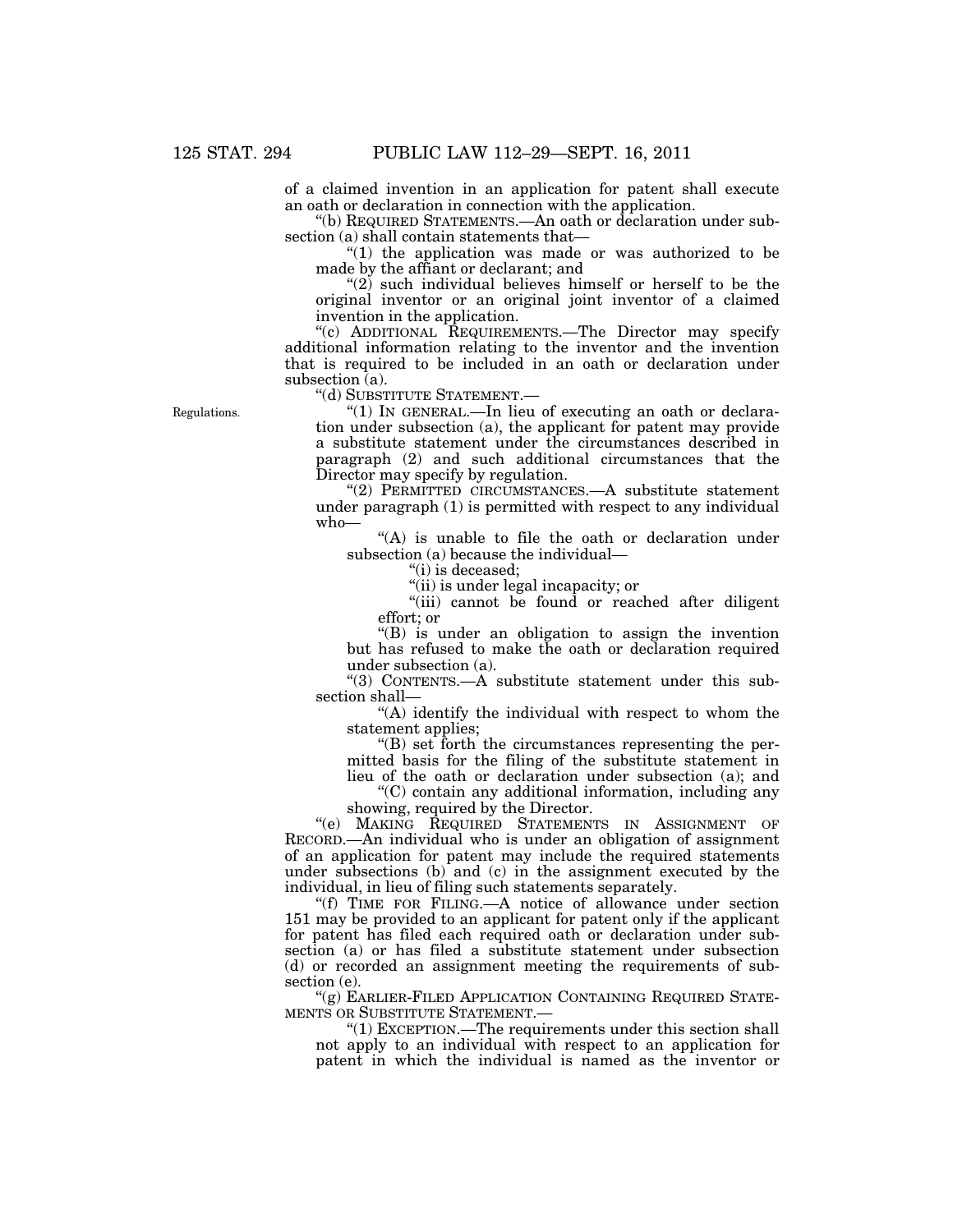of a claimed invention in an application for patent shall execute an oath or declaration in connection with the application.

"(b) REQUIRED STATEMENTS.—An oath or declaration under subsection (a) shall contain statements that—

"(1) the application was made or was authorized to be made by the affiant or declarant; and

"(2) such individual believes himself or herself to be the original inventor or an original joint inventor of a claimed invention in the application.

"(c) ADDITIONAL REQUIREMENTS.—The Director may specify additional information relating to the inventor and the invention that is required to be included in an oath or declaration under subsection (a).

"(d) SUBSTITUTE STATEMENT.—

Regulations.

"(1) IN GENERAL.—In lieu of executing an oath or declaration under subsection (a), the applicant for patent may provide a substitute statement under the circumstances described in paragraph (2) and such additional circumstances that the Director may specify by regulation.

"(2) PERMITTED CIRCUMSTANCES.—A substitute statement under paragraph (1) is permitted with respect to any individual who—

"(A) is unable to file the oath or declaration under subsection (a) because the individual—

"(i) is deceased;

"(ii) is under legal incapacity; or

"(iii) cannot be found or reached after diligent effort; or

"(B) is under an obligation to assign the invention but has refused to make the oath or declaration required under subsection (a).

"(3) CONTENTS.—A substitute statement under this subsection shall—

"(A) identify the individual with respect to whom the statement applies;

"(B) set forth the circumstances representing the permitted basis for the filing of the substitute statement in lieu of the oath or declaration under subsection (a); and

"(C) contain any additional information, including any showing, required by the Director.

"(e) MAKING REQUIRED STATEMENTS IN ASSIGNMENT OF RECORD.—An individual who is under an obligation of assignment of an application for patent may include the required statements under subsections (b) and (c) in the assignment executed by the individual, in lieu of filing such statements separately.

"(f) TIME FOR FILING.—A notice of allowance under section 151 may be provided to an applicant for patent only if the applicant for patent has filed each required oath or declaration under subsection (a) or has filed a substitute statement under subsection (d) or recorded an assignment meeting the requirements of subsection (e).

"(g) EARLIER-FILED APPLICATION CONTAINING REQUIRED STATEMENTS OR SUBSTITUTE STATEMENT.—

"(1) EXCEPTION.—The requirements under this section shall not apply to an individual with respect to an application for patent in which the individual is named as the inventor or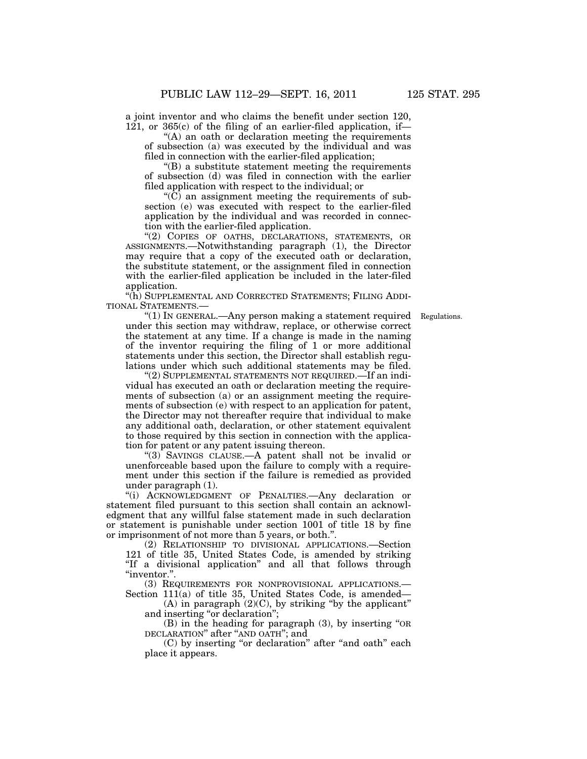a joint inventor and who claims the benefit under section 120, 121, or 365(c) of the filing of an earlier-filed application, if—

“(A) an oath or declaration meeting the requirements of subsection (a) was executed by the individual and was filed in connection with the earlier-filed application;

“(B) a substitute statement meeting the requirements of subsection (d) was filed in connection with the earlier filed application with respect to the individual; or

“(C) an assignment meeting the requirements of subsection (e) was executed with respect to the earlier-filed application by the individual and was recorded in connection with the earlier-filed application.

“(2) COPIES OF OATHS, DECLARATIONS, STATEMENTS, OR ASSIGNMENTS.—Notwithstanding paragraph (1), the Director may require that a copy of the executed oath or declaration, the substitute statement, or the assignment filed in connection with the earlier-filed application be included in the later-filed application.

“(h) SUPPLEMENTAL AND CORRECTED STATEMENTS; FILING ADDITIONAL STATEMENTS.—

“(1) IN GENERAL.—Any person making a statement required under this section may withdraw, replace, or otherwise correct the statement at any time. If a change is made in the naming of the inventor requiring the filing of 1 or more additional statements under this section, the Director shall establish regulations under which such additional statements may be filed.

Regulations.

“(2) SUPPLEMENTAL STATEMENTS NOT REQUIRED.—If an individual has executed an oath or declaration meeting the requirements of subsection (a) or an assignment meeting the requirements of subsection (e) with respect to an application for patent, the Director may not thereafter require that individual to make any additional oath, declaration, or other statement equivalent to those required by this section in connection with the application for patent or any patent issuing thereon.

“(3) SAVINGS CLAUSE.—A patent shall not be invalid or unenforceable based upon the failure to comply with a requirement under this section if the failure is remedied as provided under paragraph (1).

“(i) ACKNOWLEDGMENT OF PENALTIES.—Any declaration or statement filed pursuant to this section shall contain an acknowledgment that any willful false statement made in such declaration or statement is punishable under section 1001 of title 18 by fine or imprisonment of not more than 5 years, or both.”.

(2) RELATIONSHIP TO DIVISIONAL APPLICATIONS.—Section 121 of title 35, United States Code, is amended by striking “If a divisional application” and all that follows through “inventor.”.

(3) REQUIREMENTS FOR NONPROVISIONAL APPLICATIONS.—Section 111(a) of title 35, United States Code, is amended—

(A) in paragraph (2)(C), by striking “by the applicant” and inserting “or declaration”;

(B) in the heading for paragraph (3), by inserting “OR DECLARATION” after “AND OATH”; and

(C) by inserting “or declaration” after “and oath” each place it appears.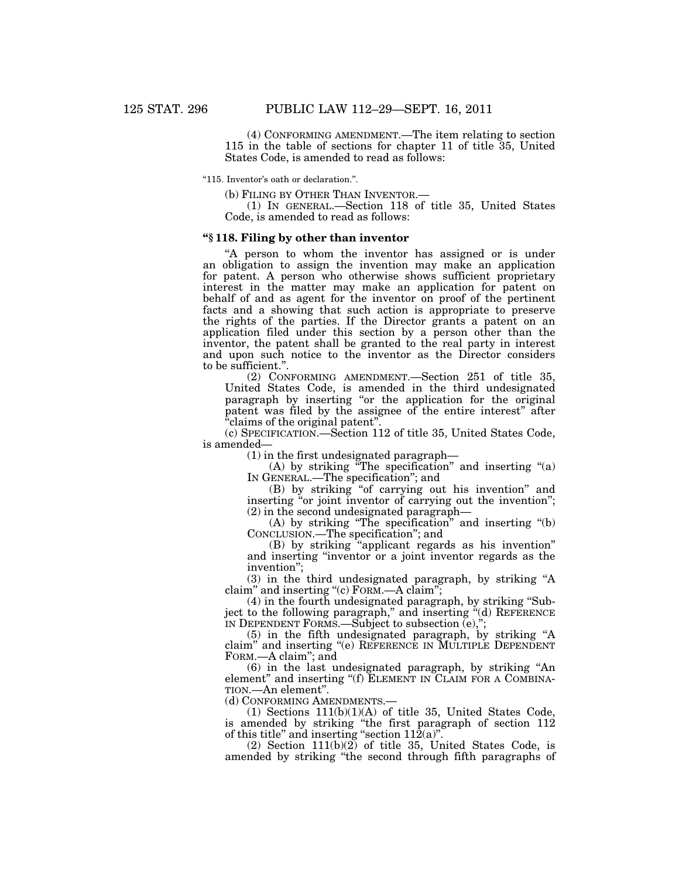(4) CONFORMING AMENDMENT.—The item relating to section 115 in the table of sections for chapter 11 of title 35, United States Code, is amended to read as follows:

"115. Inventor's oath or declaration.".

(b) FILING BY OTHER THAN INVENTOR.—

(1) IN GENERAL.—Section 118 of title 35, United States Code, is amended to read as follows:

**"§ 118. Filing by other than inventor**

"A person to whom the inventor has assigned or is under an obligation to assign the invention may make an application for patent. A person who otherwise shows sufficient proprietary interest in the matter may make an application for patent on behalf of and as agent for the inventor on proof of the pertinent facts and a showing that such action is appropriate to preserve the rights of the parties. If the Director grants a patent on an application filed under this section by a person other than the inventor, the patent shall be granted to the real party in interest and upon such notice to the inventor as the Director considers to be sufficient.".

(2) CONFORMING AMENDMENT.—Section 251 of title 35, United States Code, is amended in the third undesignated paragraph by inserting "or the application for the original patent was filed by the assignee of the entire interest" after "claims of the original patent".

(c) SPECIFICATION.—Section 112 of title 35, United States Code, is amended—

(1) in the first undesignated paragraph—

(A) by striking "The specification" and inserting "(a) IN GENERAL.—The specification"; and

(B) by striking "of carrying out his invention" and inserting "or joint inventor of carrying out the invention";

(2) in the second undesignated paragraph—

(A) by striking "The specification" and inserting "(b) CONCLUSION.—The specification"; and

(B) by striking "applicant regards as his invention" and inserting "inventor or a joint inventor regards as the invention";

(3) in the third undesignated paragraph, by striking "A claim" and inserting "(c) FORM.—A claim";

(4) in the fourth undesignated paragraph, by striking "Subject to the following paragraph," and inserting "(d) REFERENCE IN DEPENDENT FORMS.—Subject to subsection (e),";

(5) in the fifth undesignated paragraph, by striking "A claim" and inserting "(e) REFERENCE IN MULTIPLE DEPENDENT FORM.—A claim"; and

(6) in the last undesignated paragraph, by striking "An element" and inserting "(f) ELEMENT IN CLAIM FOR A COMBINATION.—An element".

(d) CONFORMING AMENDMENTS.—

(1) Sections 111(b)(1)(A) of title 35, United States Code, is amended by striking "the first paragraph of section 112 of this title" and inserting "section 112(a)".

(2) Section 111(b)(2) of title 35, United States Code, is amended by striking "the second through fifth paragraphs of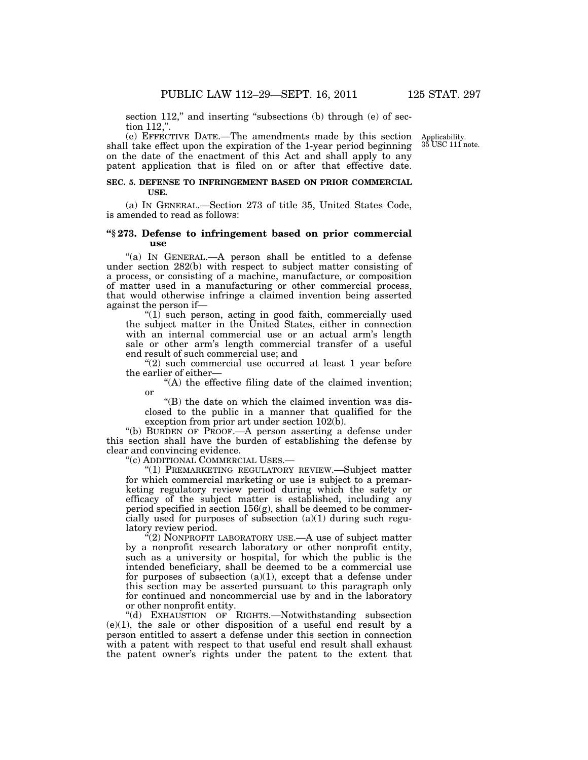section 112," and inserting "subsections (b) through (e) of section 112,".

(e) EFFECTIVE DATE.—The amendments made by this section shall take effect upon the expiration of the 1-year period beginning on the date of the enactment of this Act and shall apply to any patent application that is filed on or after that effective date.

Applicability. 35 USC 111 note.

**SEC. 5. DEFENSE TO INFRINGEMENT BASED ON PRIOR COMMERCIAL USE.**

(a) IN GENERAL.—Section 273 of title 35, United States Code, is amended to read as follows:

**"§ 273. Defense to infringement based on prior commercial use**

"(a) IN GENERAL.—A person shall be entitled to a defense under section 282(b) with respect to subject matter consisting of a process, or consisting of a machine, manufacture, or composition of matter used in a manufacturing or other commercial process, that would otherwise infringe a claimed invention being asserted against the person if—

"(1) such person, acting in good faith, commercially used the subject matter in the United States, either in connection with an internal commercial use or an actual arm's length sale or other arm's length commercial transfer of a useful end result of such commercial use; and

"(2) such commercial use occurred at least 1 year before the earlier of either—

"(A) the effective filing date of the claimed invention; or

"(B) the date on which the claimed invention was disclosed to the public in a manner that qualified for the exception from prior art under section 102(b).

"(b) BURDEN OF PROOF.—A person asserting a defense under this section shall have the burden of establishing the defense by clear and convincing evidence.

"(c) ADDITIONAL COMMERCIAL USES.—

"(1) PREMARKETING REGULATORY REVIEW.—Subject matter for which commercial marketing or use is subject to a premarketing regulatory review period during which the safety or efficacy of the subject matter is established, including any period specified in section 156(g), shall be deemed to be commercially used for purposes of subsection (a)(1) during such regulatory review period.

"(2) NONPROFIT LABORATORY USE.—A use of subject matter by a nonprofit research laboratory or other nonprofit entity, such as a university or hospital, for which the public is the intended beneficiary, shall be deemed to be a commercial use for purposes of subsection (a)(1), except that a defense under this section may be asserted pursuant to this paragraph only for continued and noncommercial use by and in the laboratory or other nonprofit entity.

"(d) EXHAUSTION OF RIGHTS.—Notwithstanding subsection (e)(1), the sale or other disposition of a useful end result by a person entitled to assert a defense under this section in connection with a patent with respect to that useful end result shall exhaust the patent owner's rights under the patent to the extent that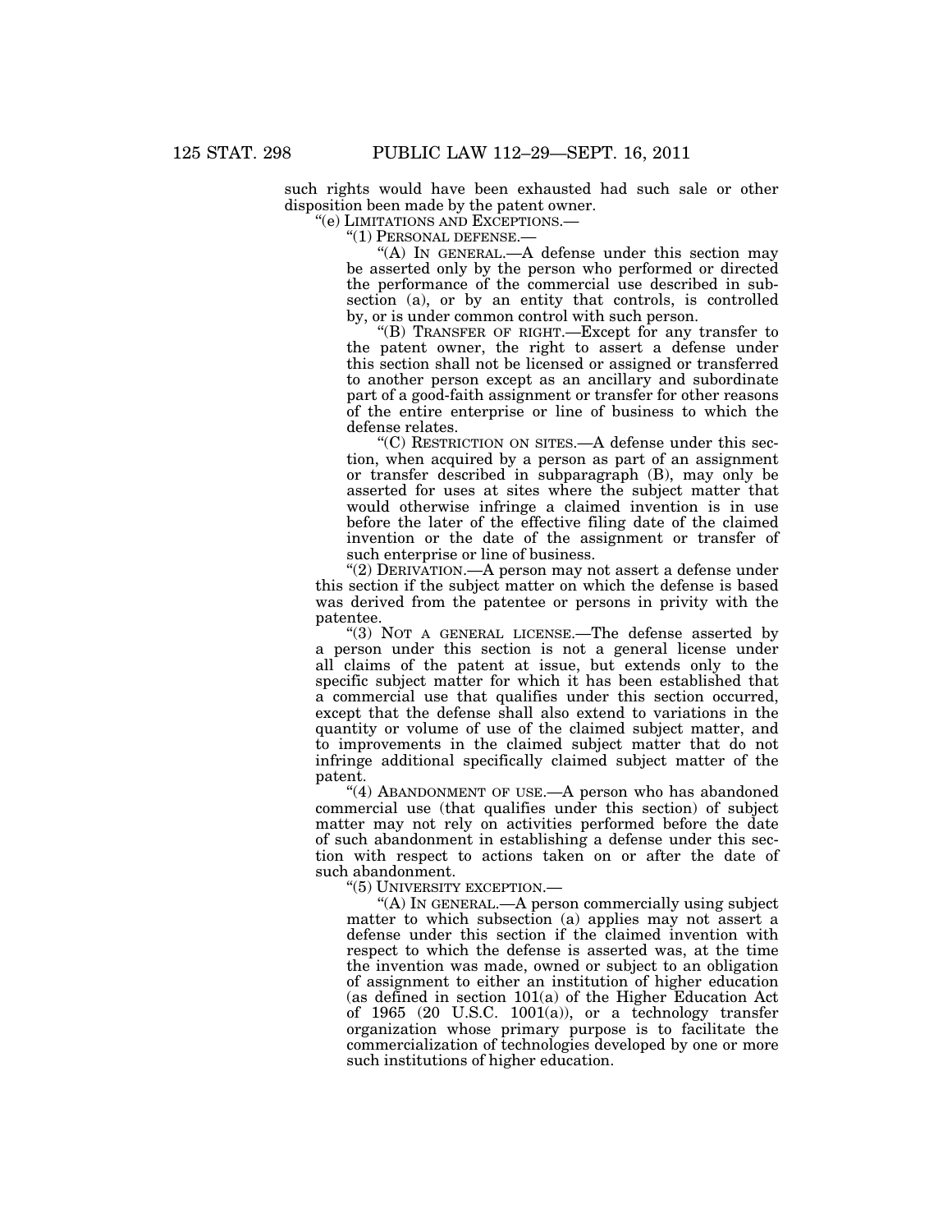such rights would have been exhausted had such sale or other disposition been made by the patent owner.

"(e) LIMITATIONS AND EXCEPTIONS.—

"(1) PERSONAL DEFENSE.—

"(A) IN GENERAL.—A defense under this section may be asserted only by the person who performed or directed the performance of the commercial use described in subsection (a), or by an entity that controls, is controlled by, or is under common control with such person.

"(B) TRANSFER OF RIGHT.—Except for any transfer to the patent owner, the right to assert a defense under this section shall not be licensed or assigned or transferred to another person except as an ancillary and subordinate part of a good-faith assignment or transfer for other reasons of the entire enterprise or line of business to which the defense relates.

"(C) RESTRICTION ON SITES.—A defense under this section, when acquired by a person as part of an assignment or transfer described in subparagraph (B), may only be asserted for uses at sites where the subject matter that would otherwise infringe a claimed invention is in use before the later of the effective filing date of the claimed invention or the date of the assignment or transfer of such enterprise or line of business.

"(2) DERIVATION.—A person may not assert a defense under this section if the subject matter on which the defense is based was derived from the patentee or persons in privity with the patentee.

"(3) NOT A GENERAL LICENSE.—The defense asserted by a person under this section is not a general license under all claims of the patent at issue, but extends only to the specific subject matter for which it has been established that a commercial use that qualifies under this section occurred, except that the defense shall also extend to variations in the quantity or volume of use of the claimed subject matter, and to improvements in the claimed subject matter that do not infringe additional specifically claimed subject matter of the patent.

"(4) ABANDONMENT OF USE.—A person who has abandoned commercial use (that qualifies under this section) of subject matter may not rely on activities performed before the date of such abandonment in establishing a defense under this section with respect to actions taken on or after the date of such abandonment.

"(5) UNIVERSITY EXCEPTION.—

"(A) IN GENERAL.—A person commercially using subject matter to which subsection (a) applies may not assert a defense under this section if the claimed invention with respect to which the defense is asserted was, at the time the invention was made, owned or subject to an obligation of assignment to either an institution of higher education (as defined in section 101(a) of the Higher Education Act of 1965 (20 U.S.C. 1001(a)), or a technology transfer organization whose primary purpose is to facilitate the commercialization of technologies developed by one or more such institutions of higher education.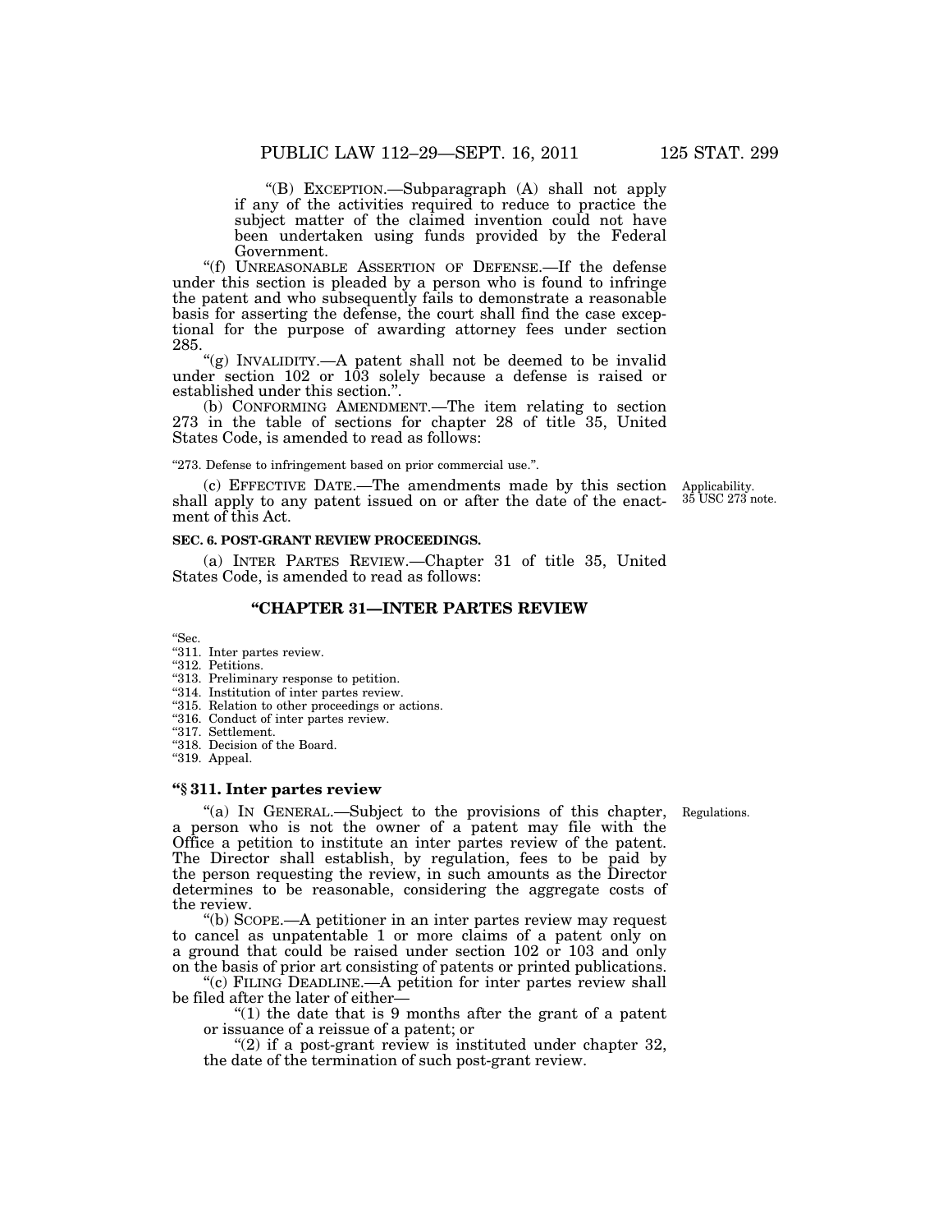"(B) EXCEPTION.—Subparagraph (A) shall not apply if any of the activities required to reduce to practice the subject matter of the claimed invention could not have been undertaken using funds provided by the Federal Government.

"(f) UNREASONABLE ASSERTION OF DEFENSE.—If the defense under this section is pleaded by a person who is found to infringe the patent and who subsequently fails to demonstrate a reasonable basis for asserting the defense, the court shall find the case exceptional for the purpose of awarding attorney fees under section 285.

"(g) INVALIDITY.—A patent shall not be deemed to be invalid under section 102 or 103 solely because a defense is raised or established under this section.".

(b) CONFORMING AMENDMENT.—The item relating to section 273 in the table of sections for chapter 28 of title 35, United States Code, is amended to read as follows:

"273. Defense to infringement based on prior commercial use.".

(c) EFFECTIVE DATE.—The amendments made by this section shall apply to any patent issued on or after the date of the enactment of this Act.

Applicability. 35 USC 273 note.

**SEC. 6. POST-GRANT REVIEW PROCEEDINGS.**

(a) INTER PARTES REVIEW.—Chapter 31 of title 35, United States Code, is amended to read as follows:

## "CHAPTER 31—INTER PARTES REVIEW

"Sec.
"311. Inter partes review.
"312. Petitions.
"313. Preliminary response to petition.
"314. Institution of inter partes review.
"315. Relation to other proceedings or actions.
"316. Conduct of inter partes review.
"317. Settlement.
"318. Decision of the Board.
"319. Appeal.

### "§ 311. Inter partes review

Regulations.

"(a) IN GENERAL.—Subject to the provisions of this chapter, a person who is not the owner of a patent may file with the Office a petition to institute an inter partes review of the patent. The Director shall establish, by regulation, fees to be paid by the person requesting the review, in such amounts as the Director determines to be reasonable, considering the aggregate costs of the review.

"(b) SCOPE.—A petitioner in an inter partes review may request to cancel as unpatentable 1 or more claims of a patent only on a ground that could be raised under section 102 or 103 and only on the basis of prior art consisting of patents or printed publications.

"(c) FILING DEADLINE.—A petition for inter partes review shall be filed after the later of either—

"(1) the date that is 9 months after the grant of a patent or issuance of a reissue of a patent; or

"(2) if a post-grant review is instituted under chapter 32, the date of the termination of such post-grant review.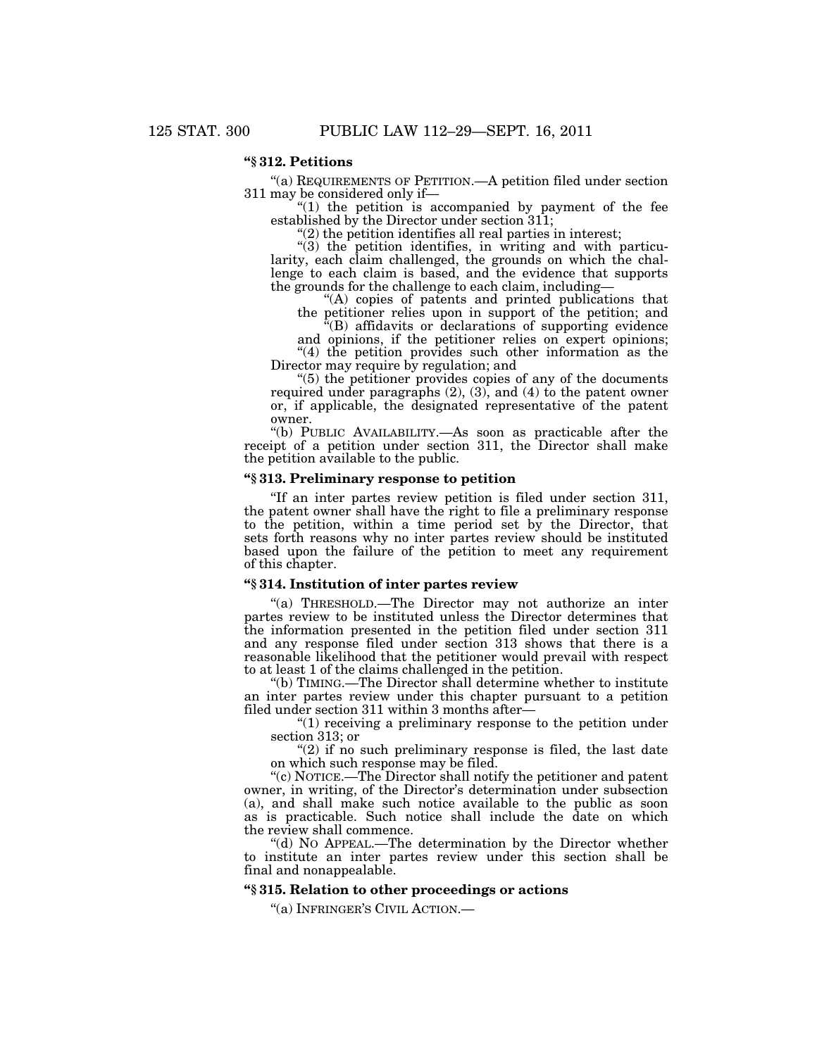**"§ 312. Petitions**

"(a) REQUIREMENTS OF PETITION.—A petition filed under section 311 may be considered only if—

"(1) the petition is accompanied by payment of the fee established by the Director under section 311;

"(2) the petition identifies all real parties in interest;

"(3) the petition identifies, in writing and with particularity, each claim challenged, the grounds on which the challenge to each claim is based, and the evidence that supports the grounds for the challenge to each claim, including—

"(A) copies of patents and printed publications that the petitioner relies upon in support of the petition; and

"(B) affidavits or declarations of supporting evidence and opinions, if the petitioner relies on expert opinions;

"(4) the petition provides such other information as the Director may require by regulation; and

"(5) the petitioner provides copies of any of the documents required under paragraphs (2), (3), and (4) to the patent owner or, if applicable, the designated representative of the patent owner.

"(b) PUBLIC AVAILABILITY.—As soon as practicable after the receipt of a petition under section 311, the Director shall make the petition available to the public.

**"§ 313. Preliminary response to petition**

"If an inter partes review petition is filed under section 311, the patent owner shall have the right to file a preliminary response to the petition, within a time period set by the Director, that sets forth reasons why no inter partes review should be instituted based upon the failure of the petition to meet any requirement of this chapter.

**"§ 314. Institution of inter partes review**

"(a) THRESHOLD.—The Director may not authorize an inter partes review to be instituted unless the Director determines that the information presented in the petition filed under section 311 and any response filed under section 313 shows that there is a reasonable likelihood that the petitioner would prevail with respect to at least 1 of the claims challenged in the petition.

"(b) TIMING.—The Director shall determine whether to institute an inter partes review under this chapter pursuant to a petition filed under section 311 within 3 months after—

"(1) receiving a preliminary response to the petition under section 313; or

"(2) if no such preliminary response is filed, the last date on which such response may be filed.

"(c) NOTICE.—The Director shall notify the petitioner and patent owner, in writing, of the Director's determination under subsection (a), and shall make such notice available to the public as soon as is practicable. Such notice shall include the date on which the review shall commence.

"(d) NO APPEAL.—The determination by the Director whether to institute an inter partes review under this section shall be final and nonappealable.

**"§ 315. Relation to other proceedings or actions**

"(a) INFRINGER'S CIVIL ACTION.—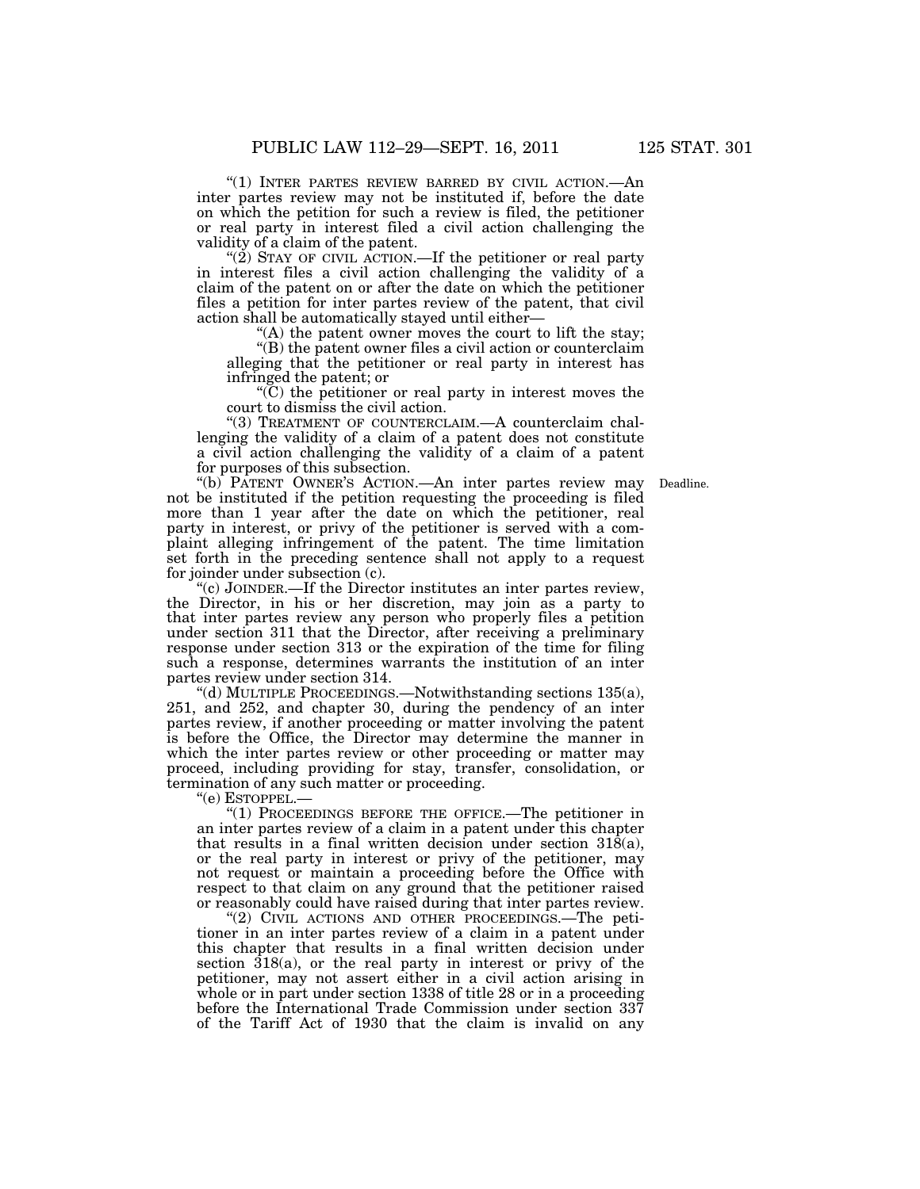"(1) INTER PARTES REVIEW BARRED BY CIVIL ACTION.—An inter partes review may not be instituted if, before the date on which the petition for such a review is filed, the petitioner or real party in interest filed a civil action challenging the validity of a claim of the patent.

"(2) STAY OF CIVIL ACTION.—If the petitioner or real party in interest files a civil action challenging the validity of a claim of the patent on or after the date on which the petitioner files a petition for inter partes review of the patent, that civil action shall be automatically stayed until either—

"(A) the patent owner moves the court to lift the stay;

"(B) the patent owner files a civil action or counterclaim alleging that the petitioner or real party in interest has infringed the patent; or

"(C) the petitioner or real party in interest moves the court to dismiss the civil action.

"(3) TREATMENT OF COUNTERCLAIM.—A counterclaim challenging the validity of a claim of a patent does not constitute a civil action challenging the validity of a claim of a patent for purposes of this subsection.

"(b) PATENT OWNER'S ACTION.—An inter partes review may not be instituted if the petition requesting the proceeding is filed more than 1 year after the date on which the petitioner, real party in interest, or privy of the petitioner is served with a complaint alleging infringement of the patent. The time limitation set forth in the preceding sentence shall not apply to a request for joinder under subsection (c).

Deadline.

"(c) JOINDER.—If the Director institutes an inter partes review, the Director, in his or her discretion, may join as a party to that inter partes review any person who properly files a petition under section 311 that the Director, after receiving a preliminary response under section 313 or the expiration of the time for filing such a response, determines warrants the institution of an inter partes review under section 314.

"(d) MULTIPLE PROCEEDINGS.—Notwithstanding sections 135(a), 251, and 252, and chapter 30, during the pendency of an inter partes review, if another proceeding or matter involving the patent is before the Office, the Director may determine the manner in which the inter partes review or other proceeding or matter may proceed, including providing for stay, transfer, consolidation, or termination of any such matter or proceeding.

"(e) ESTOPPEL.—

"(1) PROCEEDINGS BEFORE THE OFFICE.—The petitioner in an inter partes review of a claim in a patent under this chapter that results in a final written decision under section 318(a), or the real party in interest or privy of the petitioner, may not request or maintain a proceeding before the Office with respect to that claim on any ground that the petitioner raised or reasonably could have raised during that inter partes review.

"(2) CIVIL ACTIONS AND OTHER PROCEEDINGS.—The petitioner in an inter partes review of a claim in a patent under this chapter that results in a final written decision under section 318(a), or the real party in interest or privy of the petitioner, may not assert either in a civil action arising in whole or in part under section 1338 of title 28 or in a proceeding before the International Trade Commission under section 337 of the Tariff Act of 1930 that the claim is invalid on any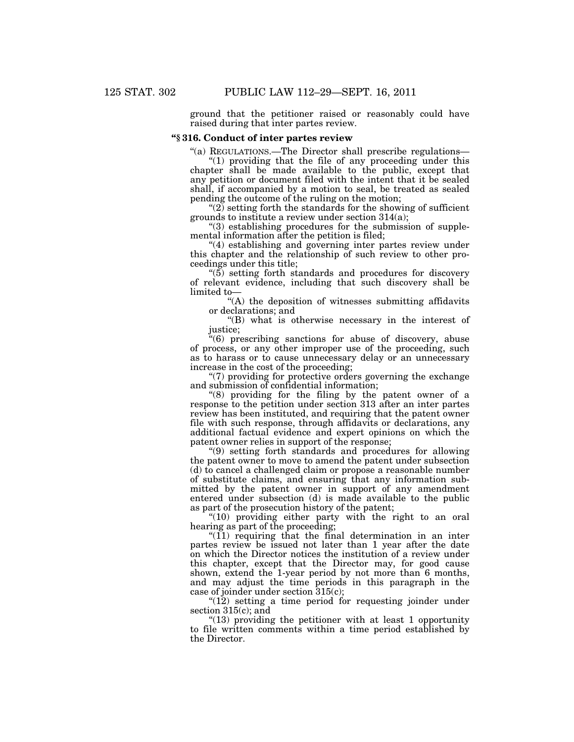ground that the petitioner raised or reasonably could have raised during that inter partes review.

### "§ 316. Conduct of inter partes review

"(a) REGULATIONS.—The Director shall prescribe regulations—

"(1) providing that the file of any proceeding under this chapter shall be made available to the public, except that any petition or document filed with the intent that it be sealed shall, if accompanied by a motion to seal, be treated as sealed pending the outcome of the ruling on the motion;

"(2) setting forth the standards for the showing of sufficient grounds to institute a review under section 314(a);

"(3) establishing procedures for the submission of supplemental information after the petition is filed;

"(4) establishing and governing inter partes review under this chapter and the relationship of such review to other proceedings under this title;

"(5) setting forth standards and procedures for discovery of relevant evidence, including that such discovery shall be limited to—

"(A) the deposition of witnesses submitting affidavits or declarations; and

"(B) what is otherwise necessary in the interest of justice;

"(6) prescribing sanctions for abuse of discovery, abuse of process, or any other improper use of the proceeding, such as to harass or to cause unnecessary delay or an unnecessary increase in the cost of the proceeding;

"(7) providing for protective orders governing the exchange and submission of confidential information;

"(8) providing for the filing by the patent owner of a response to the petition under section 313 after an inter partes review has been instituted, and requiring that the patent owner file with such response, through affidavits or declarations, any additional factual evidence and expert opinions on which the patent owner relies in support of the response;

"(9) setting forth standards and procedures for allowing the patent owner to move to amend the patent under subsection (d) to cancel a challenged claim or propose a reasonable number of substitute claims, and ensuring that any information submitted by the patent owner in support of any amendment entered under subsection (d) is made available to the public as part of the prosecution history of the patent;

"(10) providing either party with the right to an oral hearing as part of the proceeding;

"(11) requiring that the final determination in an inter partes review be issued not later than 1 year after the date on which the Director notices the institution of a review under this chapter, except that the Director may, for good cause shown, extend the 1-year period by not more than 6 months, and may adjust the time periods in this paragraph in the case of joinder under section 315(c);

"(12) setting a time period for requesting joinder under section 315(c); and

"(13) providing the petitioner with at least 1 opportunity to file written comments within a time period established by the Director.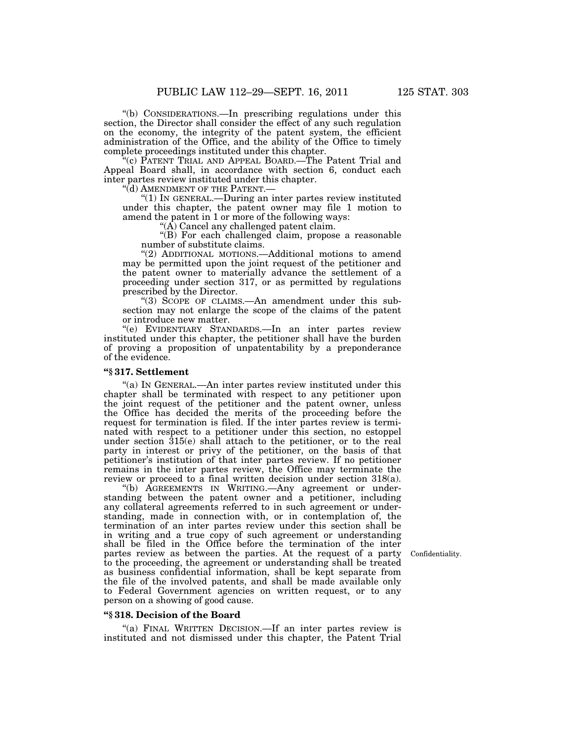"(b) CONSIDERATIONS.—In prescribing regulations under this section, the Director shall consider the effect of any such regulation on the economy, the integrity of the patent system, the efficient administration of the Office, and the ability of the Office to timely complete proceedings instituted under this chapter.

"(c) PATENT TRIAL AND APPEAL BOARD.—The Patent Trial and Appeal Board shall, in accordance with section 6, conduct each inter partes review instituted under this chapter.

"(d) AMENDMENT OF THE PATENT.—

"(1) IN GENERAL.—During an inter partes review instituted under this chapter, the patent owner may file 1 motion to amend the patent in 1 or more of the following ways:

"(A) Cancel any challenged patent claim.

"(B) For each challenged claim, propose a reasonable number of substitute claims.

"(2) ADDITIONAL MOTIONS.—Additional motions to amend may be permitted upon the joint request of the petitioner and the patent owner to materially advance the settlement of a proceeding under section 317, or as permitted by regulations prescribed by the Director.

"(3) SCOPE OF CLAIMS.—An amendment under this subsection may not enlarge the scope of the claims of the patent or introduce new matter.

"(e) EVIDENTIARY STANDARDS.—In an inter partes review instituted under this chapter, the petitioner shall have the burden of proving a proposition of unpatentability by a preponderance of the evidence.

**"§ 317. Settlement**

"(a) IN GENERAL.—An inter partes review instituted under this chapter shall be terminated with respect to any petitioner upon the joint request of the petitioner and the patent owner, unless the Office has decided the merits of the proceeding before the request for termination is filed. If the inter partes review is terminated with respect to a petitioner under this section, no estoppel under section 315(e) shall attach to the petitioner, or to the real party in interest or privy of the petitioner, on the basis of that petitioner's institution of that inter partes review. If no petitioner remains in the inter partes review, the Office may terminate the review or proceed to a final written decision under section 318(a).

"(b) AGREEMENTS IN WRITING.—Any agreement or understanding between the patent owner and a petitioner, including any collateral agreements referred to in such agreement or understanding, made in connection with, or in contemplation of, the termination of an inter partes review under this section shall be in writing and a true copy of such agreement or understanding shall be filed in the Office before the termination of the inter partes review as between the parties. At the request of a party to the proceeding, the agreement or understanding shall be treated as business confidential information, shall be kept separate from the file of the involved patents, and shall be made available only to Federal Government agencies on written request, or to any person on a showing of good cause.

Confidentiality.

**"§ 318. Decision of the Board**

"(a) FINAL WRITTEN DECISION.—If an inter partes review is instituted and not dismissed under this chapter, the Patent Trial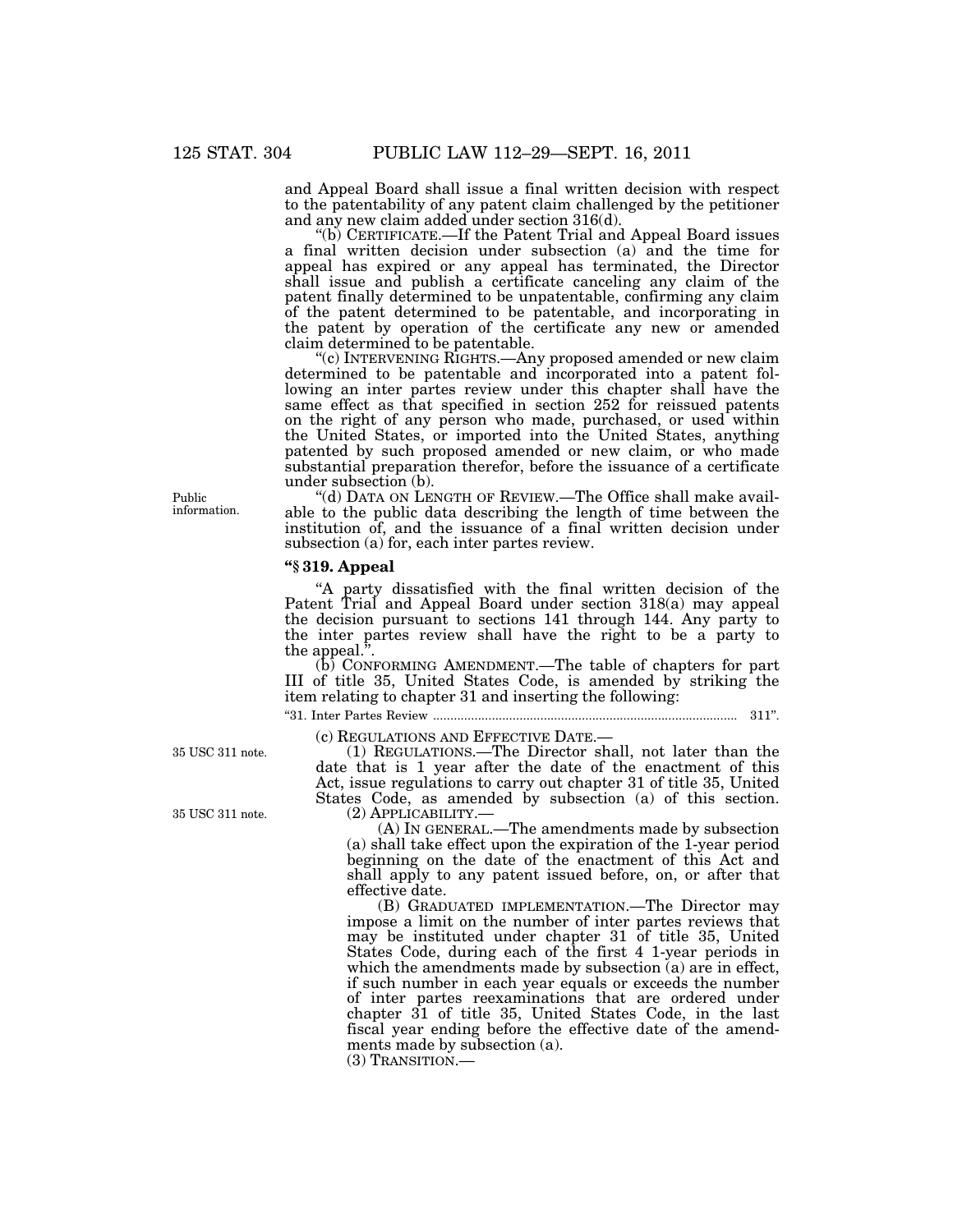and Appeal Board shall issue a final written decision with respect to the patentability of any patent claim challenged by the petitioner and any new claim added under section 316(d).

"(b) CERTIFICATE.—If the Patent Trial and Appeal Board issues a final written decision under subsection (a) and the time for appeal has expired or any appeal has terminated, the Director shall issue and publish a certificate canceling any claim of the patent finally determined to be unpatentable, confirming any claim of the patent determined to be patentable, and incorporating in the patent by operation of the certificate any new or amended claim determined to be patentable.

"(c) INTERVENING RIGHTS.—Any proposed amended or new claim determined to be patentable and incorporated into a patent following an inter partes review under this chapter shall have the same effect as that specified in section 252 for reissued patents on the right of any person who made, purchased, or used within the United States, or imported into the United States, anything patented by such proposed amended or new claim, or who made substantial preparation therefor, before the issuance of a certificate under subsection (b).

Public information.

"(d) DATA ON LENGTH OF REVIEW.—The Office shall make available to the public data describing the length of time between the institution of, and the issuance of a final written decision under subsection (a) for, each inter partes review.

**"§ 319. Appeal**

"A party dissatisfied with the final written decision of the Patent Trial and Appeal Board under section 318(a) may appeal the decision pursuant to sections 141 through 144. Any party to the inter partes review shall have the right to be a party to the appeal.".

(b) CONFORMING AMENDMENT.—The table of chapters for part III of title 35, United States Code, is amended by striking the item relating to chapter 31 and inserting the following:

"31. Inter Partes Review ........................................................................................ 311".

(c) REGULATIONS AND EFFECTIVE DATE.—

35 USC 311 note.

(1) REGULATIONS.—The Director shall, not later than the date that is 1 year after the date of the enactment of this Act, issue regulations to carry out chapter 31 of title 35, United States Code, as amended by subsection (a) of this section.

35 USC 311 note.

(2) APPLICABILITY.—

(A) IN GENERAL.—The amendments made by subsection (a) shall take effect upon the expiration of the 1-year period beginning on the date of the enactment of this Act and shall apply to any patent issued before, on, or after that effective date.

(B) GRADUATED IMPLEMENTATION.—The Director may impose a limit on the number of inter partes reviews that may be instituted under chapter 31 of title 35, United States Code, during each of the first 4 1-year periods in which the amendments made by subsection (a) are in effect, if such number in each year equals or exceeds the number of inter partes reexaminations that are ordered under chapter 31 of title 35, United States Code, in the last fiscal year ending before the effective date of the amendments made by subsection (a).

(3) TRANSITION.—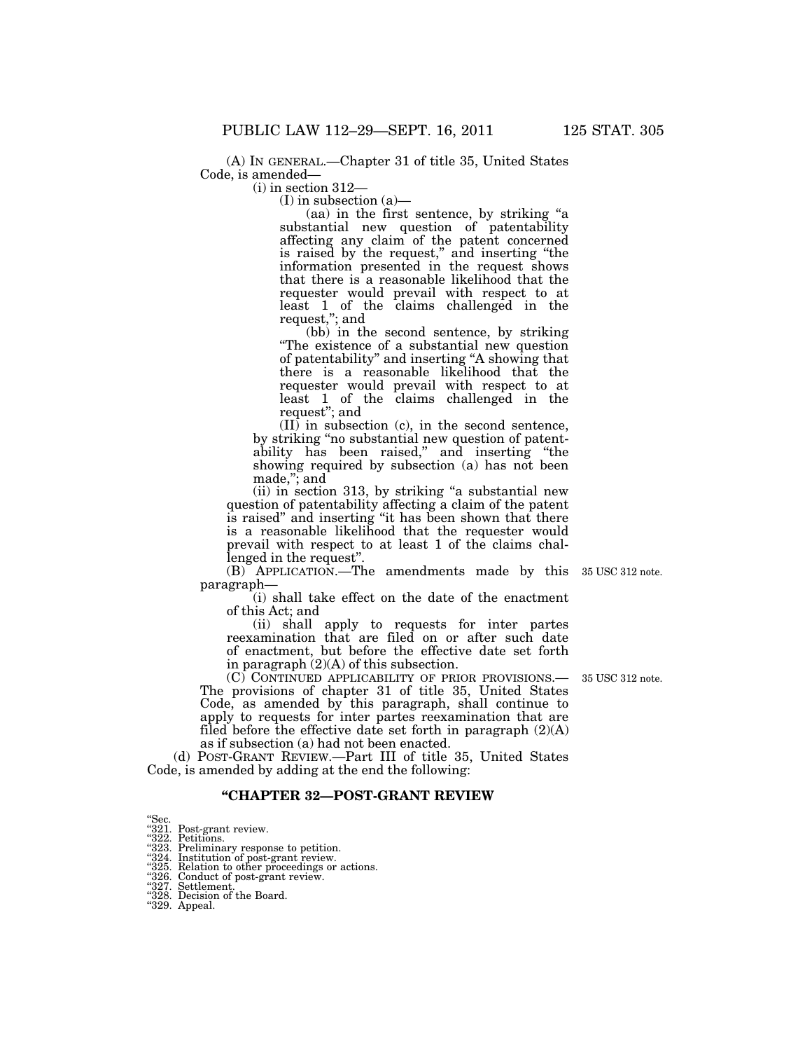(A) IN GENERAL.—Chapter 31 of title 35, United States Code, is amended—

(i) in section 312—

(I) in subsection (a)—

(aa) in the first sentence, by striking "a substantial new question of patentability affecting any claim of the patent concerned is raised by the request," and inserting "the information presented in the request shows that there is a reasonable likelihood that the requester would prevail with respect to at least 1 of the claims challenged in the request,"; and

(bb) in the second sentence, by striking "The existence of a substantial new question of patentability" and inserting "A showing that there is a reasonable likelihood that the requester would prevail with respect to at least 1 of the claims challenged in the request"; and

(II) in subsection (c), in the second sentence, by striking "no substantial new question of patentability has been raised," and inserting "the showing required by subsection (a) has not been made,"; and

(ii) in section 313, by striking "a substantial new question of patentability affecting a claim of the patent is raised" and inserting "it has been shown that there is a reasonable likelihood that the requester would prevail with respect to at least 1 of the claims challenged in the request".

(B) APPLICATION.—The amendments made by this paragraph—

35 USC 312 note.

(i) shall take effect on the date of the enactment of this Act; and

(ii) shall apply to requests for inter partes reexamination that are filed on or after such date of enactment, but before the effective date set forth in paragraph (2)(A) of this subsection.

(C) CONTINUED APPLICABILITY OF PRIOR PROVISIONS.—The provisions of chapter 31 of title 35, United States Code, as amended by this paragraph, shall continue to apply to requests for inter partes reexamination that are filed before the effective date set forth in paragraph (2)(A) as if subsection (a) had not been enacted.

35 USC 312 note.

(d) POST-GRANT REVIEW.—Part III of title 35, United States Code, is amended by adding at the end the following:

## "CHAPTER 32—POST-GRANT REVIEW

"Sec.
"321. Post-grant review.
"322. Petitions.
"323. Preliminary response to petition.
"324. Institution of post-grant review.
"325. Relation to other proceedings or actions.
"326. Conduct of post-grant review.
"327. Settlement.
"328. Decision of the Board.
"329. Appeal.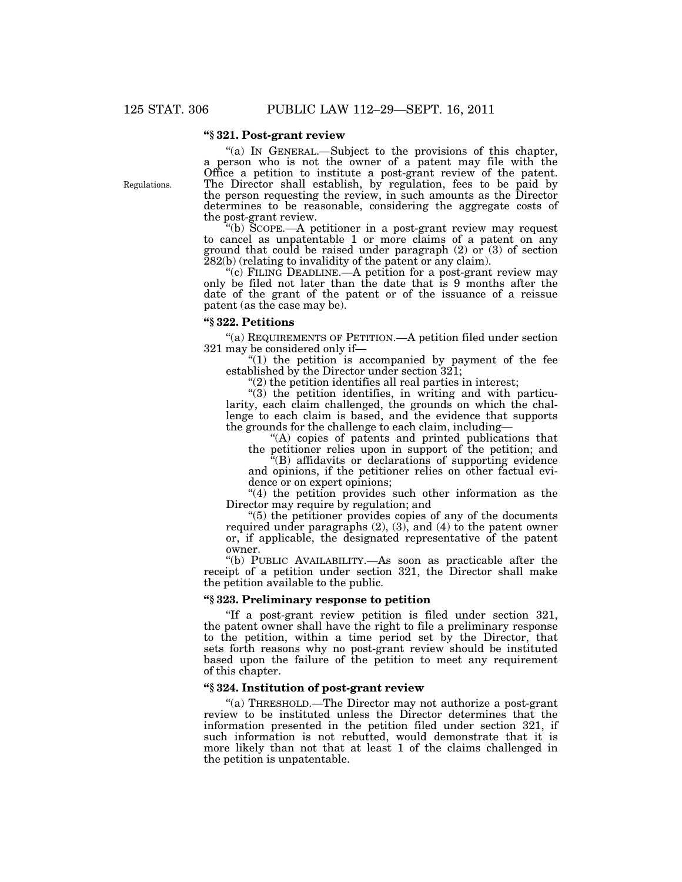### "§ 321. Post-grant review

"(a) IN GENERAL.—Subject to the provisions of this chapter, a person who is not the owner of a patent may file with the Office a petition to institute a post-grant review of the patent. The Director shall establish, by regulation, fees to be paid by the person requesting the review, in such amounts as the Director determines to be reasonable, considering the aggregate costs of the post-grant review.

Regulations.

"(b) SCOPE.—A petitioner in a post-grant review may request to cancel as unpatentable 1 or more claims of a patent on any ground that could be raised under paragraph (2) or (3) of section 282(b) (relating to invalidity of the patent or any claim).

"(c) FILING DEADLINE.—A petition for a post-grant review may only be filed not later than the date that is 9 months after the date of the grant of the patent or of the issuance of a reissue patent (as the case may be).

### "§ 322. Petitions

"(a) REQUIREMENTS OF PETITION.—A petition filed under section 321 may be considered only if—

"(1) the petition is accompanied by payment of the fee established by the Director under section 321;

"(2) the petition identifies all real parties in interest;

"(3) the petition identifies, in writing and with particularity, each claim challenged, the grounds on which the challenge to each claim is based, and the evidence that supports the grounds for the challenge to each claim, including—

"(A) copies of patents and printed publications that the petitioner relies upon in support of the petition; and

"(B) affidavits or declarations of supporting evidence and opinions, if the petitioner relies on other factual evidence or on expert opinions;

"(4) the petition provides such other information as the Director may require by regulation; and

"(5) the petitioner provides copies of any of the documents required under paragraphs (2), (3), and (4) to the patent owner or, if applicable, the designated representative of the patent owner.

"(b) PUBLIC AVAILABILITY.—As soon as practicable after the receipt of a petition under section 321, the Director shall make the petition available to the public.

### "§ 323. Preliminary response to petition

"If a post-grant review petition is filed under section 321, the patent owner shall have the right to file a preliminary response to the petition, within a time period set by the Director, that sets forth reasons why no post-grant review should be instituted based upon the failure of the petition to meet any requirement of this chapter.

### "§ 324. Institution of post-grant review

"(a) THRESHOLD.—The Director may not authorize a post-grant review to be instituted unless the Director determines that the information presented in the petition filed under section 321, if such information is not rebutted, would demonstrate that it is more likely than not that at least 1 of the claims challenged in the petition is unpatentable.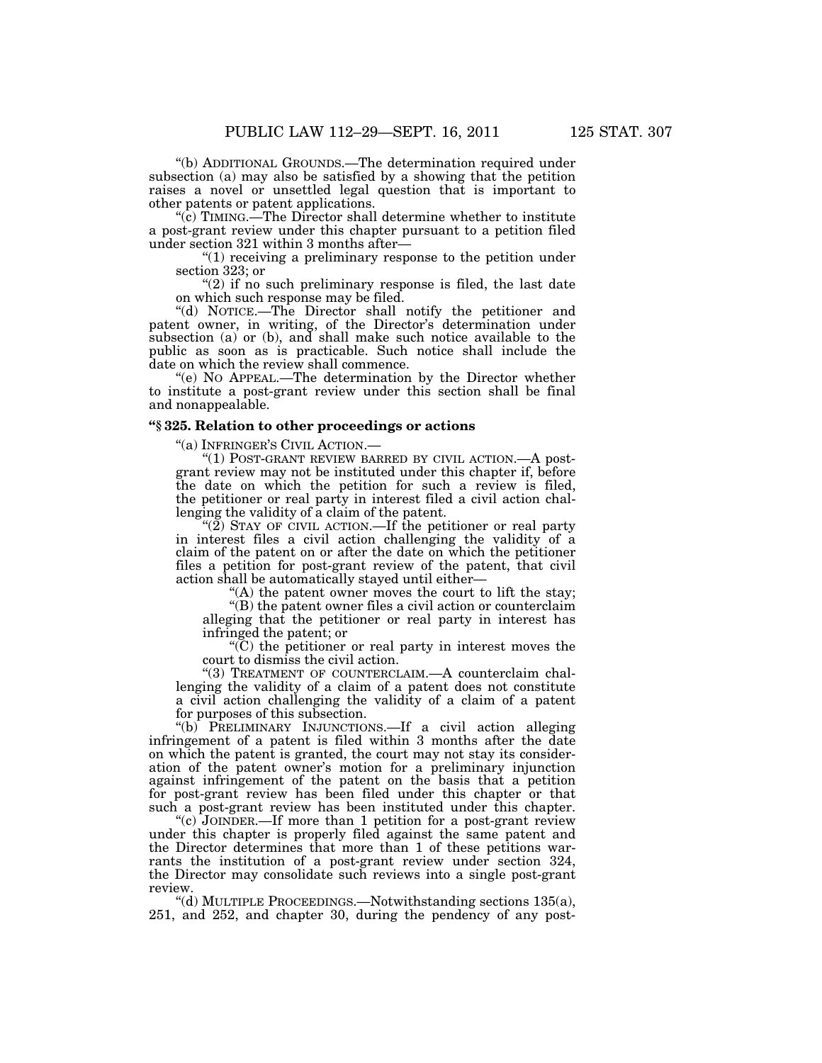"(b) ADDITIONAL GROUNDS.—The determination required under subsection (a) may also be satisfied by a showing that the petition raises a novel or unsettled legal question that is important to other patents or patent applications.

"(c) TIMING.—The Director shall determine whether to institute a post-grant review under this chapter pursuant to a petition filed under section 321 within 3 months after—

"(1) receiving a preliminary response to the petition under section 323; or

"(2) if no such preliminary response is filed, the last date on which such response may be filed.

"(d) NOTICE.—The Director shall notify the petitioner and patent owner, in writing, of the Director's determination under subsection (a) or (b), and shall make such notice available to the public as soon as is practicable. Such notice shall include the date on which the review shall commence.

"(e) NO APPEAL.—The determination by the Director whether to institute a post-grant review under this section shall be final and nonappealable.

### "§ 325. Relation to other proceedings or actions

"(a) INFRINGER'S CIVIL ACTION.—

"(1) POST-GRANT REVIEW BARRED BY CIVIL ACTION.—A post-grant review may not be instituted under this chapter if, before the date on which the petition for such a review is filed, the petitioner or real party in interest filed a civil action challenging the validity of a claim of the patent.

"(2) STAY OF CIVIL ACTION.—If the petitioner or real party in interest files a civil action challenging the validity of a claim of the patent on or after the date on which the petitioner files a petition for post-grant review of the patent, that civil action shall be automatically stayed until either—

"(A) the patent owner moves the court to lift the stay;

"(B) the patent owner files a civil action or counterclaim alleging that the petitioner or real party in interest has infringed the patent; or

"(C) the petitioner or real party in interest moves the court to dismiss the civil action.

"(3) TREATMENT OF COUNTERCLAIM.—A counterclaim challenging the validity of a claim of a patent does not constitute a civil action challenging the validity of a claim of a patent for purposes of this subsection.

"(b) PRELIMINARY INJUNCTIONS.—If a civil action alleging infringement of a patent is filed within 3 months after the date on which the patent is granted, the court may not stay its consideration of the patent owner's motion for a preliminary injunction against infringement of the patent on the basis that a petition for post-grant review has been filed under this chapter or that such a post-grant review has been instituted under this chapter.

"(c) JOINDER.—If more than 1 petition for a post-grant review under this chapter is properly filed against the same patent and the Director determines that more than 1 of these petitions warrants the institution of a post-grant review under section 324, the Director may consolidate such reviews into a single post-grant review.

"(d) MULTIPLE PROCEEDINGS.—Notwithstanding sections 135(a), 251, and 252, and chapter 30, during the pendency of any post-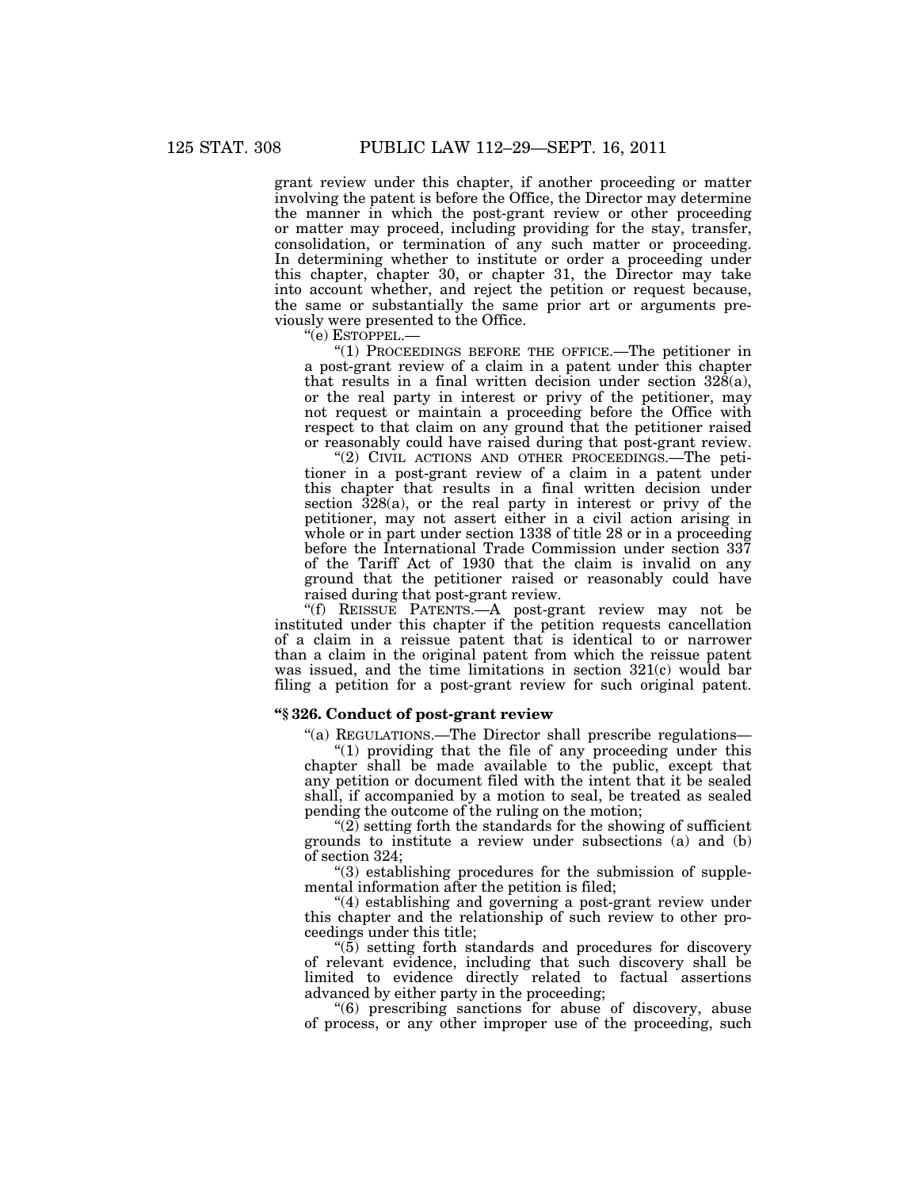grant review under this chapter, if another proceeding or matter involving the patent is before the Office, the Director may determine the manner in which the post-grant review or other proceeding or matter may proceed, including providing for the stay, transfer, consolidation, or termination of any such matter or proceeding. In determining whether to institute or order a proceeding under this chapter, chapter 30, or chapter 31, the Director may take into account whether, and reject the petition or request because, the same or substantially the same prior art or arguments previously were presented to the Office.

"(e) ESTOPPEL.—

"(1) PROCEEDINGS BEFORE THE OFFICE.—The petitioner in a post-grant review of a claim in a patent under this chapter that results in a final written decision under section 328(a), or the real party in interest or privy of the petitioner, may not request or maintain a proceeding before the Office with respect to that claim on any ground that the petitioner raised or reasonably could have raised during that post-grant review.

"(2) CIVIL ACTIONS AND OTHER PROCEEDINGS.—The petitioner in a post-grant review of a claim in a patent under this chapter that results in a final written decision under section 328(a), or the real party in interest or privy of the petitioner, may not assert either in a civil action arising in whole or in part under section 1338 of title 28 or in a proceeding before the International Trade Commission under section 337 of the Tariff Act of 1930 that the claim is invalid on any ground that the petitioner raised or reasonably could have raised during that post-grant review.

"(f) REISSUE PATENTS.—A post-grant review may not be instituted under this chapter if the petition requests cancellation of a claim in a reissue patent that is identical to or narrower than a claim in the original patent from which the reissue patent was issued, and the time limitations in section 321(c) would bar filing a petition for a post-grant review for such original patent.

**"§ 326. Conduct of post-grant review**

"(a) REGULATIONS.—The Director shall prescribe regulations—

"(1) providing that the file of any proceeding under this chapter shall be made available to the public, except that any petition or document filed with the intent that it be sealed shall, if accompanied by a motion to seal, be treated as sealed pending the outcome of the ruling on the motion;

"(2) setting forth the standards for the showing of sufficient grounds to institute a review under subsections (a) and (b) of section 324;

"(3) establishing procedures for the submission of supplemental information after the petition is filed;

"(4) establishing and governing a post-grant review under this chapter and the relationship of such review to other proceedings under this title;

"(5) setting forth standards and procedures for discovery of relevant evidence, including that such discovery shall be limited to evidence directly related to factual assertions advanced by either party in the proceeding;

"(6) prescribing sanctions for abuse of discovery, abuse of process, or any other improper use of the proceeding, such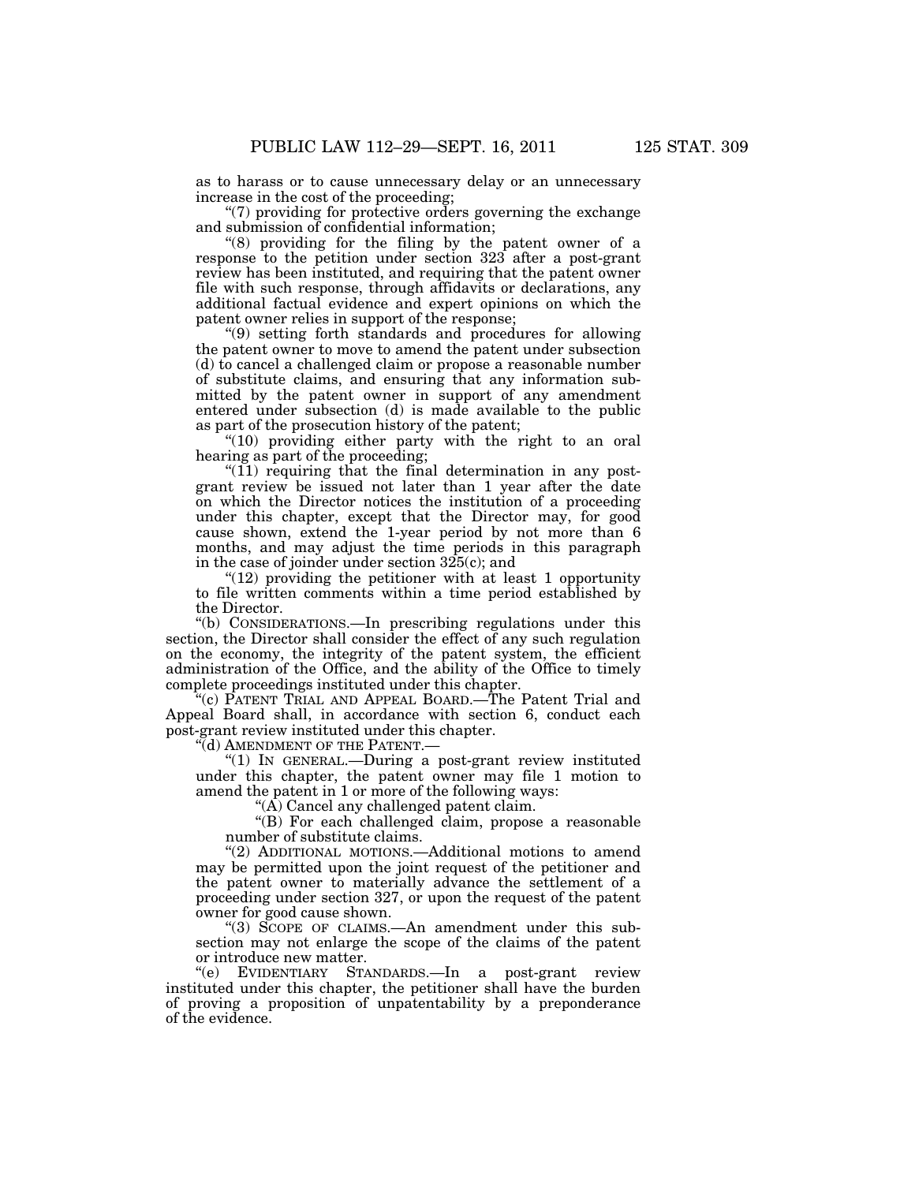as to harass or to cause unnecessary delay or an unnecessary increase in the cost of the proceeding;

"(7) providing for protective orders governing the exchange and submission of confidential information;

"(8) providing for the filing by the patent owner of a response to the petition under section 323 after a post-grant review has been instituted, and requiring that the patent owner file with such response, through affidavits or declarations, any additional factual evidence and expert opinions on which the patent owner relies in support of the response;

"(9) setting forth standards and procedures for allowing the patent owner to move to amend the patent under subsection (d) to cancel a challenged claim or propose a reasonable number of substitute claims, and ensuring that any information submitted by the patent owner in support of any amendment entered under subsection (d) is made available to the public as part of the prosecution history of the patent;

"(10) providing either party with the right to an oral hearing as part of the proceeding;

"(11) requiring that the final determination in any post-grant review be issued not later than 1 year after the date on which the Director notices the institution of a proceeding under this chapter, except that the Director may, for good cause shown, extend the 1-year period by not more than 6 months, and may adjust the time periods in this paragraph in the case of joinder under section 325(c); and

"(12) providing the petitioner with at least 1 opportunity to file written comments within a time period established by the Director.

"(b) CONSIDERATIONS.—In prescribing regulations under this section, the Director shall consider the effect of any such regulation on the economy, the integrity of the patent system, the efficient administration of the Office, and the ability of the Office to timely complete proceedings instituted under this chapter.

"(c) PATENT TRIAL AND APPEAL BOARD.—The Patent Trial and Appeal Board shall, in accordance with section 6, conduct each post-grant review instituted under this chapter.

"(d) AMENDMENT OF THE PATENT.—

"(1) IN GENERAL.—During a post-grant review instituted under this chapter, the patent owner may file 1 motion to amend the patent in 1 or more of the following ways:

"(A) Cancel any challenged patent claim.

"(B) For each challenged claim, propose a reasonable number of substitute claims.

"(2) ADDITIONAL MOTIONS.—Additional motions to amend may be permitted upon the joint request of the petitioner and the patent owner to materially advance the settlement of a proceeding under section 327, or upon the request of the patent owner for good cause shown.

"(3) SCOPE OF CLAIMS.—An amendment under this subsection may not enlarge the scope of the claims of the patent or introduce new matter.

"(e) EVIDENTIARY STANDARDS.—In a post-grant review instituted under this chapter, the petitioner shall have the burden of proving a proposition of unpatentability by a preponderance of the evidence.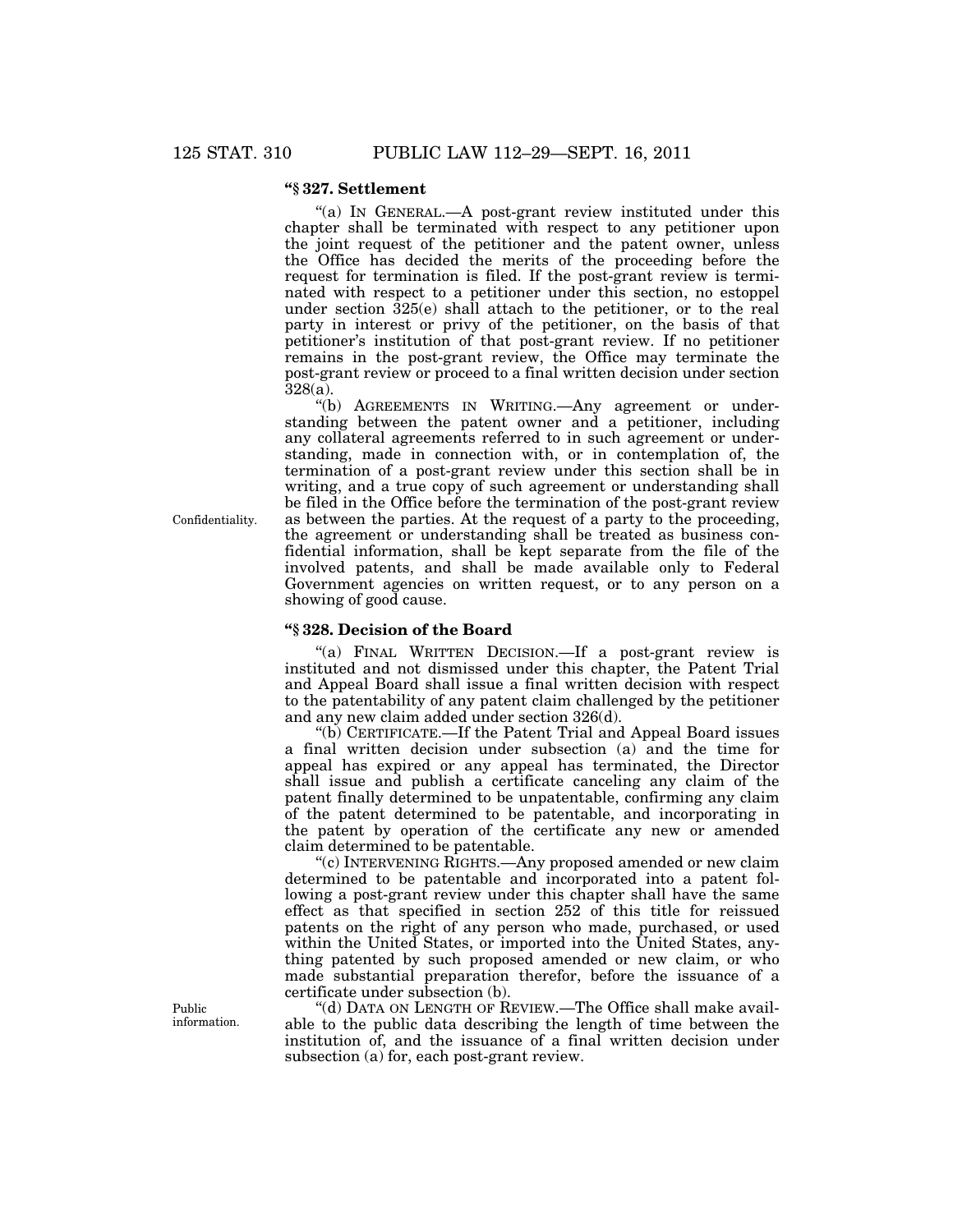### "§ 327. Settlement

"(a) IN GENERAL.—A post-grant review instituted under this chapter shall be terminated with respect to any petitioner upon the joint request of the petitioner and the patent owner, unless the Office has decided the merits of the proceeding before the request for termination is filed. If the post-grant review is terminated with respect to a petitioner under this section, no estoppel under section 325(e) shall attach to the petitioner, or to the real party in interest or privy of the petitioner, on the basis of that petitioner's institution of that post-grant review. If no petitioner remains in the post-grant review, the Office may terminate the post-grant review or proceed to a final written decision under section 328(a).

"(b) AGREEMENTS IN WRITING.—Any agreement or understanding between the patent owner and a petitioner, including any collateral agreements referred to in such agreement or understanding, made in connection with, or in contemplation of, the termination of a post-grant review under this section shall be in writing, and a true copy of such agreement or understanding shall be filed in the Office before the termination of the post-grant review as between the parties. At the request of a party to the proceeding, the agreement or understanding shall be treated as business confidential information, shall be kept separate from the file of the involved patents, and shall be made available only to Federal Government agencies on written request, or to any person on a showing of good cause.

Confidentiality.

### "§ 328. Decision of the Board

"(a) FINAL WRITTEN DECISION.—If a post-grant review is instituted and not dismissed under this chapter, the Patent Trial and Appeal Board shall issue a final written decision with respect to the patentability of any patent claim challenged by the petitioner and any new claim added under section 326(d).

"(b) CERTIFICATE.—If the Patent Trial and Appeal Board issues a final written decision under subsection (a) and the time for appeal has expired or any appeal has terminated, the Director shall issue and publish a certificate canceling any claim of the patent finally determined to be unpatentable, confirming any claim of the patent determined to be patentable, and incorporating in the patent by operation of the certificate any new or amended claim determined to be patentable.

"(c) INTERVENING RIGHTS.—Any proposed amended or new claim determined to be patentable and incorporated into a patent following a post-grant review under this chapter shall have the same effect as that specified in section 252 of this title for reissued patents on the right of any person who made, purchased, or used within the United States, or imported into the United States, anything patented by such proposed amended or new claim, or who made substantial preparation therefor, before the issuance of a certificate under subsection (b).

Public information.

"(d) DATA ON LENGTH OF REVIEW.—The Office shall make available to the public data describing the length of time between the institution of, and the issuance of a final written decision under subsection (a) for, each post-grant review.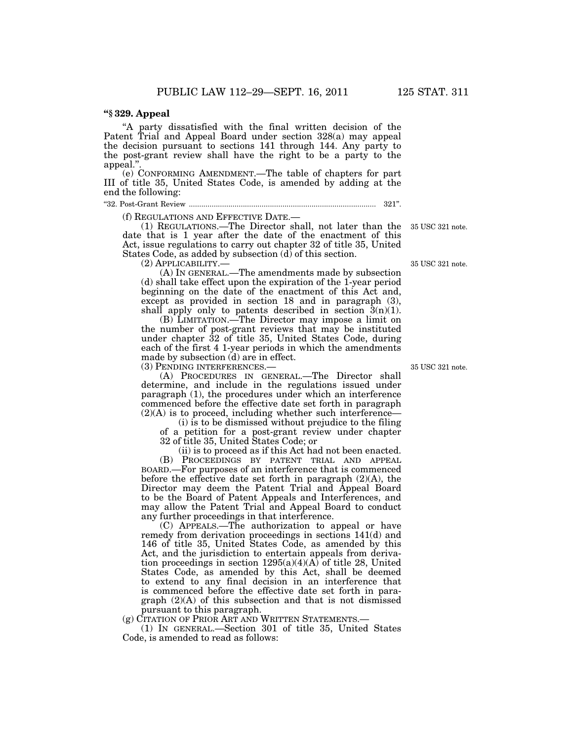**“§ 329. Appeal**

“A party dissatisfied with the final written decision of the Patent Trial and Appeal Board under section 328(a) may appeal the decision pursuant to sections 141 through 144. Any party to the post-grant review shall have the right to be a party to the appeal.”.

(e) CONFORMING AMENDMENT.—The table of chapters for part III of title 35, United States Code, is amended by adding at the end the following:

“32. Post-Grant Review ........................................................................................ 321”.

(f) REGULATIONS AND EFFECTIVE DATE.—

(1) REGULATIONS.—The Director shall, not later than the date that is 1 year after the date of the enactment of this Act, issue regulations to carry out chapter 32 of title 35, United States Code, as added by subsection (d) of this section.

35 USC 321 note.

(2) APPLICABILITY.—

35 USC 321 note.

(A) IN GENERAL.—The amendments made by subsection (d) shall take effect upon the expiration of the 1-year period beginning on the date of the enactment of this Act and, except as provided in section 18 and in paragraph (3), shall apply only to patents described in section 3(n)(1).

(B) LIMITATION.—The Director may impose a limit on the number of post-grant reviews that may be instituted under chapter 32 of title 35, United States Code, during each of the first 4 1-year periods in which the amendments made by subsection (d) are in effect.

(3) PENDING INTERFERENCES.—

35 USC 321 note.

(A) PROCEDURES IN GENERAL.—The Director shall determine, and include in the regulations issued under paragraph (1), the procedures under which an interference commenced before the effective date set forth in paragraph (2)(A) is to proceed, including whether such interference—

(i) is to be dismissed without prejudice to the filing of a petition for a post-grant review under chapter 32 of title 35, United States Code; or

(ii) is to proceed as if this Act had not been enacted.

(B) PROCEEDINGS BY PATENT TRIAL AND APPEAL BOARD.—For purposes of an interference that is commenced before the effective date set forth in paragraph (2)(A), the Director may deem the Patent Trial and Appeal Board to be the Board of Patent Appeals and Interferences, and may allow the Patent Trial and Appeal Board to conduct any further proceedings in that interference.

(C) APPEALS.—The authorization to appeal or have remedy from derivation proceedings in sections 141(d) and 146 of title 35, United States Code, as amended by this Act, and the jurisdiction to entertain appeals from derivation proceedings in section 1295(a)(4)(A) of title 28, United States Code, as amended by this Act, shall be deemed to extend to any final decision in an interference that is commenced before the effective date set forth in paragraph (2)(A) of this subsection and that is not dismissed pursuant to this paragraph.

(g) CITATION OF PRIOR ART AND WRITTEN STATEMENTS.—

(1) IN GENERAL.—Section 301 of title 35, United States Code, is amended to read as follows: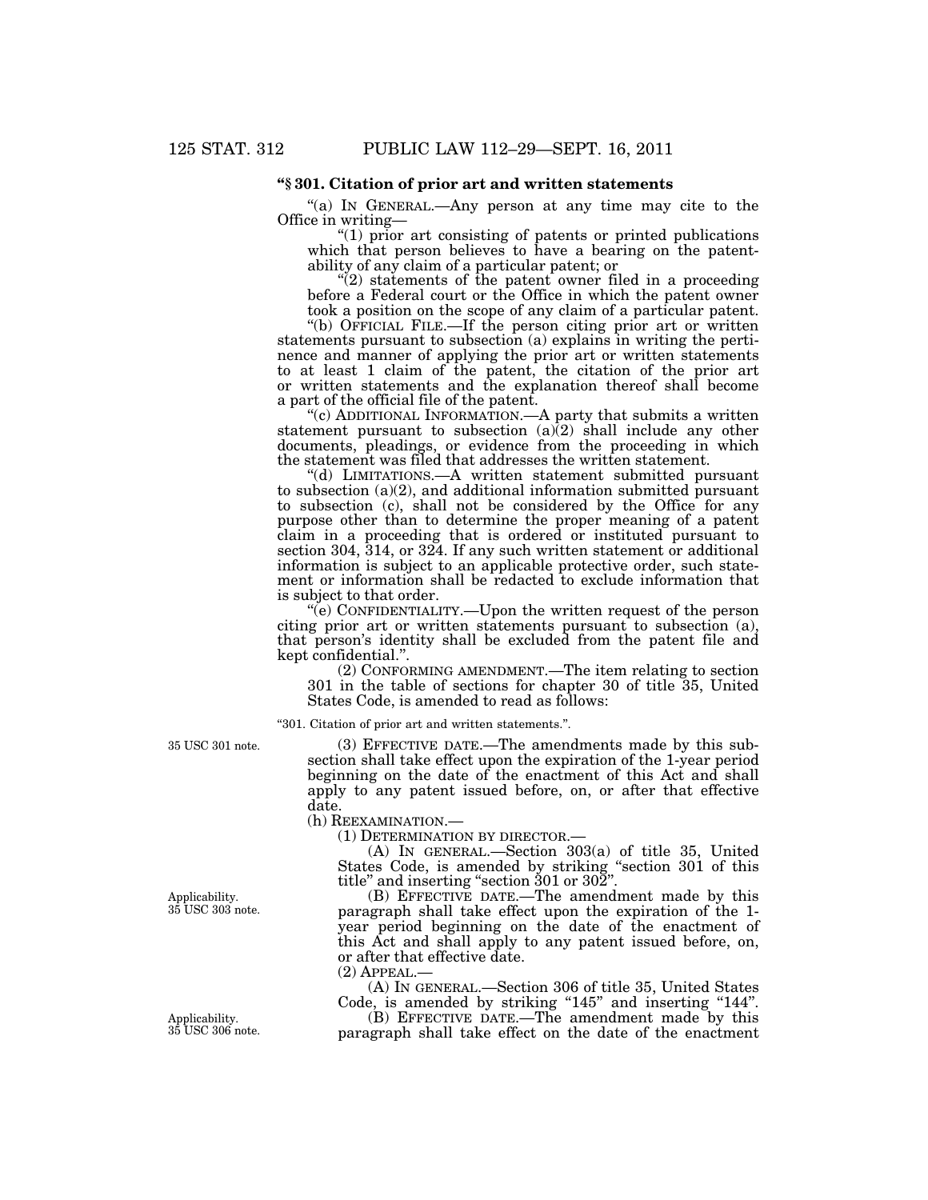**"§ 301. Citation of prior art and written statements**

"(a) IN GENERAL.—Any person at any time may cite to the Office in writing—

"(1) prior art consisting of patents or printed publications which that person believes to have a bearing on the patentability of any claim of a particular patent; or

"(2) statements of the patent owner filed in a proceeding before a Federal court or the Office in which the patent owner took a position on the scope of any claim of a particular patent.

"(b) OFFICIAL FILE.—If the person citing prior art or written statements pursuant to subsection (a) explains in writing the pertinence and manner of applying the prior art or written statements to at least 1 claim of the patent, the citation of the prior art or written statements and the explanation thereof shall become a part of the official file of the patent.

"(c) ADDITIONAL INFORMATION.—A party that submits a written statement pursuant to subsection (a)(2) shall include any other documents, pleadings, or evidence from the proceeding in which the statement was filed that addresses the written statement.

"(d) LIMITATIONS.—A written statement submitted pursuant to subsection (a)(2), and additional information submitted pursuant to subsection (c), shall not be considered by the Office for any purpose other than to determine the proper meaning of a patent claim in a proceeding that is ordered or instituted pursuant to section 304, 314, or 324. If any such written statement or additional information is subject to an applicable protective order, such statement or information shall be redacted to exclude information that is subject to that order.

"(e) CONFIDENTIALITY.—Upon the written request of the person citing prior art or written statements pursuant to subsection (a), that person's identity shall be excluded from the patent file and kept confidential.".

(2) CONFORMING AMENDMENT.—The item relating to section 301 in the table of sections for chapter 30 of title 35, United States Code, is amended to read as follows:

"301. Citation of prior art and written statements.".

35 USC 301 note.

(3) EFFECTIVE DATE.—The amendments made by this subsection shall take effect upon the expiration of the 1-year period beginning on the date of the enactment of this Act and shall apply to any patent issued before, on, or after that effective date.

(h) REEXAMINATION.—

(1) DETERMINATION BY DIRECTOR.—

(A) IN GENERAL.—Section 303(a) of title 35, United States Code, is amended by striking "section 301 of this title" and inserting "section 301 or 302".

Applicability. 35 USC 303 note.

(B) EFFECTIVE DATE.—The amendment made by this paragraph shall take effect upon the expiration of the 1-year period beginning on the date of the enactment of this Act and shall apply to any patent issued before, on, or after that effective date.

(2) APPEAL.—

(A) IN GENERAL.—Section 306 of title 35, United States Code, is amended by striking "145" and inserting "144".

Applicability. 35 USC 306 note.

(B) EFFECTIVE DATE.—The amendment made by this paragraph shall take effect on the date of the enactment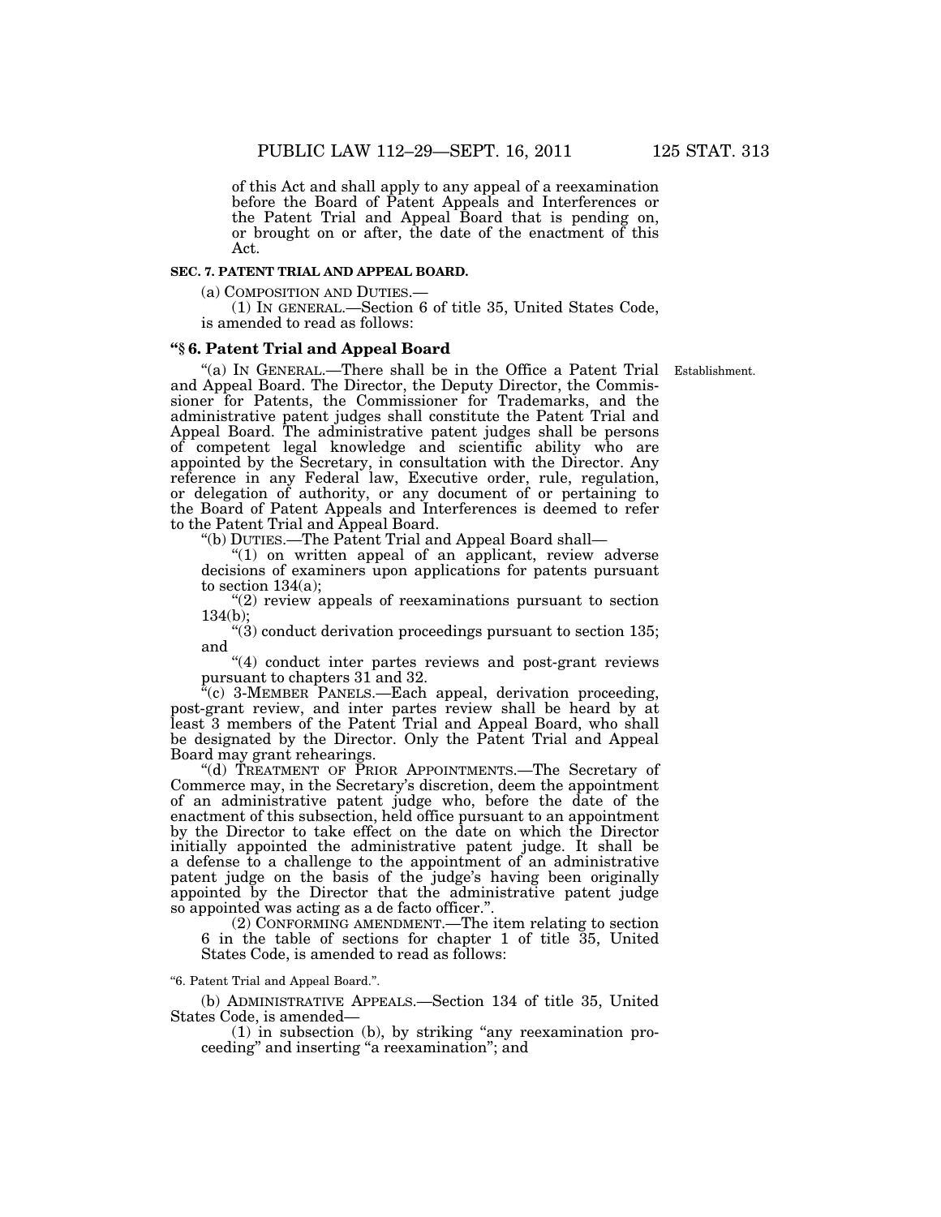of this Act and shall apply to any appeal of a reexamination before the Board of Patent Appeals and Interferences or the Patent Trial and Appeal Board that is pending on, or brought on or after, the date of the enactment of this Act.

**SEC. 7. PATENT TRIAL AND APPEAL BOARD.**

(a) COMPOSITION AND DUTIES.—

(1) IN GENERAL.—Section 6 of title 35, United States Code, is amended to read as follows:

### "§ 6. Patent Trial and Appeal Board

"(a) IN GENERAL.—There shall be in the Office a Patent Trial and Appeal Board. The Director, the Deputy Director, the Commissioner for Patents, the Commissioner for Trademarks, and the administrative patent judges shall constitute the Patent Trial and Appeal Board. The administrative patent judges shall be persons of competent legal knowledge and scientific ability who are appointed by the Secretary, in consultation with the Director. Any reference in any Federal law, Executive order, rule, regulation, or delegation of authority, or any document of or pertaining to the Board of Patent Appeals and Interferences is deemed to refer to the Patent Trial and Appeal Board.

Establishment.

"(b) DUTIES.—The Patent Trial and Appeal Board shall—

"(1) on written appeal of an applicant, review adverse decisions of examiners upon applications for patents pursuant to section 134(a);

"(2) review appeals of reexaminations pursuant to section 134(b);

"(3) conduct derivation proceedings pursuant to section 135; and

"(4) conduct inter partes reviews and post-grant reviews pursuant to chapters 31 and 32.

"(c) 3-MEMBER PANELS.—Each appeal, derivation proceeding, post-grant review, and inter partes review shall be heard by at least 3 members of the Patent Trial and Appeal Board, who shall be designated by the Director. Only the Patent Trial and Appeal Board may grant rehearings.

"(d) TREATMENT OF PRIOR APPOINTMENTS.—The Secretary of Commerce may, in the Secretary's discretion, deem the appointment of an administrative patent judge who, before the date of the enactment of this subsection, held office pursuant to an appointment by the Director to take effect on the date on which the Director initially appointed the administrative patent judge. It shall be a defense to a challenge to the appointment of an administrative patent judge on the basis of the judge's having been originally appointed by the Director that the administrative patent judge so appointed was acting as a de facto officer.".

(2) CONFORMING AMENDMENT.—The item relating to section 6 in the table of sections for chapter 1 of title 35, United States Code, is amended to read as follows:

"6. Patent Trial and Appeal Board.".

(b) ADMINISTRATIVE APPEALS.—Section 134 of title 35, United States Code, is amended—

(1) in subsection (b), by striking "any reexamination proceeding" and inserting "a reexamination"; and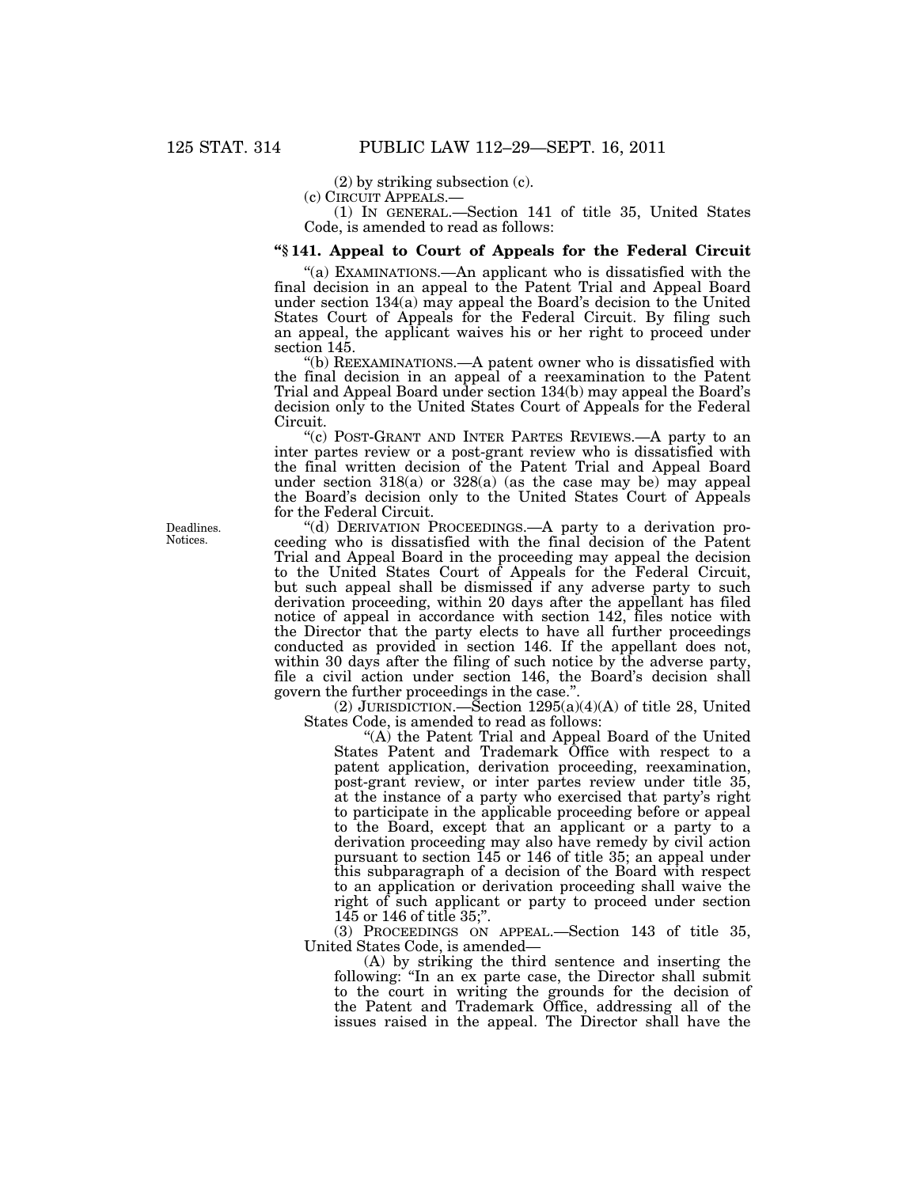(2) by striking subsection (c).

(c) CIRCUIT APPEALS.—

(1) IN GENERAL.—Section 141 of title 35, United States Code, is amended to read as follows:

### "§ 141. Appeal to Court of Appeals for the Federal Circuit

"(a) EXAMINATIONS.—An applicant who is dissatisfied with the final decision in an appeal to the Patent Trial and Appeal Board under section 134(a) may appeal the Board's decision to the United States Court of Appeals for the Federal Circuit. By filing such an appeal, the applicant waives his or her right to proceed under section 145.

"(b) REEXAMINATIONS.—A patent owner who is dissatisfied with the final decision in an appeal of a reexamination to the Patent Trial and Appeal Board under section 134(b) may appeal the Board's decision only to the United States Court of Appeals for the Federal Circuit.

"(c) POST-GRANT AND INTER PARTES REVIEWS.—A party to an inter partes review or a post-grant review who is dissatisfied with the final written decision of the Patent Trial and Appeal Board under section 318(a) or 328(a) (as the case may be) may appeal the Board's decision only to the United States Court of Appeals for the Federal Circuit.

Deadlines. Notices.

"(d) DERIVATION PROCEEDINGS.—A party to a derivation proceeding who is dissatisfied with the final decision of the Patent Trial and Appeal Board in the proceeding may appeal the decision to the United States Court of Appeals for the Federal Circuit, but such appeal shall be dismissed if any adverse party to such derivation proceeding, within 20 days after the appellant has filed notice of appeal in accordance with section 142, files notice with the Director that the party elects to have all further proceedings conducted as provided in section 146. If the appellant does not, within 30 days after the filing of such notice by the adverse party, file a civil action under section 146, the Board's decision shall govern the further proceedings in the case.".

(2) JURISDICTION.—Section 1295(a)(4)(A) of title 28, United States Code, is amended to read as follows:

"(A) the Patent Trial and Appeal Board of the United States Patent and Trademark Office with respect to a patent application, derivation proceeding, reexamination, post-grant review, or inter partes review under title 35, at the instance of a party who exercised that party's right to participate in the applicable proceeding before or appeal to the Board, except that an applicant or a party to a derivation proceeding may also have remedy by civil action pursuant to section 145 or 146 of title 35; an appeal under this subparagraph of a decision of the Board with respect to an application or derivation proceeding shall waive the right of such applicant or party to proceed under section 145 or 146 of title 35;".

(3) PROCEEDINGS ON APPEAL.—Section 143 of title 35, United States Code, is amended—

(A) by striking the third sentence and inserting the following: "In an ex parte case, the Director shall submit to the court in writing the grounds for the decision of the Patent and Trademark Office, addressing all of the issues raised in the appeal. The Director shall have the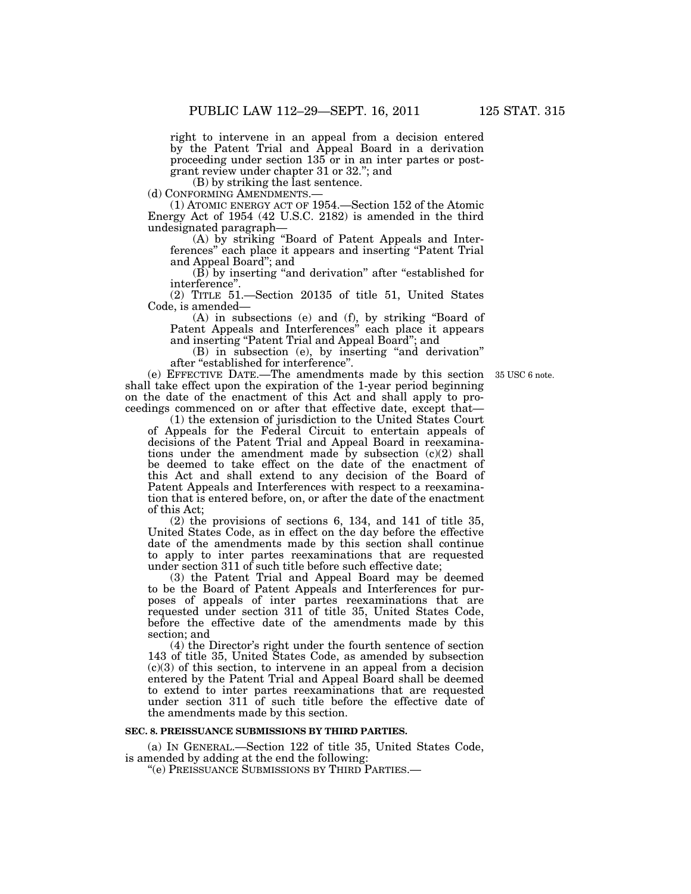right to intervene in an appeal from a decision entered by the Patent Trial and Appeal Board in a derivation proceeding under section 135 or in an inter partes or post-grant review under chapter 31 or 32."; and

(B) by striking the last sentence.

(d) CONFORMING AMENDMENTS.—

(1) ATOMIC ENERGY ACT OF 1954.—Section 152 of the Atomic Energy Act of 1954 (42 U.S.C. 2182) is amended in the third undesignated paragraph—

(A) by striking "Board of Patent Appeals and Interferences" each place it appears and inserting "Patent Trial and Appeal Board"; and

(B) by inserting "and derivation" after "established for interference".

(2) TITLE 51.—Section 20135 of title 51, United States Code, is amended—

(A) in subsections (e) and (f), by striking "Board of Patent Appeals and Interferences" each place it appears and inserting "Patent Trial and Appeal Board"; and

(B) in subsection (e), by inserting "and derivation" after "established for interference".

(e) EFFECTIVE DATE.—The amendments made by this section shall take effect upon the expiration of the 1-year period beginning on the date of the enactment of this Act and shall apply to proceedings commenced on or after that effective date, except that—

35 USC 6 note.

(1) the extension of jurisdiction to the United States Court of Appeals for the Federal Circuit to entertain appeals of decisions of the Patent Trial and Appeal Board in reexaminations under the amendment made by subsection (c)(2) shall be deemed to take effect on the date of the enactment of this Act and shall extend to any decision of the Board of Patent Appeals and Interferences with respect to a reexamination that is entered before, on, or after the date of the enactment of this Act;

(2) the provisions of sections 6, 134, and 141 of title 35, United States Code, as in effect on the day before the effective date of the amendments made by this section shall continue to apply to inter partes reexaminations that are requested under section 311 of such title before such effective date;

(3) the Patent Trial and Appeal Board may be deemed to be the Board of Patent Appeals and Interferences for purposes of appeals of inter partes reexaminations that are requested under section 311 of title 35, United States Code, before the effective date of the amendments made by this section; and

(4) the Director's right under the fourth sentence of section 143 of title 35, United States Code, as amended by subsection (c)(3) of this section, to intervene in an appeal from a decision entered by the Patent Trial and Appeal Board shall be deemed to extend to inter partes reexaminations that are requested under section 311 of such title before the effective date of the amendments made by this section.

**SEC. 8. PREISSUANCE SUBMISSIONS BY THIRD PARTIES.**

(a) IN GENERAL.—Section 122 of title 35, United States Code, is amended by adding at the end the following:

"(e) PREISSUANCE SUBMISSIONS BY THIRD PARTIES.—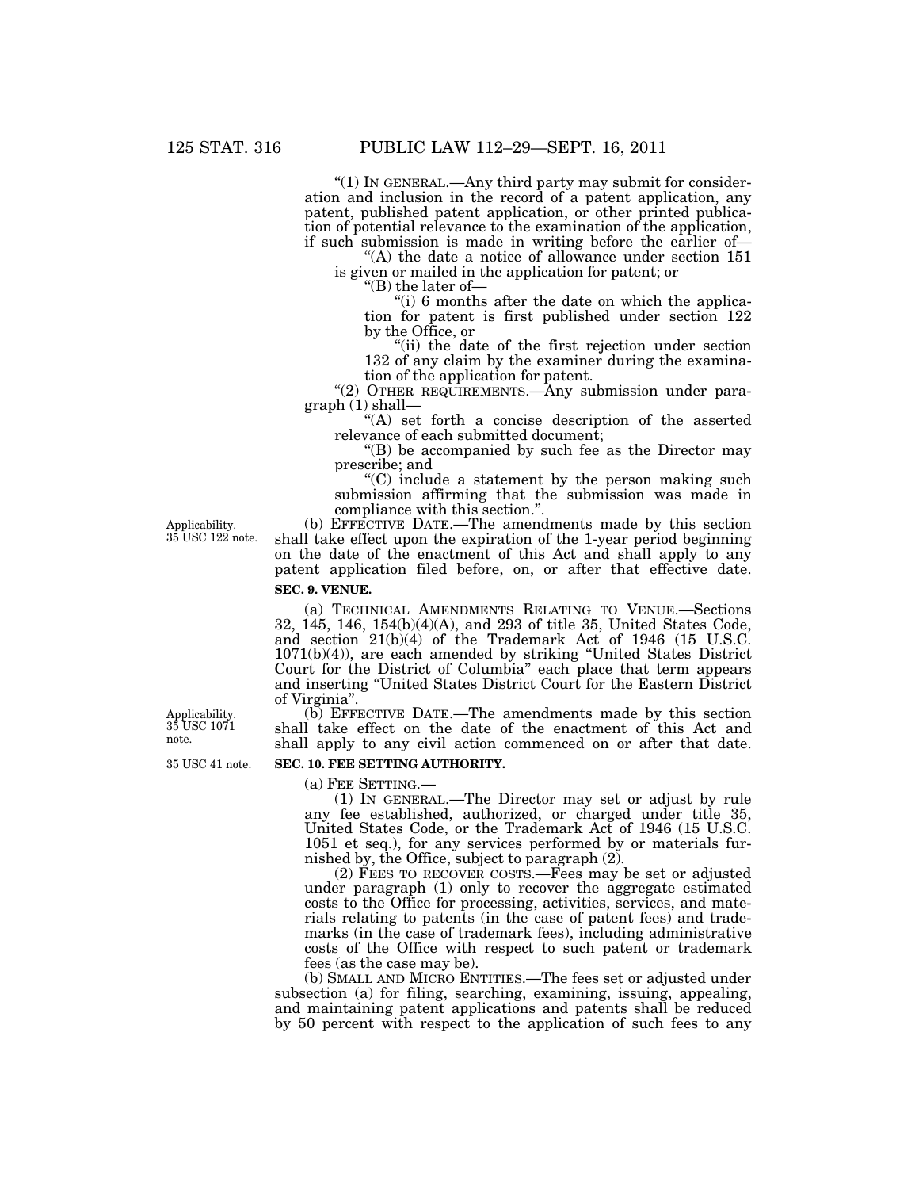"(1) IN GENERAL.—Any third party may submit for consideration and inclusion in the record of a patent application, any patent, published patent application, or other printed publication of potential relevance to the examination of the application, if such submission is made in writing before the earlier of—

"(A) the date a notice of allowance under section 151 is given or mailed in the application for patent; or

"(B) the later of—

"(i) 6 months after the date on which the application for patent is first published under section 122 by the Office, or

"(ii) the date of the first rejection under section 132 of any claim by the examiner during the examination of the application for patent.

"(2) OTHER REQUIREMENTS.—Any submission under paragraph (1) shall—

"(A) set forth a concise description of the asserted relevance of each submitted document;

"(B) be accompanied by such fee as the Director may prescribe; and

"(C) include a statement by the person making such submission affirming that the submission was made in compliance with this section.".

Applicability. 35 USC 122 note.

(b) EFFECTIVE DATE.—The amendments made by this section shall take effect upon the expiration of the 1-year period beginning on the date of the enactment of this Act and shall apply to any patent application filed before, on, or after that effective date.

**SEC. 9. VENUE.**

(a) TECHNICAL AMENDMENTS RELATING TO VENUE.—Sections 32, 145, 146, 154(b)(4)(A), and 293 of title 35, United States Code, and section 21(b)(4) of the Trademark Act of 1946 (15 U.S.C. 1071(b)(4)), are each amended by striking "United States District Court for the District of Columbia" each place that term appears and inserting "United States District Court for the Eastern District of Virginia".

Applicability. 35 USC 1071 note.

(b) EFFECTIVE DATE.—The amendments made by this section shall take effect on the date of the enactment of this Act and shall apply to any civil action commenced on or after that date.

35 USC 41 note.

**SEC. 10. FEE SETTING AUTHORITY.**

(a) FEE SETTING.—

(1) IN GENERAL.—The Director may set or adjust by rule any fee established, authorized, or charged under title 35, United States Code, or the Trademark Act of 1946 (15 U.S.C. 1051 et seq.), for any services performed by or materials furnished by, the Office, subject to paragraph (2).

(2) FEES TO RECOVER COSTS.—Fees may be set or adjusted under paragraph (1) only to recover the aggregate estimated costs to the Office for processing, activities, services, and materials relating to patents (in the case of patent fees) and trademarks (in the case of trademark fees), including administrative costs of the Office with respect to such patent or trademark fees (as the case may be).

(b) SMALL AND MICRO ENTITIES.—The fees set or adjusted under subsection (a) for filing, searching, examining, issuing, appealing, and maintaining patent applications and patents shall be reduced by 50 percent with respect to the application of such fees to any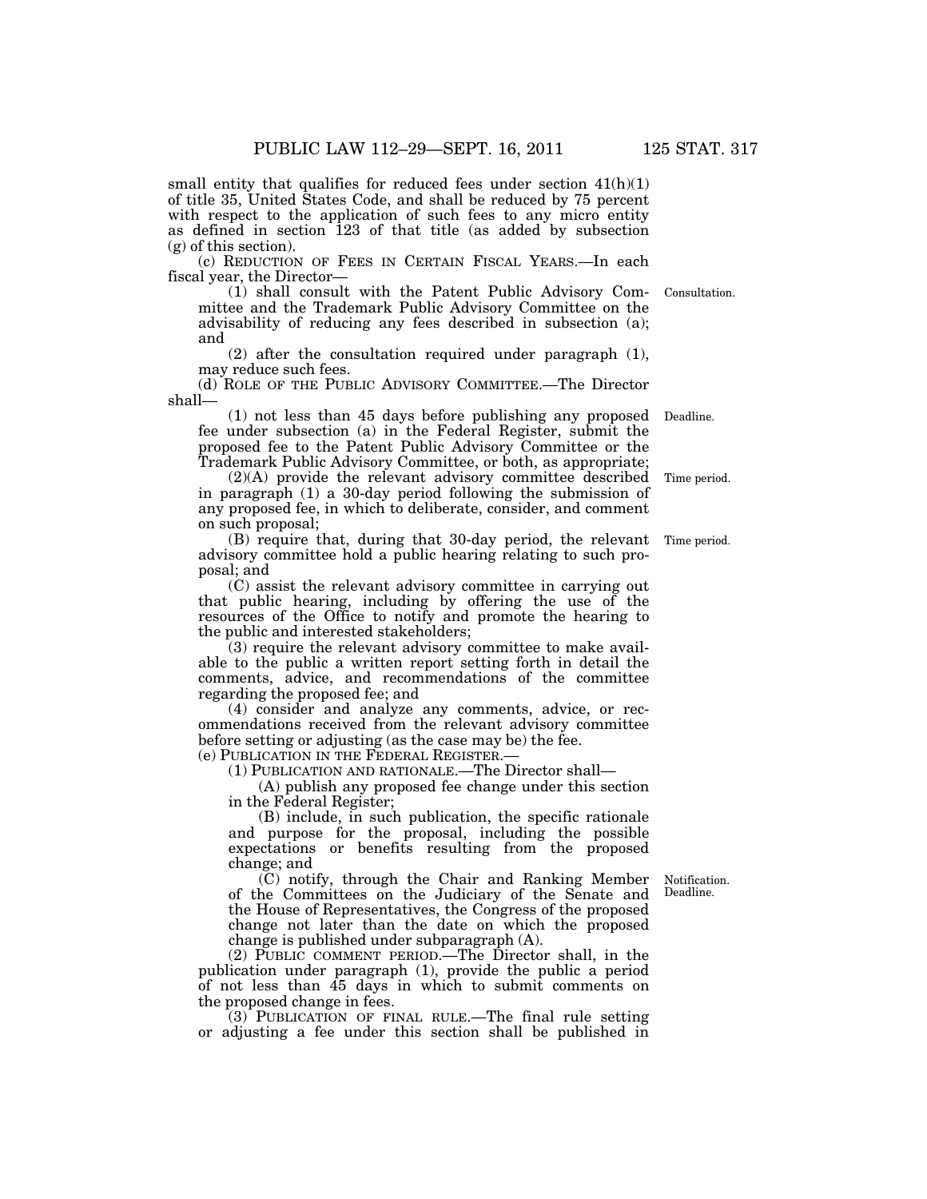small entity that qualifies for reduced fees under section 41(h)(1) of title 35, United States Code, and shall be reduced by 75 percent with respect to the application of such fees to any micro entity as defined in section 123 of that title (as added by subsection (g) of this section).

(c) REDUCTION OF FEES IN CERTAIN FISCAL YEARS.—In each fiscal year, the Director—

(1) shall consult with the Patent Public Advisory Committee and the Trademark Public Advisory Committee on the advisability of reducing any fees described in subsection (a); and

(2) after the consultation required under paragraph (1), may reduce such fees.

(d) ROLE OF THE PUBLIC ADVISORY COMMITTEE.—The Director shall—

(1) not less than 45 days before publishing any proposed fee under subsection (a) in the Federal Register, submit the proposed fee to the Patent Public Advisory Committee or the Trademark Public Advisory Committee, or both, as appropriate;

(2)(A) provide the relevant advisory committee described in paragraph (1) a 30-day period following the submission of any proposed fee, in which to deliberate, consider, and comment on such proposal;

(B) require that, during that 30-day period, the relevant advisory committee hold a public hearing relating to such proposal; and

(C) assist the relevant advisory committee in carrying out that public hearing, including by offering the use of the resources of the Office to notify and promote the hearing to the public and interested stakeholders;

(3) require the relevant advisory committee to make available to the public a written report setting forth in detail the comments, advice, and recommendations of the committee regarding the proposed fee; and

(4) consider and analyze any comments, advice, or recommendations received from the relevant advisory committee before setting or adjusting (as the case may be) the fee.

(e) PUBLICATION IN THE FEDERAL REGISTER.—

(1) PUBLICATION AND RATIONALE.—The Director shall—

(A) publish any proposed fee change under this section in the Federal Register;

(B) include, in such publication, the specific rationale and purpose for the proposal, including the possible expectations or benefits resulting from the proposed change; and

(C) notify, through the Chair and Ranking Member of the Committees on the Judiciary of the Senate and the House of Representatives, the Congress of the proposed change not later than the date on which the proposed change is published under subparagraph (A).

(2) PUBLIC COMMENT PERIOD.—The Director shall, in the publication under paragraph (1), provide the public a period of not less than 45 days in which to submit comments on the proposed change in fees.

(3) PUBLICATION OF FINAL RULE.—The final rule setting or adjusting a fee under this section shall be published in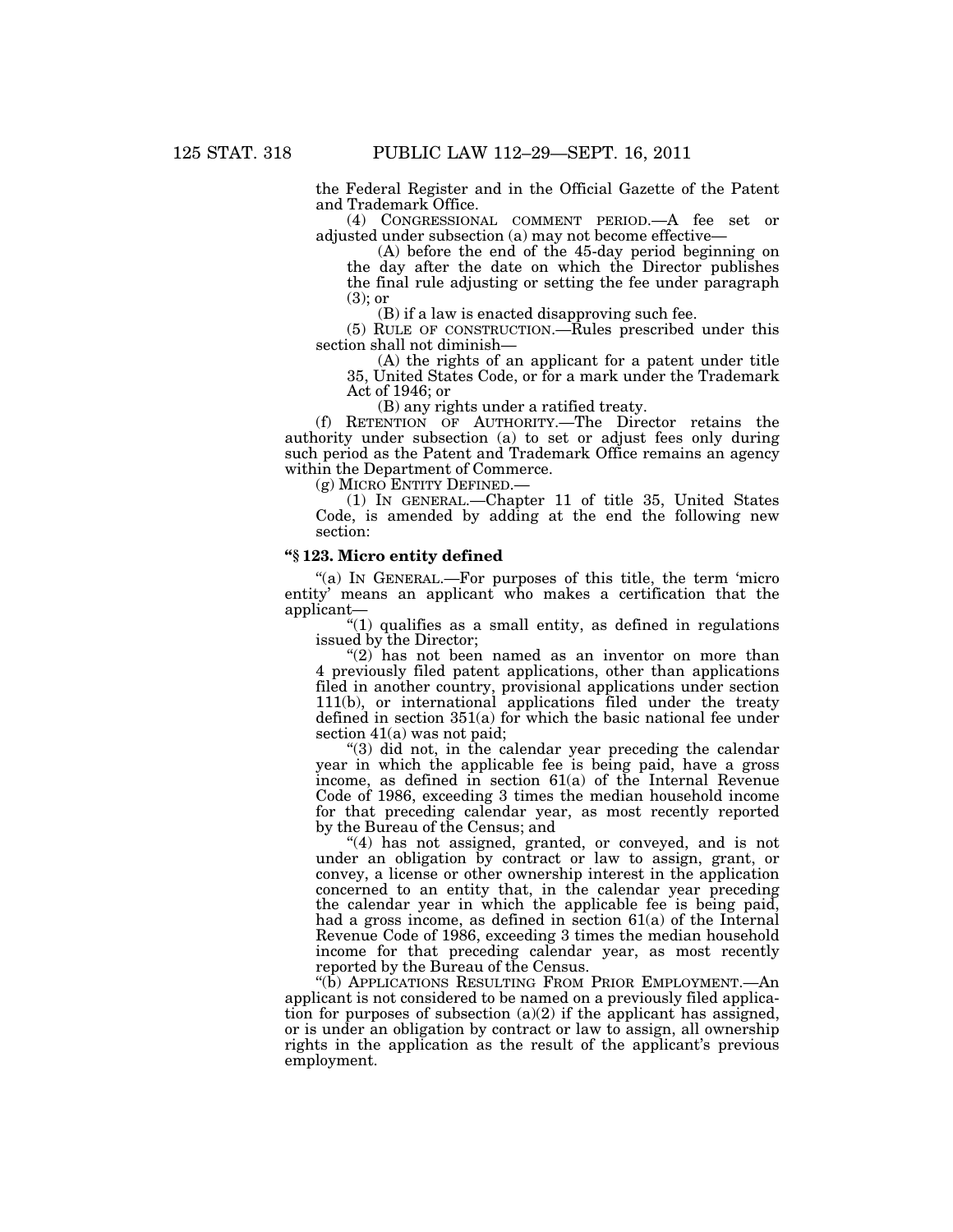the Federal Register and in the Official Gazette of the Patent and Trademark Office.

(4) CONGRESSIONAL COMMENT PERIOD.—A fee set or adjusted under subsection (a) may not become effective—

(A) before the end of the 45-day period beginning on the day after the date on which the Director publishes the final rule adjusting or setting the fee under paragraph (3); or

(B) if a law is enacted disapproving such fee.

(5) RULE OF CONSTRUCTION.—Rules prescribed under this section shall not diminish—

(A) the rights of an applicant for a patent under title 35, United States Code, or for a mark under the Trademark Act of 1946; or

(B) any rights under a ratified treaty.

(f) RETENTION OF AUTHORITY.—The Director retains the authority under subsection (a) to set or adjust fees only during such period as the Patent and Trademark Office remains an agency within the Department of Commerce.

(g) MICRO ENTITY DEFINED.—

(1) IN GENERAL.—Chapter 11 of title 35, United States Code, is amended by adding at the end the following new section:

**"§ 123. Micro entity defined**

"(a) IN GENERAL.—For purposes of this title, the term 'micro entity' means an applicant who makes a certification that the applicant—

"(1) qualifies as a small entity, as defined in regulations issued by the Director;

"(2) has not been named as an inventor on more than 4 previously filed patent applications, other than applications filed in another country, provisional applications under section 111(b), or international applications filed under the treaty defined in section 351(a) for which the basic national fee under section 41(a) was not paid;

"(3) did not, in the calendar year preceding the calendar year in which the applicable fee is being paid, have a gross income, as defined in section 61(a) of the Internal Revenue Code of 1986, exceeding 3 times the median household income for that preceding calendar year, as most recently reported by the Bureau of the Census; and

"(4) has not assigned, granted, or conveyed, and is not under an obligation by contract or law to assign, grant, or convey, a license or other ownership interest in the application concerned to an entity that, in the calendar year preceding the calendar year in which the applicable fee is being paid, had a gross income, as defined in section 61(a) of the Internal Revenue Code of 1986, exceeding 3 times the median household income for that preceding calendar year, as most recently reported by the Bureau of the Census.

"(b) APPLICATIONS RESULTING FROM PRIOR EMPLOYMENT.—An applicant is not considered to be named on a previously filed application for purposes of subsection (a)(2) if the applicant has assigned, or is under an obligation by contract or law to assign, all ownership rights in the application as the result of the applicant's previous employment.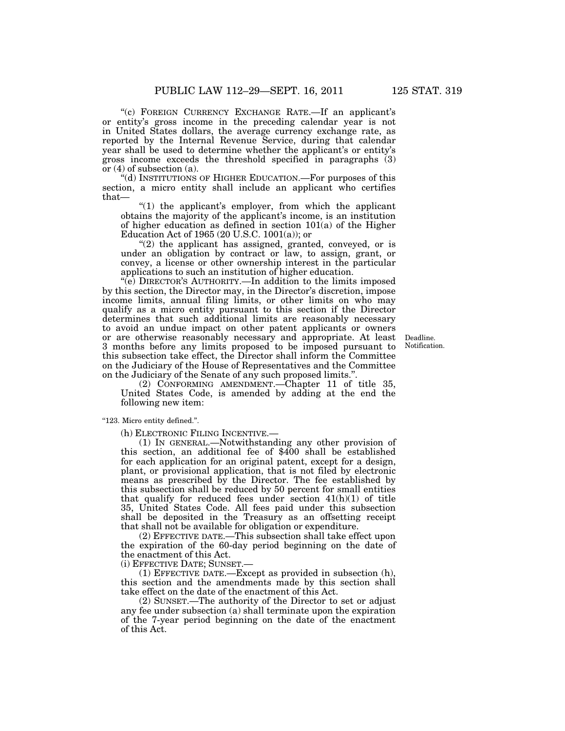"(c) FOREIGN CURRENCY EXCHANGE RATE.—If an applicant's or entity's gross income in the preceding calendar year is not in United States dollars, the average currency exchange rate, as reported by the Internal Revenue Service, during that calendar year shall be used to determine whether the applicant's or entity's gross income exceeds the threshold specified in paragraphs (3) or (4) of subsection (a).

"(d) INSTITUTIONS OF HIGHER EDUCATION.—For purposes of this section, a micro entity shall include an applicant who certifies that—

"(1) the applicant's employer, from which the applicant obtains the majority of the applicant's income, is an institution of higher education as defined in section 101(a) of the Higher Education Act of 1965 (20 U.S.C. 1001(a)); or

"(2) the applicant has assigned, granted, conveyed, or is under an obligation by contract or law, to assign, grant, or convey, a license or other ownership interest in the particular applications to such an institution of higher education.

"(e) DIRECTOR'S AUTHORITY.—In addition to the limits imposed by this section, the Director may, in the Director's discretion, impose income limits, annual filing limits, or other limits on who may qualify as a micro entity pursuant to this section if the Director determines that such additional limits are reasonably necessary to avoid an undue impact on other patent applicants or owners or are otherwise reasonably necessary and appropriate. At least 3 months before any limits proposed to be imposed pursuant to this subsection take effect, the Director shall inform the Committee on the Judiciary of the House of Representatives and the Committee on the Judiciary of the Senate of any such proposed limits.".

Deadline.
Notification.

(2) CONFORMING AMENDMENT.—Chapter 11 of title 35, United States Code, is amended by adding at the end the following new item:

"123. Micro entity defined.".

(h) ELECTRONIC FILING INCENTIVE.—

(1) IN GENERAL.—Notwithstanding any other provision of this section, an additional fee of $400 shall be established for each application for an original patent, except for a design, plant, or provisional application, that is not filed by electronic means as prescribed by the Director. The fee established by this subsection shall be reduced by 50 percent for small entities that qualify for reduced fees under section 41(h)(1) of title 35, United States Code. All fees paid under this subsection shall be deposited in the Treasury as an offsetting receipt that shall not be available for obligation or expenditure.

(2) EFFECTIVE DATE.—This subsection shall take effect upon the expiration of the 60-day period beginning on the date of the enactment of this Act.

(i) EFFECTIVE DATE; SUNSET.—

(1) EFFECTIVE DATE.—Except as provided in subsection (h), this section and the amendments made by this section shall take effect on the date of the enactment of this Act.

(2) SUNSET.—The authority of the Director to set or adjust any fee under subsection (a) shall terminate upon the expiration of the 7-year period beginning on the date of the enactment of this Act.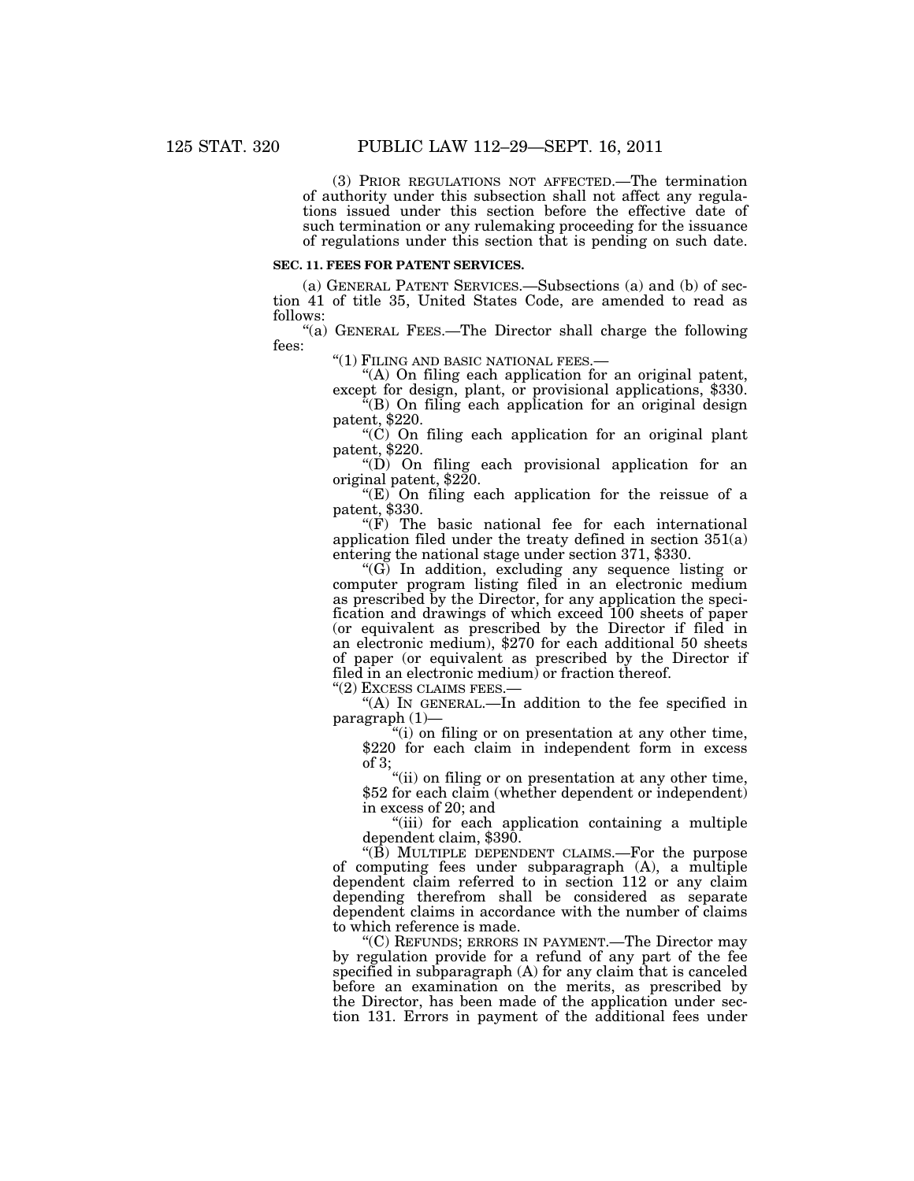(3) PRIOR REGULATIONS NOT AFFECTED.—The termination of authority under this subsection shall not affect any regulations issued under this section before the effective date of such termination or any rulemaking proceeding for the issuance of regulations under this section that is pending on such date.

**SEC. 11. FEES FOR PATENT SERVICES.**

(a) GENERAL PATENT SERVICES.—Subsections (a) and (b) of section 41 of title 35, United States Code, are amended to read as follows:

"(a) GENERAL FEES.—The Director shall charge the following fees:

"(1) FILING AND BASIC NATIONAL FEES.—

"(A) On filing each application for an original patent, except for design, plant, or provisional applications, $330.

"(B) On filing each application for an original design patent, $220.

"(C) On filing each application for an original plant patent, $220.

"(D) On filing each provisional application for an original patent, $220.

"(E) On filing each application for the reissue of a patent, $330.

"(F) The basic national fee for each international application filed under the treaty defined in section 351(a) entering the national stage under section 371, $330.

"(G) In addition, excluding any sequence listing or computer program listing filed in an electronic medium as prescribed by the Director, for any application the specification and drawings of which exceed 100 sheets of paper (or equivalent as prescribed by the Director if filed in an electronic medium), $270 for each additional 50 sheets of paper (or equivalent as prescribed by the Director if filed in an electronic medium) or fraction thereof.

"(2) EXCESS CLAIMS FEES.—

"(A) IN GENERAL.—In addition to the fee specified in paragraph (1)—

"(i) on filing or on presentation at any other time, $220 for each claim in independent form in excess of 3;

"(ii) on filing or on presentation at any other time, $52 for each claim (whether dependent or independent) in excess of 20; and

"(iii) for each application containing a multiple dependent claim, $390.

"(B) MULTIPLE DEPENDENT CLAIMS.—For the purpose of computing fees under subparagraph (A), a multiple dependent claim referred to in section 112 or any claim depending therefrom shall be considered as separate dependent claims in accordance with the number of claims to which reference is made.

"(C) REFUNDS; ERRORS IN PAYMENT.—The Director may by regulation provide for a refund of any part of the fee specified in subparagraph (A) for any claim that is canceled before an examination on the merits, as prescribed by the Director, has been made of the application under section 131. Errors in payment of the additional fees under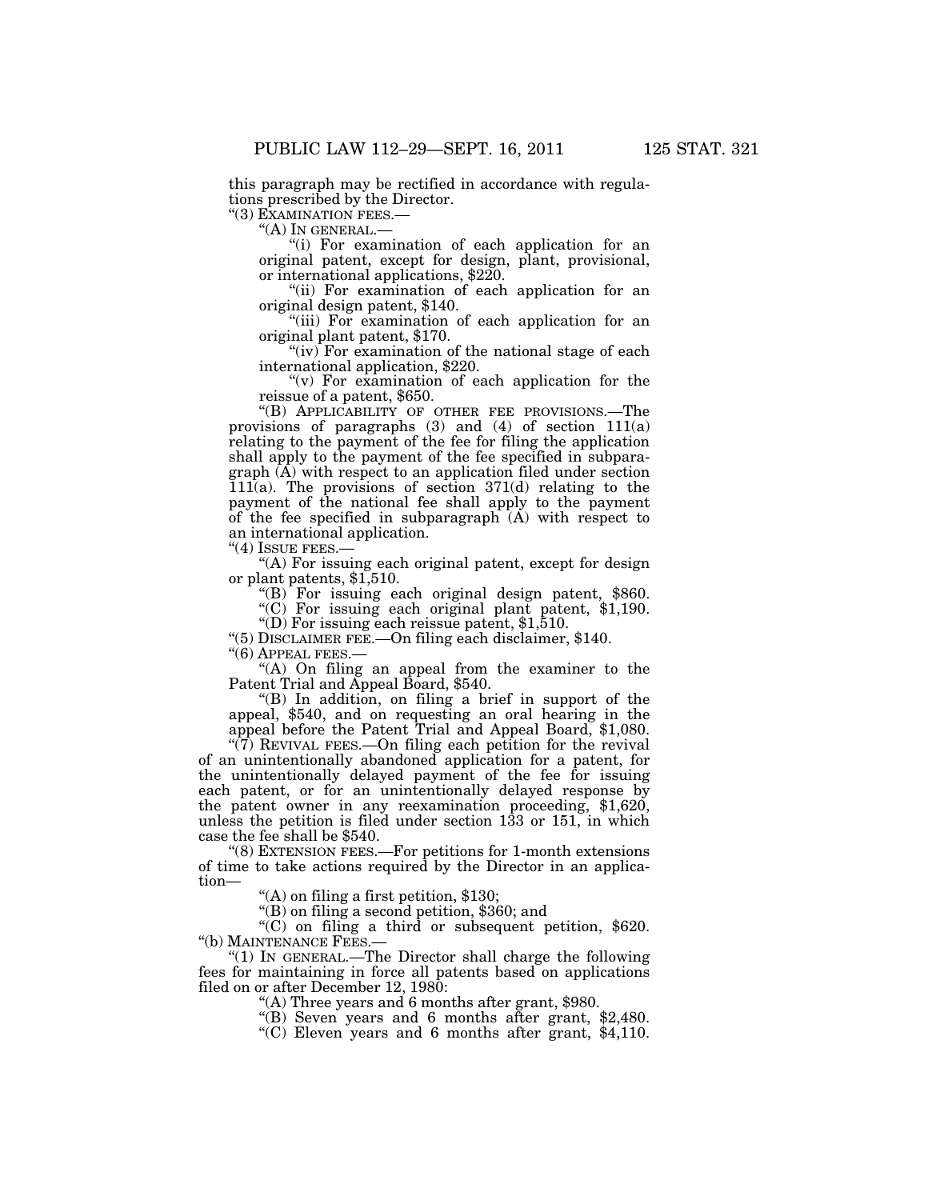this paragraph may be rectified in accordance with regulations prescribed by the Director.

"(3) EXAMINATION FEES.—

"(A) IN GENERAL.—

"(i) For examination of each application for an original patent, except for design, plant, provisional, or international applications, $220.

"(ii) For examination of each application for an original design patent, $140.

"(iii) For examination of each application for an original plant patent, $170.

"(iv) For examination of the national stage of each international application, $220.

"(v) For examination of each application for the reissue of a patent, $650.

"(B) APPLICABILITY OF OTHER FEE PROVISIONS.—The provisions of paragraphs (3) and (4) of section 111(a) relating to the payment of the fee for filing the application shall apply to the payment of the fee specified in subparagraph (A) with respect to an application filed under section 111(a). The provisions of section 371(d) relating to the payment of the national fee shall apply to the payment of the fee specified in subparagraph (A) with respect to an international application.

"(4) ISSUE FEES.—

"(A) For issuing each original patent, except for design or plant patents, $1,510.

"(B) For issuing each original design patent, $860.

"(C) For issuing each original plant patent, $1,190.

"(D) For issuing each reissue patent, $1,510.

"(5) DISCLAIMER FEE.—On filing each disclaimer, $140.

"(6) APPEAL FEES.—

"(A) On filing an appeal from the examiner to the Patent Trial and Appeal Board, $540.

"(B) In addition, on filing a brief in support of the appeal, $540, and on requesting an oral hearing in the appeal before the Patent Trial and Appeal Board, $1,080.

"(7) REVIVAL FEES.—On filing each petition for the revival of an unintentionally abandoned application for a patent, for the unintentionally delayed payment of the fee for issuing each patent, or for an unintentionally delayed response by the patent owner in any reexamination proceeding, $1,620, unless the petition is filed under section 133 or 151, in which case the fee shall be $540.

"(8) EXTENSION FEES.—For petitions for 1-month extensions of time to take actions required by the Director in an application—

"(A) on filing a first petition, $130;

"(B) on filing a second petition, $360; and

"(C) on filing a third or subsequent petition, $620.

"(b) MAINTENANCE FEES.—

"(1) IN GENERAL.—The Director shall charge the following fees for maintaining in force all patents based on applications filed on or after December 12, 1980:

"(A) Three years and 6 months after grant, $980.

"(B) Seven years and 6 months after grant, $2,480.

"(C) Eleven years and 6 months after grant, $4,110.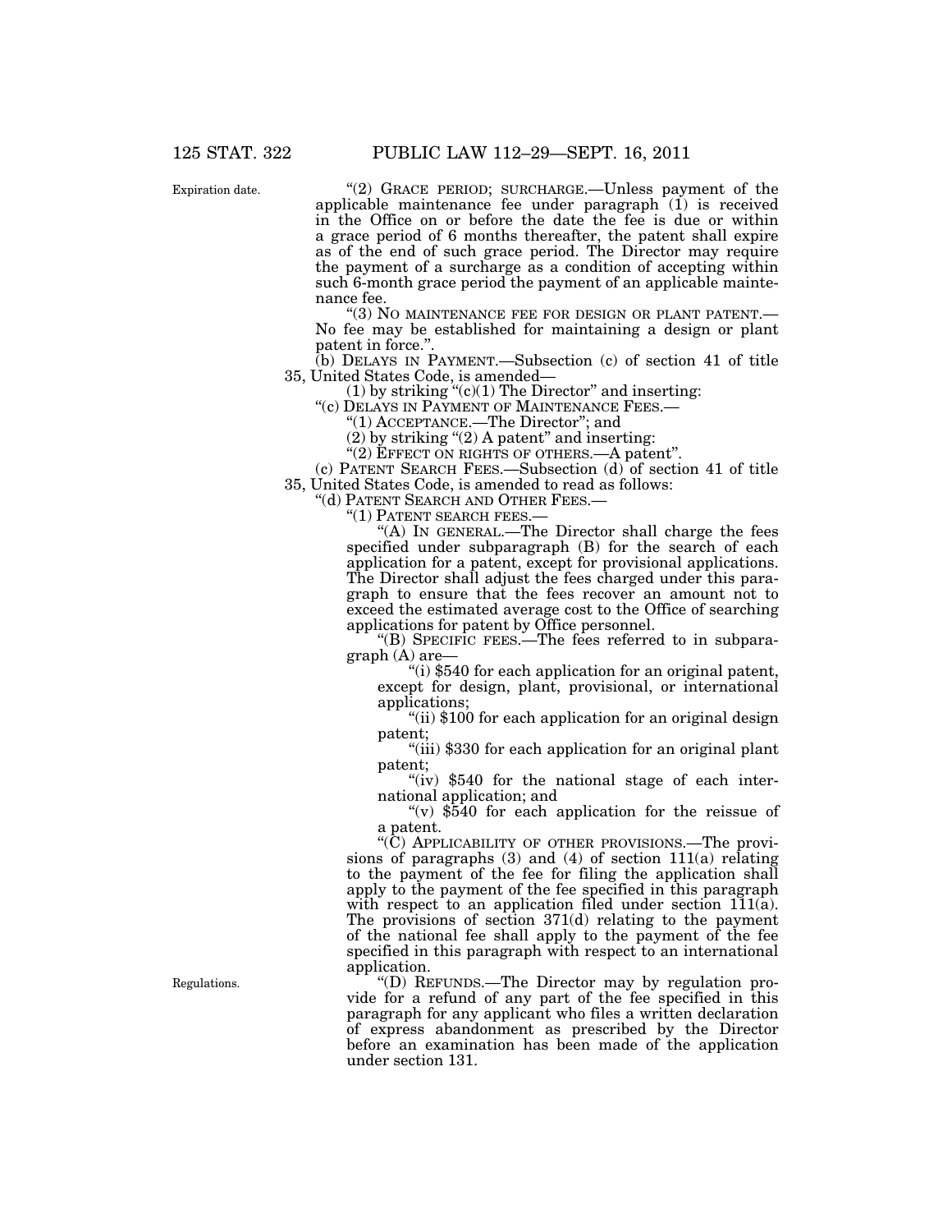Expiration date.

"(2) GRACE PERIOD; SURCHARGE.—Unless payment of the applicable maintenance fee under paragraph (1) is received in the Office on or before the date the fee is due or within a grace period of 6 months thereafter, the patent shall expire as of the end of such grace period. The Director may require the payment of a surcharge as a condition of accepting within such 6-month grace period the payment of an applicable maintenance fee.

"(3) NO MAINTENANCE FEE FOR DESIGN OR PLANT PATENT.—No fee may be established for maintaining a design or plant patent in force.".

(b) DELAYS IN PAYMENT.—Subsection (c) of section 41 of title 35, United States Code, is amended—

(1) by striking "(c)(1) The Director" and inserting:

"(c) DELAYS IN PAYMENT OF MAINTENANCE FEES.—

"(1) ACCEPTANCE.—The Director"; and

(2) by striking "(2) A patent" and inserting:

"(2) EFFECT ON RIGHTS OF OTHERS.—A patent".

(c) PATENT SEARCH FEES.—Subsection (d) of section 41 of title 35, United States Code, is amended to read as follows:

"(d) PATENT SEARCH AND OTHER FEES.—

"(1) PATENT SEARCH FEES.—

"(A) IN GENERAL.—The Director shall charge the fees specified under subparagraph (B) for the search of each application for a patent, except for provisional applications. The Director shall adjust the fees charged under this paragraph to ensure that the fees recover an amount not to exceed the estimated average cost to the Office of searching applications for patent by Office personnel.

"(B) SPECIFIC FEES.—The fees referred to in subparagraph (A) are—

"(i) $540 for each application for an original patent, except for design, plant, provisional, or international applications;

"(ii) $100 for each application for an original design patent;

"(iii) $330 for each application for an original plant patent;

"(iv) $540 for the national stage of each international application; and

"(v) $540 for each application for the reissue of a patent.

"(C) APPLICABILITY OF OTHER PROVISIONS.—The provisions of paragraphs (3) and (4) of section 111(a) relating to the payment of the fee for filing the application shall apply to the payment of the fee specified in this paragraph with respect to an application filed under section 111(a). The provisions of section 371(d) relating to the payment of the national fee shall apply to the payment of the fee specified in this paragraph with respect to an international application.

Regulations.

"(D) REFUNDS.—The Director may by regulation provide for a refund of any part of the fee specified in this paragraph for any applicant who files a written declaration of express abandonment as prescribed by the Director before an examination has been made of the application under section 131.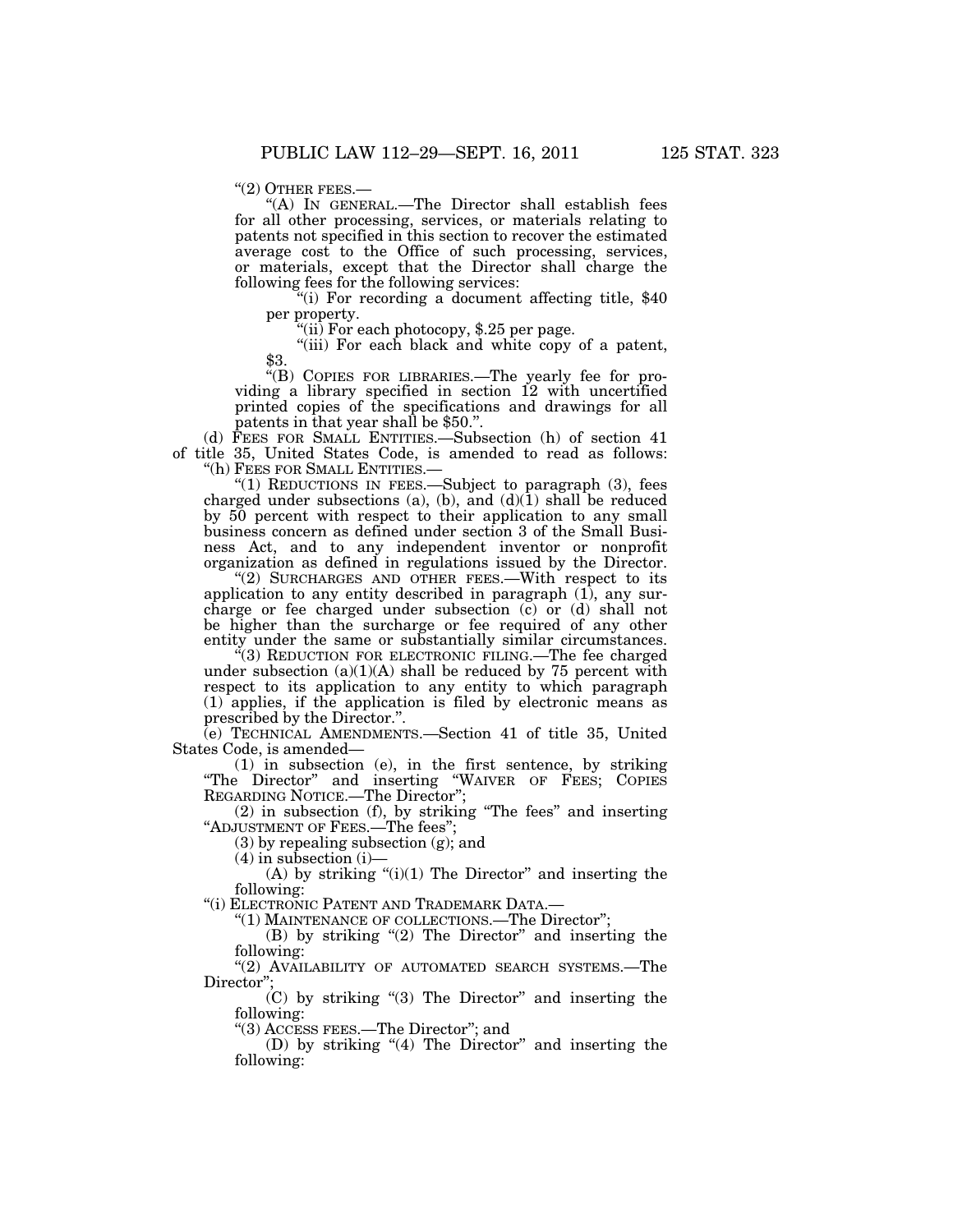"(2) OTHER FEES.—

"(A) IN GENERAL.—The Director shall establish fees for all other processing, services, or materials relating to patents not specified in this section to recover the estimated average cost to the Office of such processing, services, or materials, except that the Director shall charge the following fees for the following services:

"(i) For recording a document affecting title, $40 per property.

"(ii) For each photocopy, $.25 per page.

"(iii) For each black and white copy of a patent, $3.

"(B) COPIES FOR LIBRARIES.—The yearly fee for providing a library specified in section 12 with uncertified printed copies of the specifications and drawings for all patents in that year shall be $50.".

(d) FEES FOR SMALL ENTITIES.—Subsection (h) of section 41 of title 35, United States Code, is amended to read as follows:

"(h) FEES FOR SMALL ENTITIES.—

"(1) REDUCTIONS IN FEES.—Subject to paragraph (3), fees charged under subsections (a), (b), and (d)(1) shall be reduced by 50 percent with respect to their application to any small business concern as defined under section 3 of the Small Business Act, and to any independent inventor or nonprofit organization as defined in regulations issued by the Director.

"(2) SURCHARGES AND OTHER FEES.—With respect to its application to any entity described in paragraph (1), any surcharge or fee charged under subsection (c) or (d) shall not be higher than the surcharge or fee required of any other entity under the same or substantially similar circumstances.

"(3) REDUCTION FOR ELECTRONIC FILING.—The fee charged under subsection (a)(1)(A) shall be reduced by 75 percent with respect to its application to any entity to which paragraph (1) applies, if the application is filed by electronic means as prescribed by the Director.".

(e) TECHNICAL AMENDMENTS.—Section 41 of title 35, United States Code, is amended—

(1) in subsection (e), in the first sentence, by striking "The Director" and inserting "WAIVER OF FEES; COPIES REGARDING NOTICE.—The Director";

(2) in subsection (f), by striking "The fees" and inserting "ADJUSTMENT OF FEES.—The fees";

(3) by repealing subsection (g); and

(4) in subsection (i)—

(A) by striking "(i)(1) The Director" and inserting the following:

"(i) ELECTRONIC PATENT AND TRADEMARK DATA.—

"(1) MAINTENANCE OF COLLECTIONS.—The Director";

(B) by striking "(2) The Director" and inserting the following:

"(2) AVAILABILITY OF AUTOMATED SEARCH SYSTEMS.—The Director";

(C) by striking "(3) The Director" and inserting the following:

"(3) ACCESS FEES.—The Director"; and

(D) by striking "(4) The Director" and inserting the following: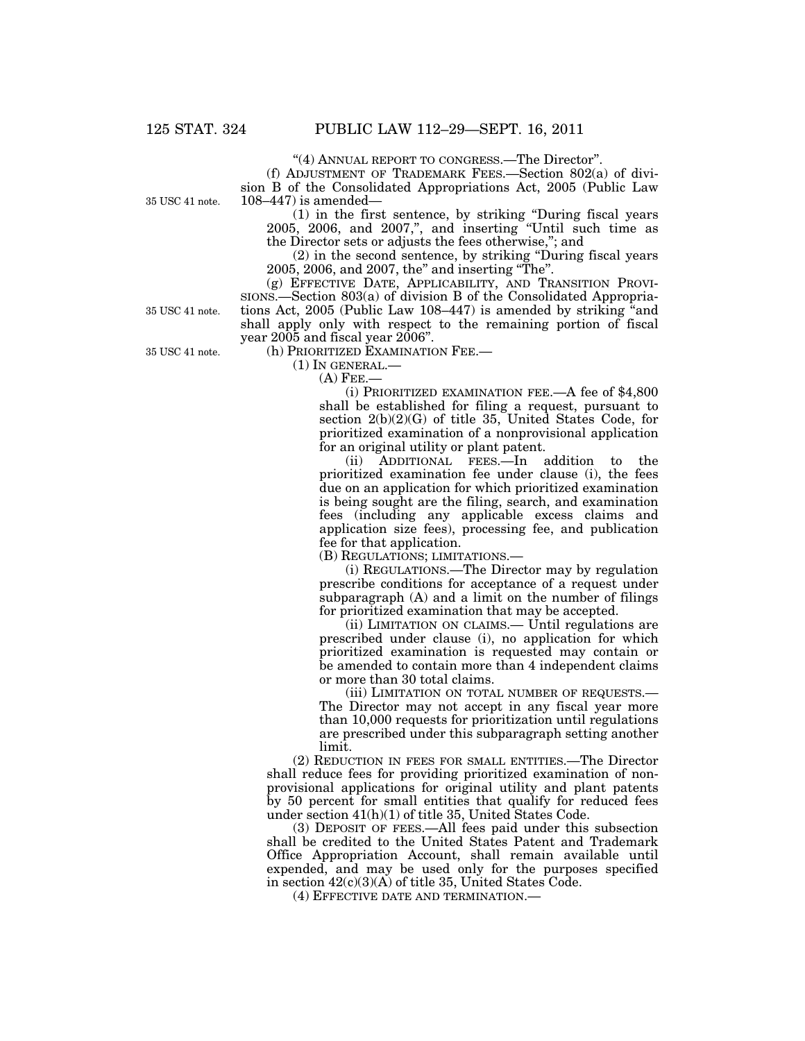"(4) ANNUAL REPORT TO CONGRESS.—The Director".

(f) ADJUSTMENT OF TRADEMARK FEES.—Section 802(a) of division B of the Consolidated Appropriations Act, 2005 (Public Law 108–447) is amended—

35 USC 41 note.

(1) in the first sentence, by striking "During fiscal years 2005, 2006, and 2007,", and inserting "Until such time as the Director sets or adjusts the fees otherwise,"; and

(2) in the second sentence, by striking "During fiscal years 2005, 2006, and 2007, the" and inserting "The".

(g) EFFECTIVE DATE, APPLICABILITY, AND TRANSITION PROVISIONS.—Section 803(a) of division B of the Consolidated Appropriations Act, 2005 (Public Law 108–447) is amended by striking "and shall apply only with respect to the remaining portion of fiscal year 2005 and fiscal year 2006".

35 USC 41 note.

35 USC 41 note.

(h) PRIORITIZED EXAMINATION FEE.—

(1) IN GENERAL.—

(A) FEE.—

(i) PRIORITIZED EXAMINATION FEE.—A fee of $4,800 shall be established for filing a request, pursuant to section 2(b)(2)(G) of title 35, United States Code, for prioritized examination of a nonprovisional application for an original utility or plant patent.

(ii) ADDITIONAL FEES.—In addition to the prioritized examination fee under clause (i), the fees due on an application for which prioritized examination is being sought are the filing, search, and examination fees (including any applicable excess claims and application size fees), processing fee, and publication fee for that application.

(B) REGULATIONS; LIMITATIONS.—

(i) REGULATIONS.—The Director may by regulation prescribe conditions for acceptance of a request under subparagraph (A) and a limit on the number of filings for prioritized examination that may be accepted.

(ii) LIMITATION ON CLAIMS.— Until regulations are prescribed under clause (i), no application for which prioritized examination is requested may contain or be amended to contain more than 4 independent claims or more than 30 total claims.

(iii) LIMITATION ON TOTAL NUMBER OF REQUESTS.—The Director may not accept in any fiscal year more than 10,000 requests for prioritization until regulations are prescribed under this subparagraph setting another limit.

(2) REDUCTION IN FEES FOR SMALL ENTITIES.—The Director shall reduce fees for providing prioritized examination of nonprovisional applications for original utility and plant patents by 50 percent for small entities that qualify for reduced fees under section 41(h)(1) of title 35, United States Code.

(3) DEPOSIT OF FEES.—All fees paid under this subsection shall be credited to the United States Patent and Trademark Office Appropriation Account, shall remain available until expended, and may be used only for the purposes specified in section 42(c)(3)(A) of title 35, United States Code.

(4) EFFECTIVE DATE AND TERMINATION.—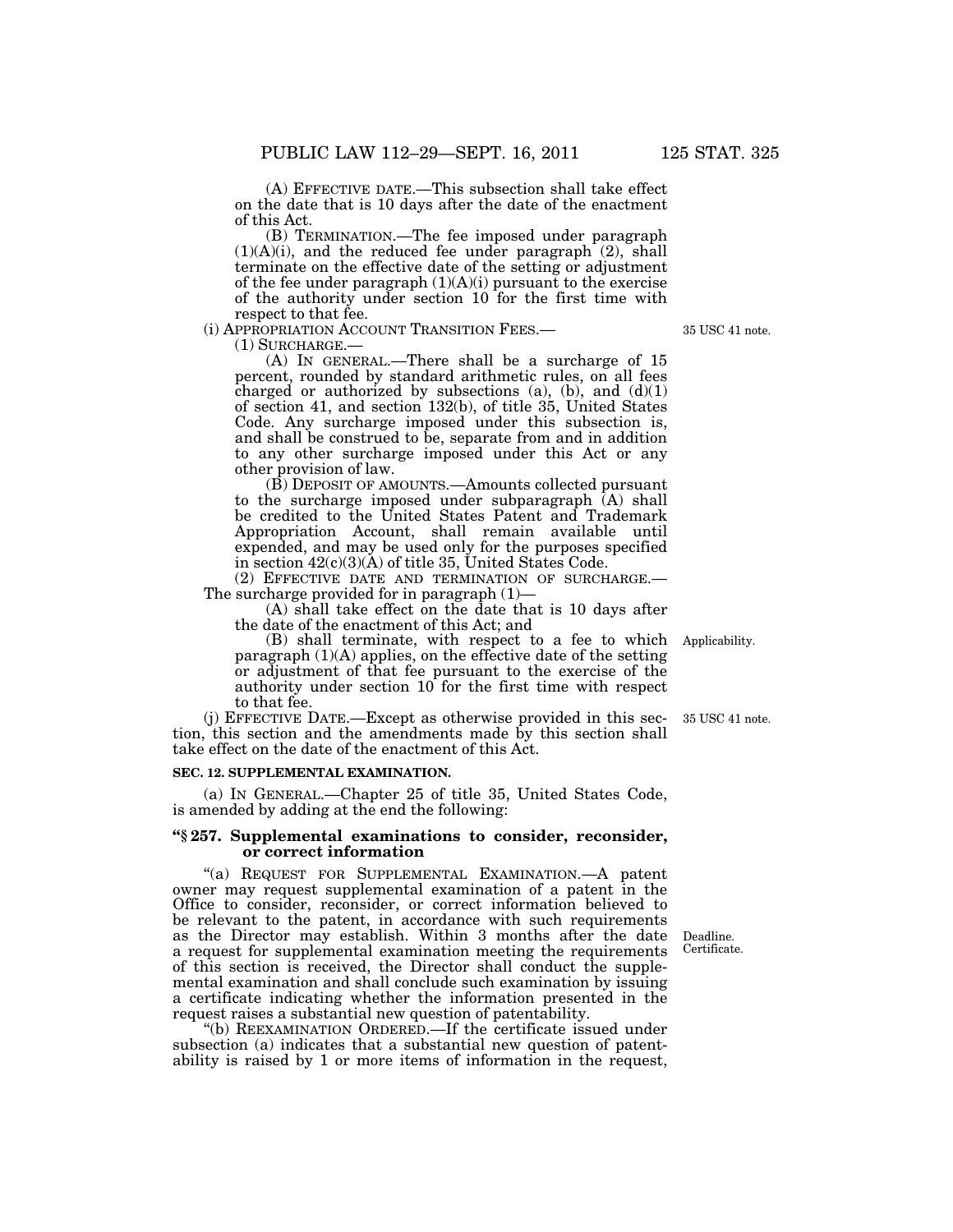(A) EFFECTIVE DATE.—This subsection shall take effect on the date that is 10 days after the date of the enactment of this Act.

(B) TERMINATION.—The fee imposed under paragraph (1)(A)(i), and the reduced fee under paragraph (2), shall terminate on the effective date of the setting or adjustment of the fee under paragraph (1)(A)(i) pursuant to the exercise of the authority under section 10 for the first time with respect to that fee.

(i) APPROPRIATION ACCOUNT TRANSITION FEES.— 35 USC 41 note.

(1) SURCHARGE.—

(A) IN GENERAL.—There shall be a surcharge of 15 percent, rounded by standard arithmetic rules, on all fees charged or authorized by subsections (a), (b), and (d)(1) of section 41, and section 132(b), of title 35, United States Code. Any surcharge imposed under this subsection is, and shall be construed to be, separate from and in addition to any other surcharge imposed under this Act or any other provision of law.

(B) DEPOSIT OF AMOUNTS.—Amounts collected pursuant to the surcharge imposed under subparagraph (A) shall be credited to the United States Patent and Trademark Appropriation Account, shall remain available until expended, and may be used only for the purposes specified in section 42(c)(3)(A) of title 35, United States Code.

(2) EFFECTIVE DATE AND TERMINATION OF SURCHARGE.— The surcharge provided for in paragraph (1)—

(A) shall take effect on the date that is 10 days after the date of the enactment of this Act; and

(B) shall terminate, with respect to a fee to which paragraph (1)(A) applies, on the effective date of the setting or adjustment of that fee pursuant to the exercise of the authority under section 10 for the first time with respect to that fee. Applicability.

(j) EFFECTIVE DATE.—Except as otherwise provided in this section, this section and the amendments made by this section shall take effect on the date of the enactment of this Act. 35 USC 41 note.

**SEC. 12. SUPPLEMENTAL EXAMINATION.**

(a) IN GENERAL.—Chapter 25 of title 35, United States Code, is amended by adding at the end the following:

**"§ 257. Supplemental examinations to consider, reconsider, or correct information**

"(a) REQUEST FOR SUPPLEMENTAL EXAMINATION.—A patent owner may request supplemental examination of a patent in the Office to consider, reconsider, or correct information believed to be relevant to the patent, in accordance with such requirements as the Director may establish. Within 3 months after the date a request for supplemental examination meeting the requirements of this section is received, the Director shall conduct the supplemental examination and shall conclude such examination by issuing a certificate indicating whether the information presented in the request raises a substantial new question of patentability. Deadline. Certificate.

"(b) REEXAMINATION ORDERED.—If the certificate issued under subsection (a) indicates that a substantial new question of patentability is raised by 1 or more items of information in the request,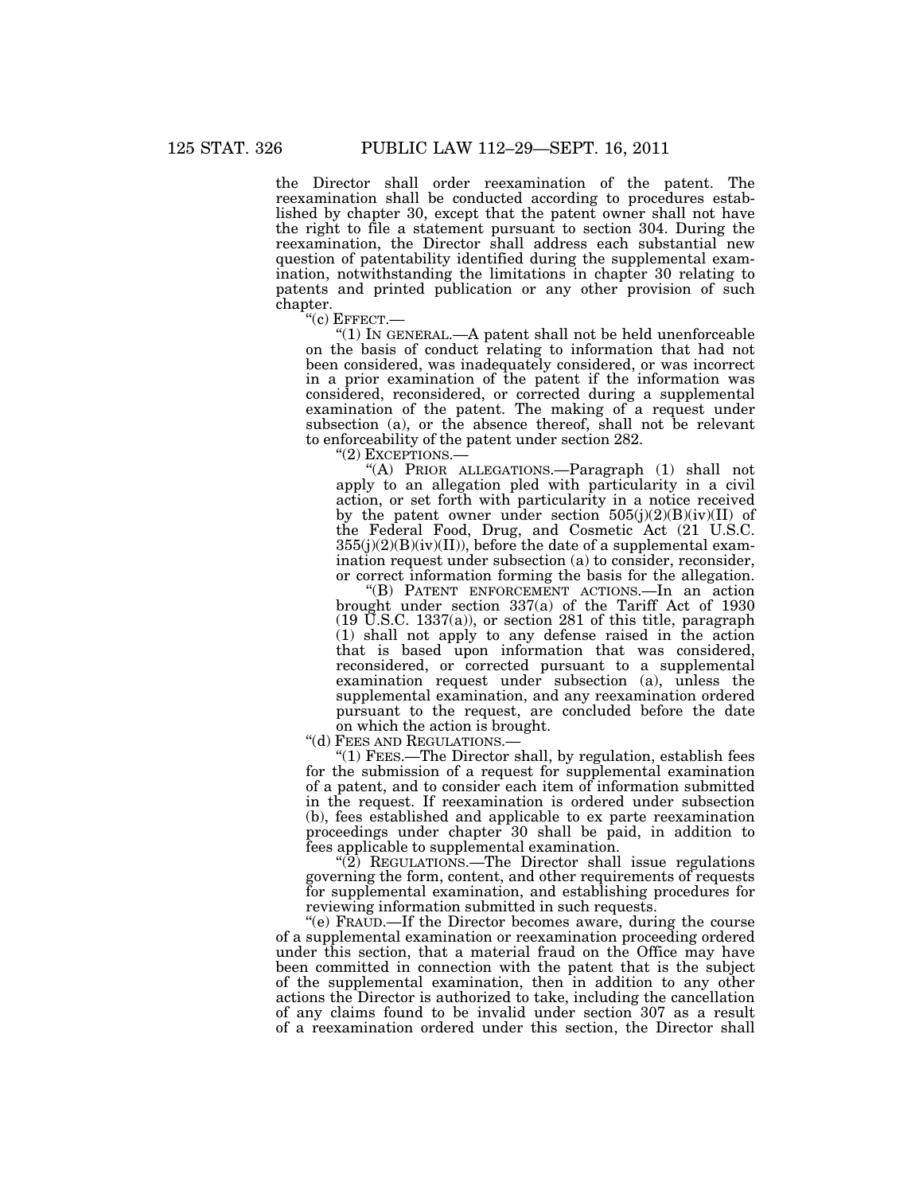the Director shall order reexamination of the patent. The reexamination shall be conducted according to procedures established by chapter 30, except that the patent owner shall not have the right to file a statement pursuant to section 304. During the reexamination, the Director shall address each substantial new question of patentability identified during the supplemental examination, notwithstanding the limitations in chapter 30 relating to patents and printed publication or any other provision of such chapter.

"(c) EFFECT.—

"(1) IN GENERAL.—A patent shall not be held unenforceable on the basis of conduct relating to information that had not been considered, was inadequately considered, or was incorrect in a prior examination of the patent if the information was considered, reconsidered, or corrected during a supplemental examination of the patent. The making of a request under subsection (a), or the absence thereof, shall not be relevant to enforceability of the patent under section 282.

"(2) EXCEPTIONS.—

"(A) PRIOR ALLEGATIONS.—Paragraph (1) shall not apply to an allegation pled with particularity in a civil action, or set forth with particularity in a notice received by the patent owner under section 505(j)(2)(B)(iv)(II) of the Federal Food, Drug, and Cosmetic Act (21 U.S.C. 355(j)(2)(B)(iv)(II)), before the date of a supplemental examination request under subsection (a) to consider, reconsider, or correct information forming the basis for the allegation.

"(B) PATENT ENFORCEMENT ACTIONS.—In an action brought under section 337(a) of the Tariff Act of 1930 (19 U.S.C. 1337(a)), or section 281 of this title, paragraph (1) shall not apply to any defense raised in the action that is based upon information that was considered, reconsidered, or corrected pursuant to a supplemental examination request under subsection (a), unless the supplemental examination, and any reexamination ordered pursuant to the request, are concluded before the date on which the action is brought.

"(d) FEES AND REGULATIONS.—

"(1) FEES.—The Director shall, by regulation, establish fees for the submission of a request for supplemental examination of a patent, and to consider each item of information submitted in the request. If reexamination is ordered under subsection (b), fees established and applicable to ex parte reexamination proceedings under chapter 30 shall be paid, in addition to fees applicable to supplemental examination.

"(2) REGULATIONS.—The Director shall issue regulations governing the form, content, and other requirements of requests for supplemental examination, and establishing procedures for reviewing information submitted in such requests.

"(e) FRAUD.—If the Director becomes aware, during the course of a supplemental examination or reexamination proceeding ordered under this section, that a material fraud on the Office may have been committed in connection with the patent that is the subject of the supplemental examination, then in addition to any other actions the Director is authorized to take, including the cancellation of any claims found to be invalid under section 307 as a result of a reexamination ordered under this section, the Director shall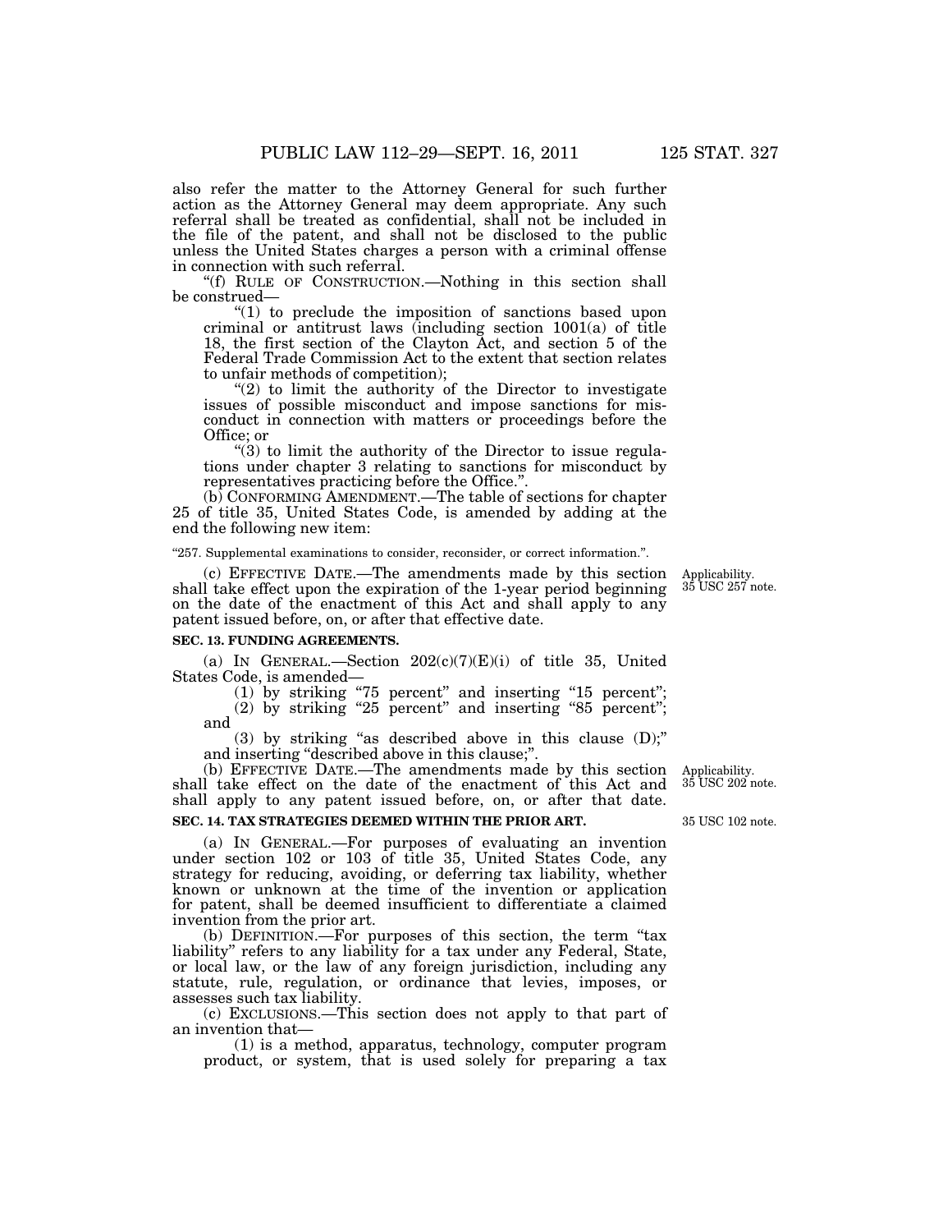also refer the matter to the Attorney General for such further action as the Attorney General may deem appropriate. Any such referral shall be treated as confidential, shall not be included in the file of the patent, and shall not be disclosed to the public unless the United States charges a person with a criminal offense in connection with such referral.

"(f) RULE OF CONSTRUCTION.—Nothing in this section shall be construed—

"(1) to preclude the imposition of sanctions based upon criminal or antitrust laws (including section 1001(a) of title 18, the first section of the Clayton Act, and section 5 of the Federal Trade Commission Act to the extent that section relates to unfair methods of competition);

"(2) to limit the authority of the Director to investigate issues of possible misconduct and impose sanctions for misconduct in connection with matters or proceedings before the Office; or

"(3) to limit the authority of the Director to issue regulations under chapter 3 relating to sanctions for misconduct by representatives practicing before the Office.".

(b) CONFORMING AMENDMENT.—The table of sections for chapter 25 of title 35, United States Code, is amended by adding at the end the following new item:

"257. Supplemental examinations to consider, reconsider, or correct information.".

(c) EFFECTIVE DATE.—The amendments made by this section shall take effect upon the expiration of the 1-year period beginning on the date of the enactment of this Act and shall apply to any patent issued before, on, or after that effective date.

Applicability. 35 USC 257 note.

**SEC. 13. FUNDING AGREEMENTS.**

(a) IN GENERAL.—Section 202(c)(7)(E)(i) of title 35, United States Code, is amended—

(1) by striking "75 percent" and inserting "15 percent";

(2) by striking "25 percent" and inserting "85 percent"; and

(3) by striking "as described above in this clause (D);" and inserting "described above in this clause;".

(b) EFFECTIVE DATE.—The amendments made by this section shall take effect on the date of the enactment of this Act and shall apply to any patent issued before, on, or after that date.

Applicability. 35 USC 202 note.

**SEC. 14. TAX STRATEGIES DEEMED WITHIN THE PRIOR ART.**

35 USC 102 note.

(a) IN GENERAL.—For purposes of evaluating an invention under section 102 or 103 of title 35, United States Code, any strategy for reducing, avoiding, or deferring tax liability, whether known or unknown at the time of the invention or application for patent, shall be deemed insufficient to differentiate a claimed invention from the prior art.

(b) DEFINITION.—For purposes of this section, the term "tax liability" refers to any liability for a tax under any Federal, State, or local law, or the law of any foreign jurisdiction, including any statute, rule, regulation, or ordinance that levies, imposes, or assesses such tax liability.

(c) EXCLUSIONS.—This section does not apply to that part of an invention that—

(1) is a method, apparatus, technology, computer program product, or system, that is used solely for preparing a tax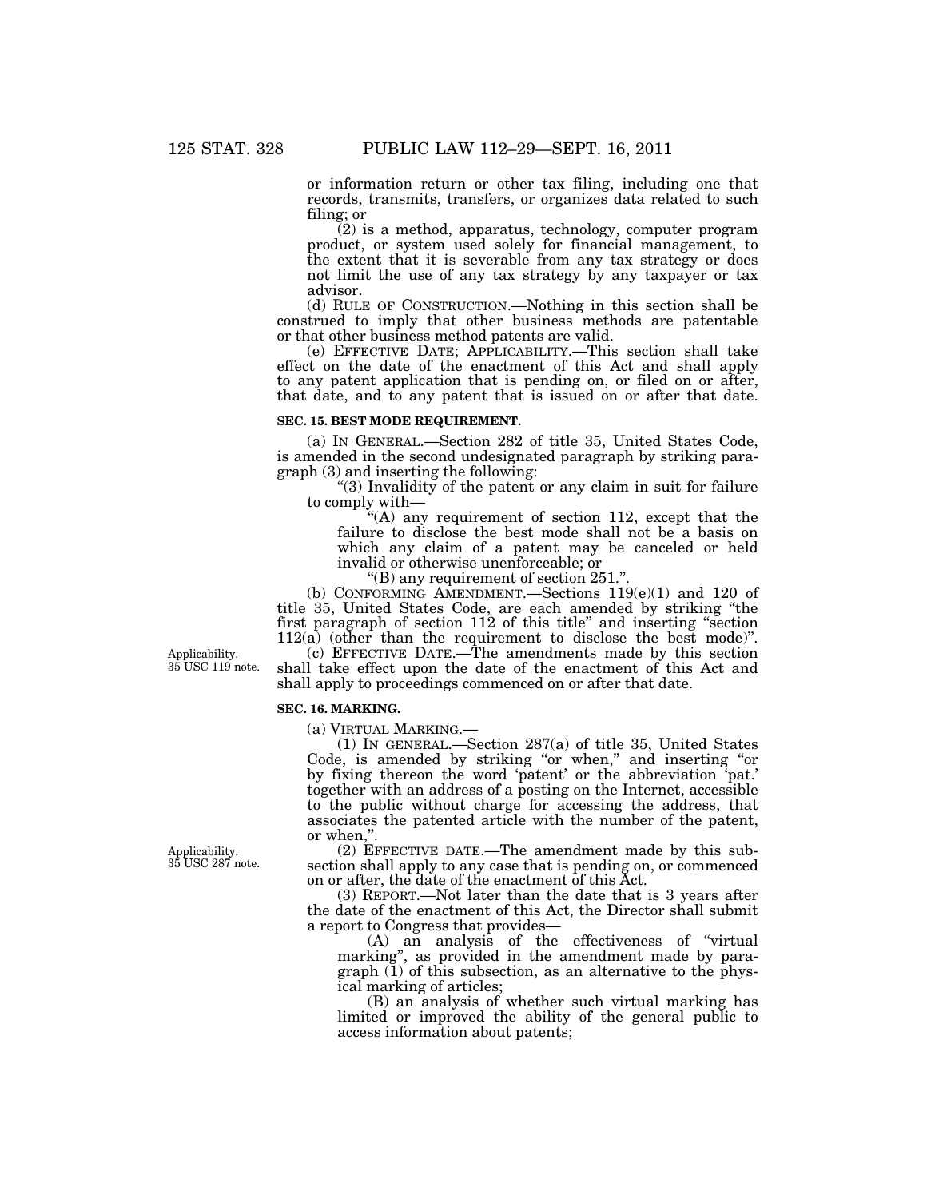or information return or other tax filing, including one that records, transmits, transfers, or organizes data related to such filing; or

(2) is a method, apparatus, technology, computer program product, or system used solely for financial management, to the extent that it is severable from any tax strategy or does not limit the use of any tax strategy by any taxpayer or tax advisor.

(d) RULE OF CONSTRUCTION.—Nothing in this section shall be construed to imply that other business methods are patentable or that other business method patents are valid.

(e) EFFECTIVE DATE; APPLICABILITY.—This section shall take effect on the date of the enactment of this Act and shall apply to any patent application that is pending on, or filed on or after, that date, and to any patent that is issued on or after that date.

**SEC. 15. BEST MODE REQUIREMENT.**

(a) IN GENERAL.—Section 282 of title 35, United States Code, is amended in the second undesignated paragraph by striking paragraph (3) and inserting the following:

"(3) Invalidity of the patent or any claim in suit for failure to comply with—

"(A) any requirement of section 112, except that the failure to disclose the best mode shall not be a basis on which any claim of a patent may be canceled or held invalid or otherwise unenforceable; or

"(B) any requirement of section 251.".

(b) CONFORMING AMENDMENT.—Sections 119(e)(1) and 120 of title 35, United States Code, are each amended by striking "the first paragraph of section 112 of this title" and inserting "section 112(a) (other than the requirement to disclose the best mode)".

Applicability. 35 USC 119 note.

(c) EFFECTIVE DATE.—The amendments made by this section shall take effect upon the date of the enactment of this Act and shall apply to proceedings commenced on or after that date.

**SEC. 16. MARKING.**

(a) VIRTUAL MARKING.—

(1) IN GENERAL.—Section 287(a) of title 35, United States Code, is amended by striking "or when," and inserting "or by fixing thereon the word 'patent' or the abbreviation 'pat.' together with an address of a posting on the Internet, accessible to the public without charge for accessing the address, that associates the patented article with the number of the patent, or when,".

Applicability. 35 USC 287 note.

(2) EFFECTIVE DATE.—The amendment made by this subsection shall apply to any case that is pending on, or commenced on or after, the date of the enactment of this Act.

(3) REPORT.—Not later than the date that is 3 years after the date of the enactment of this Act, the Director shall submit a report to Congress that provides—

(A) an analysis of the effectiveness of "virtual marking", as provided in the amendment made by paragraph (1) of this subsection, as an alternative to the physical marking of articles;

(B) an analysis of whether such virtual marking has limited or improved the ability of the general public to access information about patents;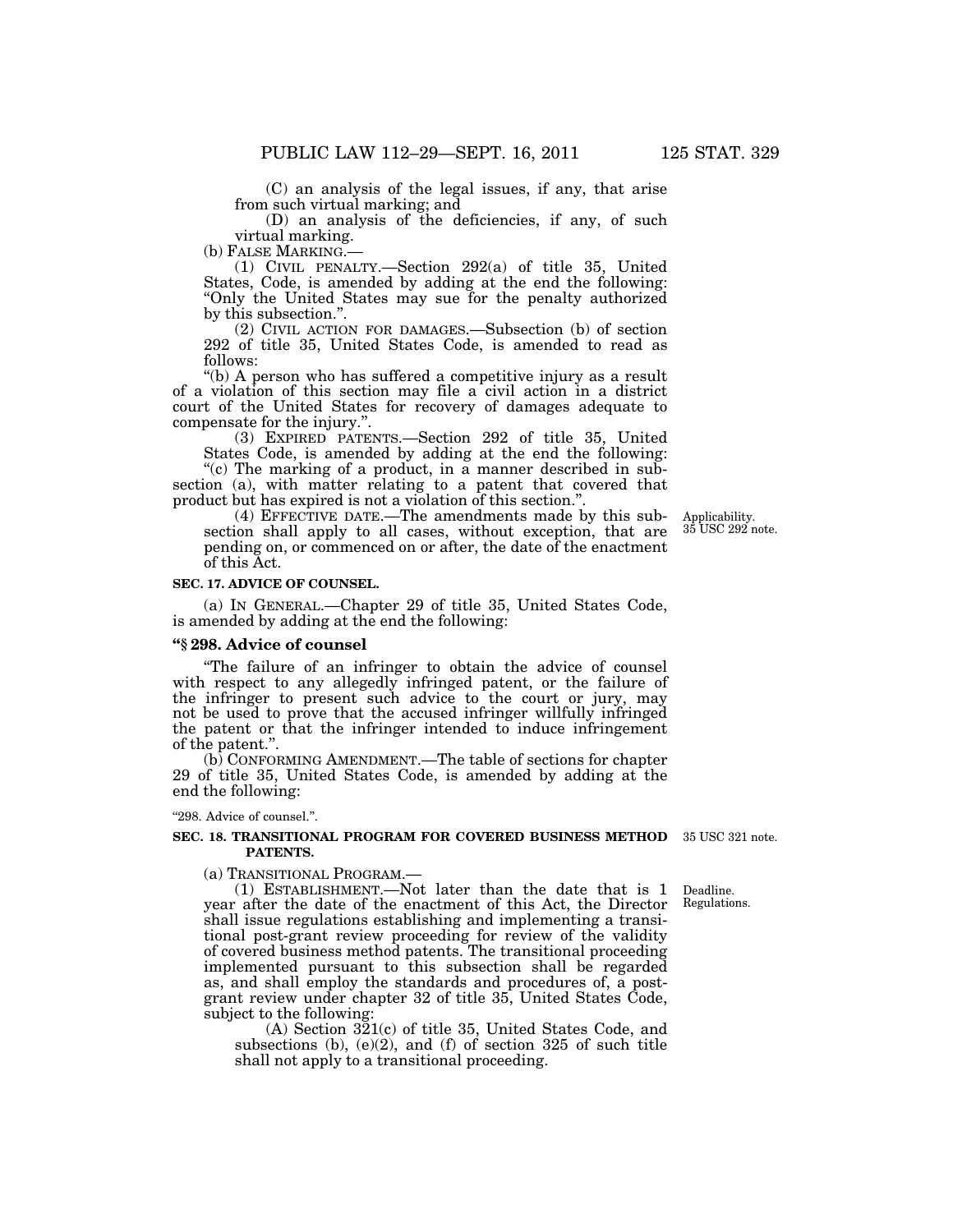(C) an analysis of the legal issues, if any, that arise from such virtual marking; and

(D) an analysis of the deficiencies, if any, of such virtual marking.

(b) FALSE MARKING.—

(1) CIVIL PENALTY.—Section 292(a) of title 35, United States, Code, is amended by adding at the end the following: "Only the United States may sue for the penalty authorized by this subsection.".

(2) CIVIL ACTION FOR DAMAGES.—Subsection (b) of section 292 of title 35, United States Code, is amended to read as follows:

"(b) A person who has suffered a competitive injury as a result of a violation of this section may file a civil action in a district court of the United States for recovery of damages adequate to compensate for the injury.".

(3) EXPIRED PATENTS.—Section 292 of title 35, United States Code, is amended by adding at the end the following:

"(c) The marking of a product, in a manner described in subsection (a), with matter relating to a patent that covered that product but has expired is not a violation of this section.".

(4) EFFECTIVE DATE.—The amendments made by this subsection shall apply to all cases, without exception, that are pending on, or commenced on or after, the date of the enactment of this Act.

Applicability. 35 USC 292 note.

**SEC. 17. ADVICE OF COUNSEL.**

(a) IN GENERAL.—Chapter 29 of title 35, United States Code, is amended by adding at the end the following:

**"§ 298. Advice of counsel**

"The failure of an infringer to obtain the advice of counsel with respect to any allegedly infringed patent, or the failure of the infringer to present such advice to the court or jury, may not be used to prove that the accused infringer willfully infringed the patent or that the infringer intended to induce infringement of the patent.".

(b) CONFORMING AMENDMENT.—The table of sections for chapter 29 of title 35, United States Code, is amended by adding at the end the following:

"298. Advice of counsel.".

**SEC. 18. TRANSITIONAL PROGRAM FOR COVERED BUSINESS METHOD PATENTS.**

35 USC 321 note.

(a) TRANSITIONAL PROGRAM.—

(1) ESTABLISHMENT.—Not later than the date that is 1 year after the date of the enactment of this Act, the Director shall issue regulations establishing and implementing a transitional post-grant review proceeding for review of the validity of covered business method patents. The transitional proceeding implemented pursuant to this subsection shall be regarded as, and shall employ the standards and procedures of, a post-grant review under chapter 32 of title 35, United States Code, subject to the following:

Deadline. Regulations.

(A) Section 321(c) of title 35, United States Code, and subsections (b), (e)(2), and (f) of section 325 of such title shall not apply to a transitional proceeding.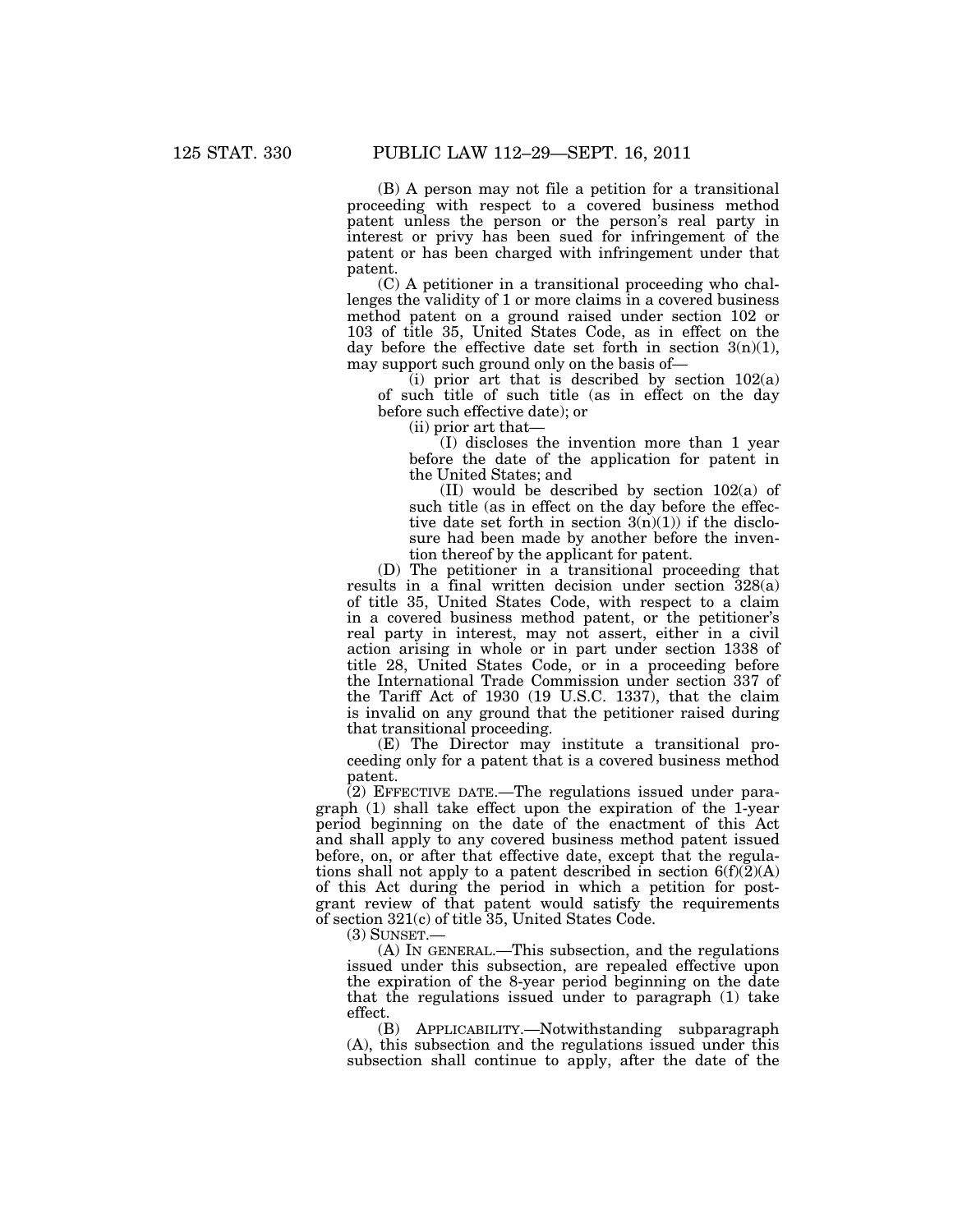(B) A person may not file a petition for a transitional proceeding with respect to a covered business method patent unless the person or the person's real party in interest or privy has been sued for infringement of the patent or has been charged with infringement under that patent.

(C) A petitioner in a transitional proceeding who challenges the validity of 1 or more claims in a covered business method patent on a ground raised under section 102 or 103 of title 35, United States Code, as in effect on the day before the effective date set forth in section 3(n)(1), may support such ground only on the basis of—

(i) prior art that is described by section 102(a) of such title of such title (as in effect on the day before such effective date); or

(ii) prior art that—

(I) discloses the invention more than 1 year before the date of the application for patent in the United States; and

(II) would be described by section 102(a) of such title (as in effect on the day before the effective date set forth in section 3(n)(1)) if the disclosure had been made by another before the invention thereof by the applicant for patent.

(D) The petitioner in a transitional proceeding that results in a final written decision under section 328(a) of title 35, United States Code, with respect to a claim in a covered business method patent, or the petitioner's real party in interest, may not assert, either in a civil action arising in whole or in part under section 1338 of title 28, United States Code, or in a proceeding before the International Trade Commission under section 337 of the Tariff Act of 1930 (19 U.S.C. 1337), that the claim is invalid on any ground that the petitioner raised during that transitional proceeding.

(E) The Director may institute a transitional proceeding only for a patent that is a covered business method patent.

(2) EFFECTIVE DATE.—The regulations issued under paragraph (1) shall take effect upon the expiration of the 1-year period beginning on the date of the enactment of this Act and shall apply to any covered business method patent issued before, on, or after that effective date, except that the regulations shall not apply to a patent described in section 6(f)(2)(A) of this Act during the period in which a petition for post-grant review of that patent would satisfy the requirements of section 321(c) of title 35, United States Code.

(3) SUNSET.—

(A) IN GENERAL.—This subsection, and the regulations issued under this subsection, are repealed effective upon the expiration of the 8-year period beginning on the date that the regulations issued under to paragraph (1) take effect.

(B) APPLICABILITY.—Notwithstanding subparagraph (A), this subsection and the regulations issued under this subsection shall continue to apply, after the date of the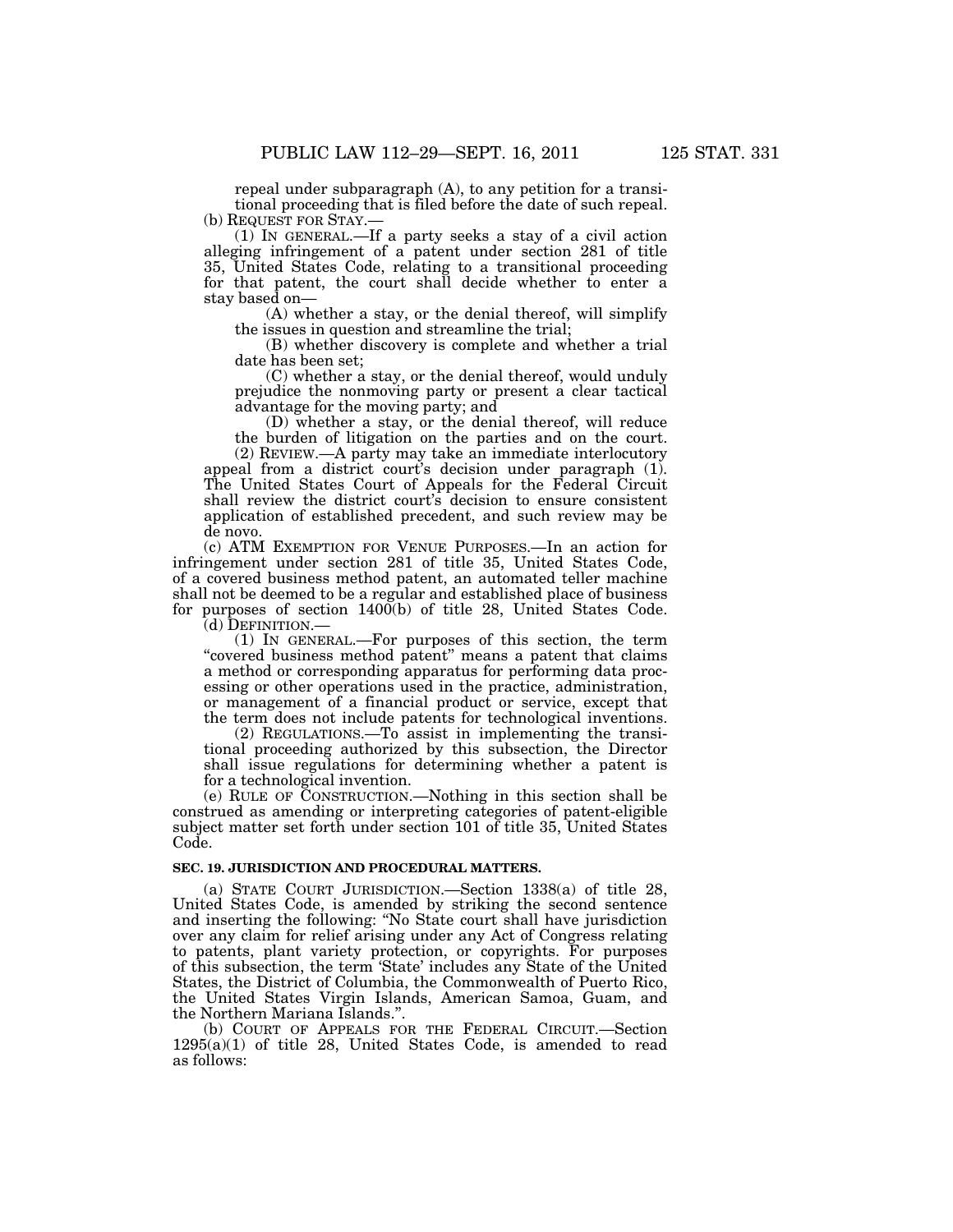repeal under subparagraph (A), to any petition for a transitional proceeding that is filed before the date of such repeal.

(b) REQUEST FOR STAY.—

(1) IN GENERAL.—If a party seeks a stay of a civil action alleging infringement of a patent under section 281 of title 35, United States Code, relating to a transitional proceeding for that patent, the court shall decide whether to enter a stay based on—

(A) whether a stay, or the denial thereof, will simplify the issues in question and streamline the trial;

(B) whether discovery is complete and whether a trial date has been set;

(C) whether a stay, or the denial thereof, would unduly prejudice the nonmoving party or present a clear tactical advantage for the moving party; and

(D) whether a stay, or the denial thereof, will reduce the burden of litigation on the parties and on the court.

(2) REVIEW.—A party may take an immediate interlocutory appeal from a district court's decision under paragraph (1). The United States Court of Appeals for the Federal Circuit shall review the district court's decision to ensure consistent application of established precedent, and such review may be de novo.

(c) ATM EXEMPTION FOR VENUE PURPOSES.—In an action for infringement under section 281 of title 35, United States Code, of a covered business method patent, an automated teller machine shall not be deemed to be a regular and established place of business for purposes of section 1400(b) of title 28, United States Code.

(d) DEFINITION.—

(1) IN GENERAL.—For purposes of this section, the term "covered business method patent" means a patent that claims a method or corresponding apparatus for performing data processing or other operations used in the practice, administration, or management of a financial product or service, except that the term does not include patents for technological inventions.

(2) REGULATIONS.—To assist in implementing the transitional proceeding authorized by this subsection, the Director shall issue regulations for determining whether a patent is for a technological invention.

(e) RULE OF CONSTRUCTION.—Nothing in this section shall be construed as amending or interpreting categories of patent-eligible subject matter set forth under section 101 of title 35, United States Code.

**SEC. 19. JURISDICTION AND PROCEDURAL MATTERS.**

(a) STATE COURT JURISDICTION.—Section 1338(a) of title 28, United States Code, is amended by striking the second sentence and inserting the following: "No State court shall have jurisdiction over any claim for relief arising under any Act of Congress relating to patents, plant variety protection, or copyrights. For purposes of this subsection, the term 'State' includes any State of the United States, the District of Columbia, the Commonwealth of Puerto Rico, the United States Virgin Islands, American Samoa, Guam, and the Northern Mariana Islands.".

(b) COURT OF APPEALS FOR THE FEDERAL CIRCUIT.—Section 1295(a)(1) of title 28, United States Code, is amended to read as follows: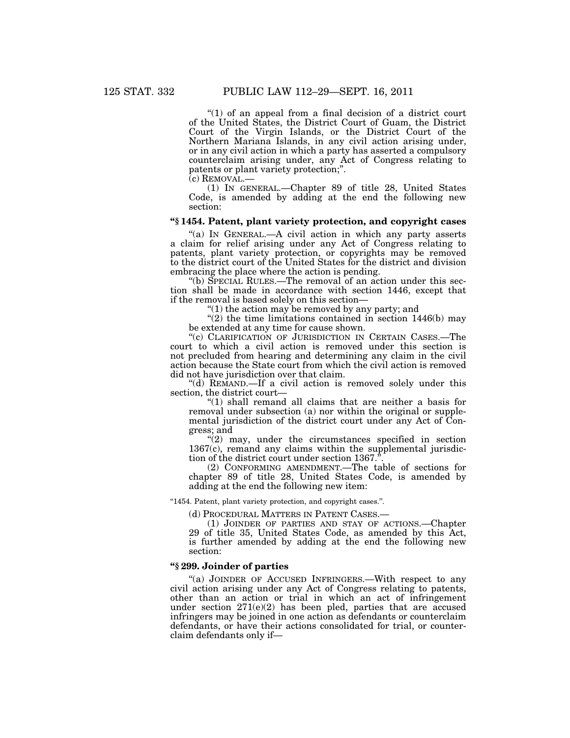"(1) of an appeal from a final decision of a district court of the United States, the District Court of Guam, the District Court of the Virgin Islands, or the District Court of the Northern Mariana Islands, in any civil action arising under, or in any civil action in which a party has asserted a compulsory counterclaim arising under, any Act of Congress relating to patents or plant variety protection;".

(c) REMOVAL.—

(1) IN GENERAL.—Chapter 89 of title 28, United States Code, is amended by adding at the end the following new section:

**"§ 1454. Patent, plant variety protection, and copyright cases**

"(a) IN GENERAL.—A civil action in which any party asserts a claim for relief arising under any Act of Congress relating to patents, plant variety protection, or copyrights may be removed to the district court of the United States for the district and division embracing the place where the action is pending.

"(b) SPECIAL RULES.—The removal of an action under this section shall be made in accordance with section 1446, except that if the removal is based solely on this section—

"(1) the action may be removed by any party; and

"(2) the time limitations contained in section 1446(b) may be extended at any time for cause shown.

"(c) CLARIFICATION OF JURISDICTION IN CERTAIN CASES.—The court to which a civil action is removed under this section is not precluded from hearing and determining any claim in the civil action because the State court from which the civil action is removed did not have jurisdiction over that claim.

"(d) REMAND.—If a civil action is removed solely under this section, the district court—

"(1) shall remand all claims that are neither a basis for removal under subsection (a) nor within the original or supplemental jurisdiction of the district court under any Act of Congress; and

"(2) may, under the circumstances specified in section 1367(c), remand any claims within the supplemental jurisdiction of the district court under section 1367.".

(2) CONFORMING AMENDMENT.—The table of sections for chapter 89 of title 28, United States Code, is amended by adding at the end the following new item:

"1454. Patent, plant variety protection, and copyright cases.".

(d) PROCEDURAL MATTERS IN PATENT CASES.—

(1) JOINDER OF PARTIES AND STAY OF ACTIONS.—Chapter 29 of title 35, United States Code, as amended by this Act, is further amended by adding at the end the following new section:

**"§ 299. Joinder of parties**

"(a) JOINDER OF ACCUSED INFRINGERS.—With respect to any civil action arising under any Act of Congress relating to patents, other than an action or trial in which an act of infringement under section 271(e)(2) has been pled, parties that are accused infringers may be joined in one action as defendants or counterclaim defendants, or have their actions consolidated for trial, or counterclaim defendants only if—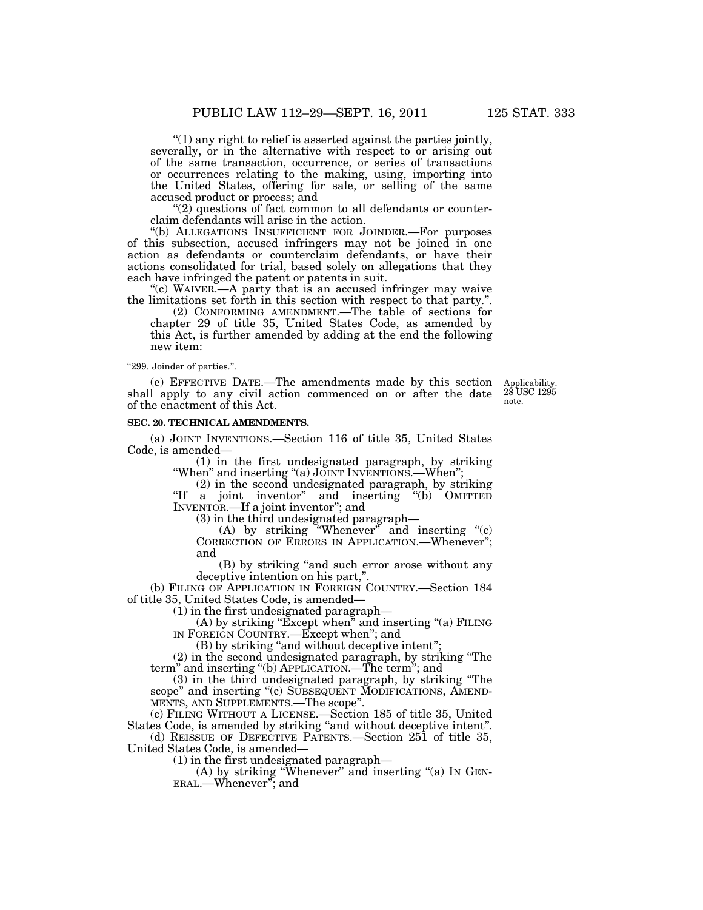"(1) any right to relief is asserted against the parties jointly, severally, or in the alternative with respect to or arising out of the same transaction, occurrence, or series of transactions or occurrences relating to the making, using, importing into the United States, offering for sale, or selling of the same accused product or process; and

"(2) questions of fact common to all defendants or counterclaim defendants will arise in the action.

"(b) ALLEGATIONS INSUFFICIENT FOR JOINDER.—For purposes of this subsection, accused infringers may not be joined in one action as defendants or counterclaim defendants, or have their actions consolidated for trial, based solely on allegations that they each have infringed the patent or patents in suit.

"(c) WAIVER.—A party that is an accused infringer may waive the limitations set forth in this section with respect to that party.".

(2) CONFORMING AMENDMENT.—The table of sections for chapter 29 of title 35, United States Code, as amended by this Act, is further amended by adding at the end the following new item:

"299. Joinder of parties.".

(e) EFFECTIVE DATE.—The amendments made by this section shall apply to any civil action commenced on or after the date of the enactment of this Act.

Applicability. 28 USC 1295 note.

**SEC. 20. TECHNICAL AMENDMENTS.**

(a) JOINT INVENTIONS.—Section 116 of title 35, United States Code, is amended—

(1) in the first undesignated paragraph, by striking "When" and inserting "(a) JOINT INVENTIONS.—When";

(2) in the second undesignated paragraph, by striking "If a joint inventor" and inserting "(b) OMITTED INVENTOR.—If a joint inventor"; and

(3) in the third undesignated paragraph—

(A) by striking "Whenever" and inserting "(c) CORRECTION OF ERRORS IN APPLICATION.—Whenever"; and

(B) by striking "and such error arose without any deceptive intention on his part,".

(b) FILING OF APPLICATION IN FOREIGN COUNTRY.—Section 184 of title 35, United States Code, is amended—

(1) in the first undesignated paragraph—

(A) by striking "Except when" and inserting "(a) FILING IN FOREIGN COUNTRY.—Except when"; and

(B) by striking "and without deceptive intent";

(2) in the second undesignated paragraph, by striking "The term" and inserting "(b) APPLICATION.—The term"; and

(3) in the third undesignated paragraph, by striking "The scope" and inserting "(c) SUBSEQUENT MODIFICATIONS, AMENDMENTS, AND SUPPLEMENTS.—The scope".

(c) FILING WITHOUT A LICENSE.—Section 185 of title 35, United States Code, is amended by striking "and without deceptive intent".

(d) REISSUE OF DEFECTIVE PATENTS.—Section 251 of title 35, United States Code, is amended—

(1) in the first undesignated paragraph—

(A) by striking "Whenever" and inserting "(a) IN GENERAL.—Whenever"; and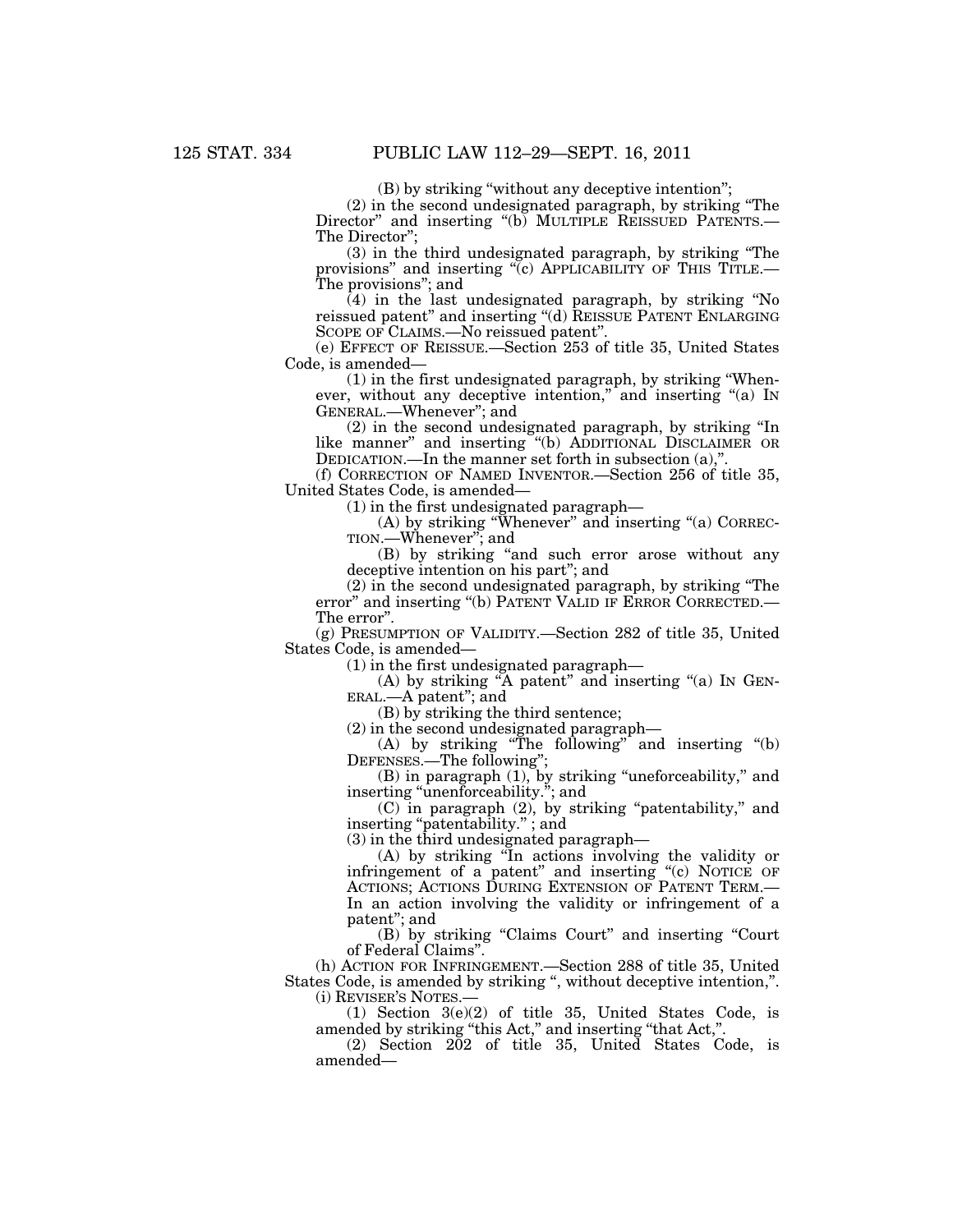(B) by striking "without any deceptive intention";

(2) in the second undesignated paragraph, by striking "The Director" and inserting "(b) MULTIPLE REISSUED PATENTS.—The Director";

(3) in the third undesignated paragraph, by striking "The provisions" and inserting "(c) APPLICABILITY OF THIS TITLE.—The provisions"; and

(4) in the last undesignated paragraph, by striking "No reissued patent" and inserting "(d) REISSUE PATENT ENLARGING SCOPE OF CLAIMS.—No reissued patent".

(e) EFFECT OF REISSUE.—Section 253 of title 35, United States Code, is amended—

(1) in the first undesignated paragraph, by striking "Whenever, without any deceptive intention," and inserting "(a) IN GENERAL.—Whenever"; and

(2) in the second undesignated paragraph, by striking "In like manner" and inserting "(b) ADDITIONAL DISCLAIMER OR DEDICATION.—In the manner set forth in subsection (a),".

(f) CORRECTION OF NAMED INVENTOR.—Section 256 of title 35, United States Code, is amended—

(1) in the first undesignated paragraph—

(A) by striking "Whenever" and inserting "(a) CORRECTION.—Whenever"; and

(B) by striking "and such error arose without any deceptive intention on his part"; and

(2) in the second undesignated paragraph, by striking "The error" and inserting "(b) PATENT VALID IF ERROR CORRECTED.—The error".

(g) PRESUMPTION OF VALIDITY.—Section 282 of title 35, United States Code, is amended—

(1) in the first undesignated paragraph—

(A) by striking "A patent" and inserting "(a) IN GENERAL.—A patent"; and

(B) by striking the third sentence;

(2) in the second undesignated paragraph—

(A) by striking "The following" and inserting "(b) DEFENSES.—The following";

(B) in paragraph (1), by striking "uneforceability," and inserting "unenforceability."; and

(C) in paragraph (2), by striking "patentability," and inserting "patentability." ; and

(3) in the third undesignated paragraph—

(A) by striking "In actions involving the validity or infringement of a patent" and inserting "(c) NOTICE OF ACTIONS; ACTIONS DURING EXTENSION OF PATENT TERM.—In an action involving the validity or infringement of a patent"; and

(B) by striking "Claims Court" and inserting "Court of Federal Claims".

(h) ACTION FOR INFRINGEMENT.—Section 288 of title 35, United States Code, is amended by striking ", without deceptive intention,".

(i) REVISER'S NOTES.—

(1) Section 3(e)(2) of title 35, United States Code, is amended by striking "this Act," and inserting "that Act,".

(2) Section 202 of title 35, United States Code, is amended—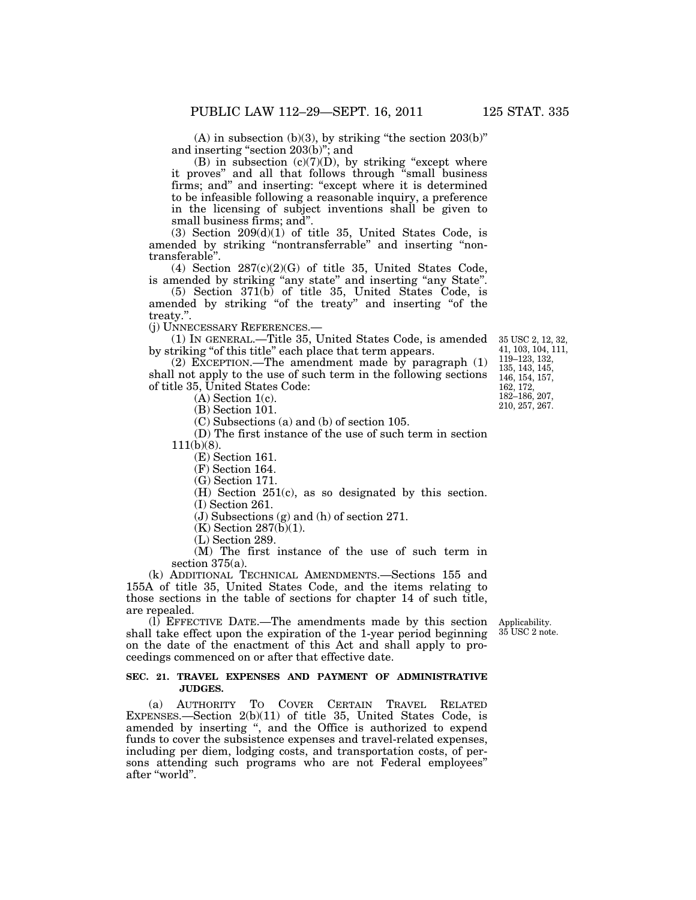(A) in subsection (b)(3), by striking "the section 203(b)" and inserting "section 203(b)"; and

(B) in subsection (c)(7)(D), by striking "except where it proves" and all that follows through "small business firms; and" and inserting: "except where it is determined to be infeasible following a reasonable inquiry, a preference in the licensing of subject inventions shall be given to small business firms; and".

(3) Section 209(d)(1) of title 35, United States Code, is amended by striking "nontransferrable" and inserting "nontransferable".

(4) Section 287(c)(2)(G) of title 35, United States Code, is amended by striking "any state" and inserting "any State".

(5) Section 371(b) of title 35, United States Code, is amended by striking "of the treaty" and inserting "of the treaty.".

(j) UNNECESSARY REFERENCES.—

(1) IN GENERAL.—Title 35, United States Code, is amended by striking "of this title" each place that term appears.

35 USC 2, 12, 32, 41, 103, 104, 111, 119–123, 132, 135, 143, 145, 146, 154, 157, 162, 172, 182–186, 207, 210, 257, 267.

(2) EXCEPTION.—The amendment made by paragraph (1) shall not apply to the use of such term in the following sections of title 35, United States Code:

(A) Section 1(c).

(B) Section 101.

(C) Subsections (a) and (b) of section 105.

(D) The first instance of the use of such term in section 111(b)(8).

(E) Section 161.

(F) Section 164.

(G) Section 171.

(H) Section 251(c), as so designated by this section.

(I) Section 261.

(J) Subsections (g) and (h) of section 271.

(K) Section 287(b)(1).

(L) Section 289.

(M) The first instance of the use of such term in section 375(a).

(k) ADDITIONAL TECHNICAL AMENDMENTS.—Sections 155 and 155A of title 35, United States Code, and the items relating to those sections in the table of sections for chapter 14 of such title, are repealed.

Applicability. 35 USC 2 note.

(l) EFFECTIVE DATE.—The amendments made by this section shall take effect upon the expiration of the 1-year period beginning on the date of the enactment of this Act and shall apply to proceedings commenced on or after that effective date.

**SEC. 21. TRAVEL EXPENSES AND PAYMENT OF ADMINISTRATIVE JUDGES.**

(a) AUTHORITY TO COVER CERTAIN TRAVEL RELATED EXPENSES.—Section 2(b)(11) of title 35, United States Code, is amended by inserting ", and the Office is authorized to expend funds to cover the subsistence expenses and travel-related expenses, including per diem, lodging costs, and transportation costs, of persons attending such programs who are not Federal employees" after "world".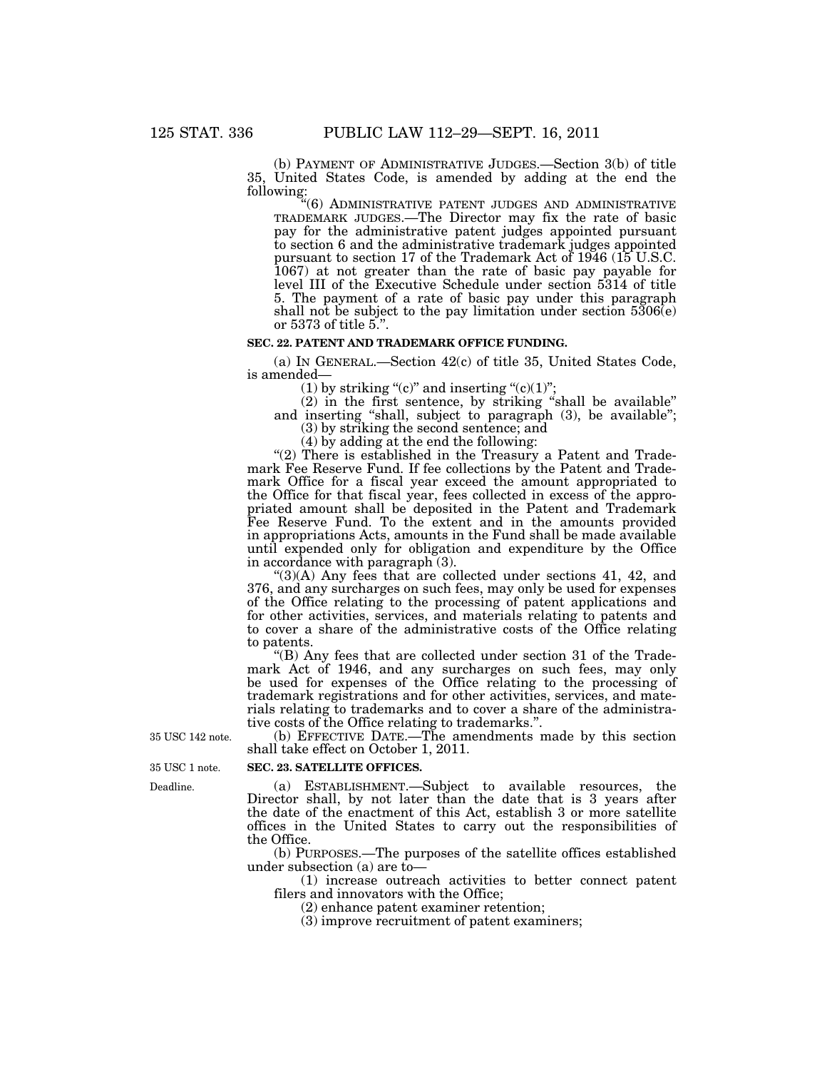(b) PAYMENT OF ADMINISTRATIVE JUDGES.—Section 3(b) of title 35, United States Code, is amended by adding at the end the following:

"(6) ADMINISTRATIVE PATENT JUDGES AND ADMINISTRATIVE TRADEMARK JUDGES.—The Director may fix the rate of basic pay for the administrative patent judges appointed pursuant to section 6 and the administrative trademark judges appointed pursuant to section 17 of the Trademark Act of 1946 (15 U.S.C. 1067) at not greater than the rate of basic pay payable for level III of the Executive Schedule under section 5314 of title 5. The payment of a rate of basic pay under this paragraph shall not be subject to the pay limitation under section 5306(e) or 5373 of title 5.".

**SEC. 22. PATENT AND TRADEMARK OFFICE FUNDING.**

(a) IN GENERAL.—Section 42(c) of title 35, United States Code, is amended—

(1) by striking "(c)" and inserting "(c)(1)";

(2) in the first sentence, by striking "shall be available" and inserting "shall, subject to paragraph (3), be available";

(3) by striking the second sentence; and

(4) by adding at the end the following:

"(2) There is established in the Treasury a Patent and Trademark Fee Reserve Fund. If fee collections by the Patent and Trademark Office for a fiscal year exceed the amount appropriated to the Office for that fiscal year, fees collected in excess of the appropriated amount shall be deposited in the Patent and Trademark Fee Reserve Fund. To the extent and in the amounts provided in appropriations Acts, amounts in the Fund shall be made available until expended only for obligation and expenditure by the Office in accordance with paragraph (3).

"(3)(A) Any fees that are collected under sections 41, 42, and 376, and any surcharges on such fees, may only be used for expenses of the Office relating to the processing of patent applications and for other activities, services, and materials relating to patents and to cover a share of the administrative costs of the Office relating to patents.

"(B) Any fees that are collected under section 31 of the Trademark Act of 1946, and any surcharges on such fees, may only be used for expenses of the Office relating to the processing of trademark registrations and for other activities, services, and materials relating to trademarks and to cover a share of the administrative costs of the Office relating to trademarks.".

35 USC 142 note.

(b) EFFECTIVE DATE.—The amendments made by this section shall take effect on October 1, 2011.

35 USC 1 note.

**SEC. 23. SATELLITE OFFICES.**

Deadline.

(a) ESTABLISHMENT.—Subject to available resources, the Director shall, by not later than the date that is 3 years after the date of the enactment of this Act, establish 3 or more satellite offices in the United States to carry out the responsibilities of the Office.

(b) PURPOSES.—The purposes of the satellite offices established under subsection (a) are to—

(1) increase outreach activities to better connect patent filers and innovators with the Office;

(2) enhance patent examiner retention;

(3) improve recruitment of patent examiners;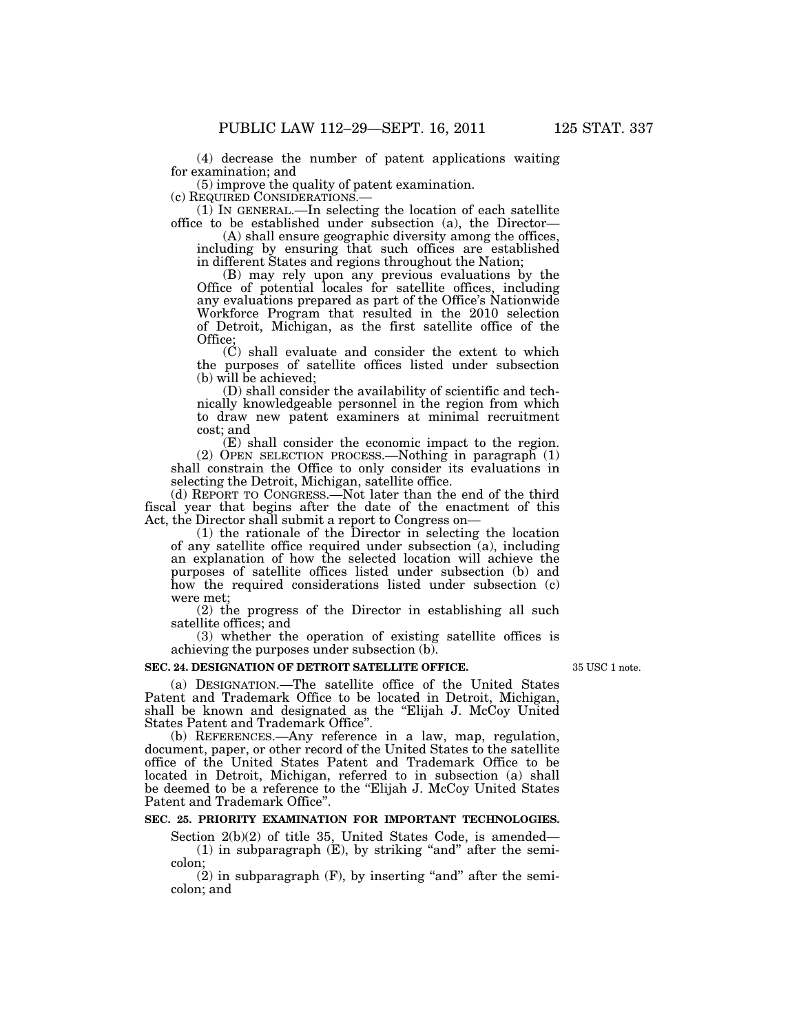(4) decrease the number of patent applications waiting for examination; and

(5) improve the quality of patent examination.

(c) REQUIRED CONSIDERATIONS.—

(1) IN GENERAL.—In selecting the location of each satellite office to be established under subsection (a), the Director—

(A) shall ensure geographic diversity among the offices, including by ensuring that such offices are established in different States and regions throughout the Nation;

(B) may rely upon any previous evaluations by the Office of potential locales for satellite offices, including any evaluations prepared as part of the Office's Nationwide Workforce Program that resulted in the 2010 selection of Detroit, Michigan, as the first satellite office of the Office;

(C) shall evaluate and consider the extent to which the purposes of satellite offices listed under subsection (b) will be achieved;

(D) shall consider the availability of scientific and technically knowledgeable personnel in the region from which to draw new patent examiners at minimal recruitment cost; and

(E) shall consider the economic impact to the region.

(2) OPEN SELECTION PROCESS.—Nothing in paragraph (1) shall constrain the Office to only consider its evaluations in selecting the Detroit, Michigan, satellite office.

(d) REPORT TO CONGRESS.—Not later than the end of the third fiscal year that begins after the date of the enactment of this Act, the Director shall submit a report to Congress on—

(1) the rationale of the Director in selecting the location of any satellite office required under subsection (a), including an explanation of how the selected location will achieve the purposes of satellite offices listed under subsection (b) and how the required considerations listed under subsection (c) were met;

(2) the progress of the Director in establishing all such satellite offices; and

(3) whether the operation of existing satellite offices is achieving the purposes under subsection (b).

**SEC. 24. DESIGNATION OF DETROIT SATELLITE OFFICE.**

35 USC 1 note.

(a) DESIGNATION.—The satellite office of the United States Patent and Trademark Office to be located in Detroit, Michigan, shall be known and designated as the "Elijah J. McCoy United States Patent and Trademark Office".

(b) REFERENCES.—Any reference in a law, map, regulation, document, paper, or other record of the United States to the satellite office of the United States Patent and Trademark Office to be located in Detroit, Michigan, referred to in subsection (a) shall be deemed to be a reference to the "Elijah J. McCoy United States Patent and Trademark Office".

**SEC. 25. PRIORITY EXAMINATION FOR IMPORTANT TECHNOLOGIES.**

Section 2(b)(2) of title 35, United States Code, is amended—

(1) in subparagraph (E), by striking "and" after the semicolon;

(2) in subparagraph (F), by inserting "and" after the semicolon; and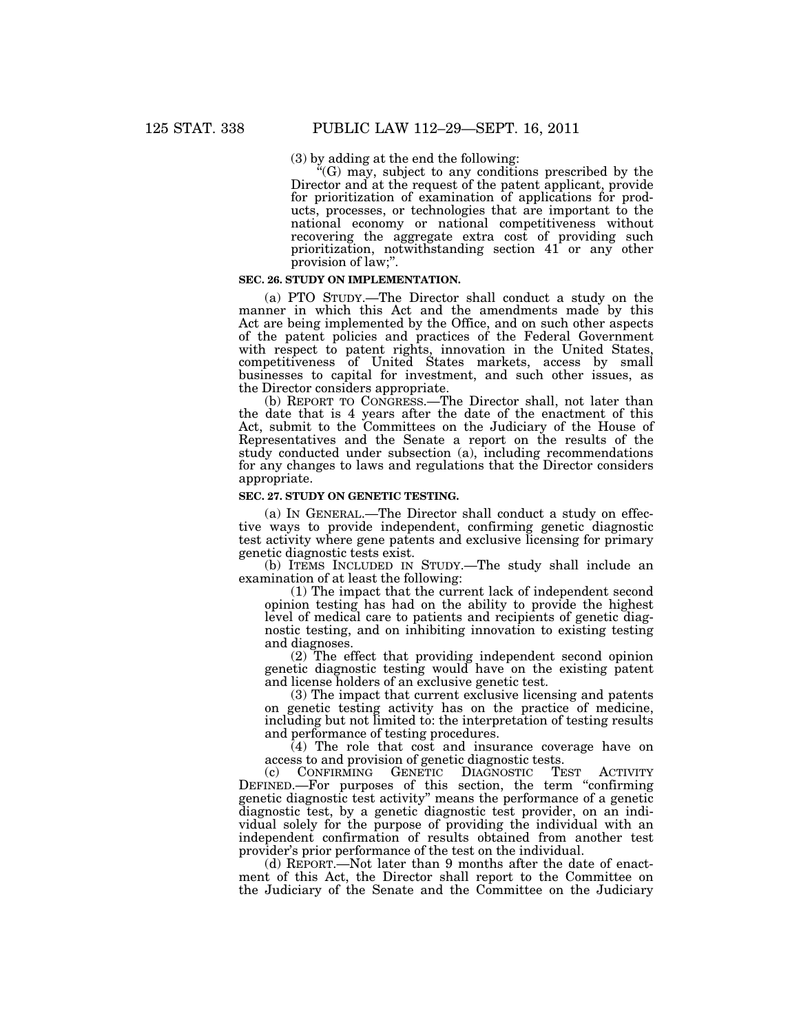(3) by adding at the end the following:

"(G) may, subject to any conditions prescribed by the Director and at the request of the patent applicant, provide for prioritization of examination of applications for products, processes, or technologies that are important to the national economy or national competitiveness without recovering the aggregate extra cost of providing such prioritization, notwithstanding section 41 or any other provision of law;".

### SEC. 26. STUDY ON IMPLEMENTATION.

(a) PTO STUDY.—The Director shall conduct a study on the manner in which this Act and the amendments made by this Act are being implemented by the Office, and on such other aspects of the patent policies and practices of the Federal Government with respect to patent rights, innovation in the United States, competitiveness of United States markets, access by small businesses to capital for investment, and such other issues, as the Director considers appropriate.

(b) REPORT TO CONGRESS.—The Director shall, not later than the date that is 4 years after the date of the enactment of this Act, submit to the Committees on the Judiciary of the House of Representatives and the Senate a report on the results of the study conducted under subsection (a), including recommendations for any changes to laws and regulations that the Director considers appropriate.

### SEC. 27. STUDY ON GENETIC TESTING.

(a) IN GENERAL.—The Director shall conduct a study on effective ways to provide independent, confirming genetic diagnostic test activity where gene patents and exclusive licensing for primary genetic diagnostic tests exist.

(b) ITEMS INCLUDED IN STUDY.—The study shall include an examination of at least the following:

(1) The impact that the current lack of independent second opinion testing has had on the ability to provide the highest level of medical care to patients and recipients of genetic diagnostic testing, and on inhibiting innovation to existing testing and diagnoses.

(2) The effect that providing independent second opinion genetic diagnostic testing would have on the existing patent and license holders of an exclusive genetic test.

(3) The impact that current exclusive licensing and patents on genetic testing activity has on the practice of medicine, including but not limited to: the interpretation of testing results and performance of testing procedures.

(4) The role that cost and insurance coverage have on access to and provision of genetic diagnostic tests.

(c) CONFIRMING GENETIC DIAGNOSTIC TEST ACTIVITY DEFINED.—For purposes of this section, the term "confirming genetic diagnostic test activity" means the performance of a genetic diagnostic test, by a genetic diagnostic test provider, on an individual solely for the purpose of providing the individual with an independent confirmation of results obtained from another test provider's prior performance of the test on the individual.

(d) REPORT.—Not later than 9 months after the date of enactment of this Act, the Director shall report to the Committee on the Judiciary of the Senate and the Committee on the Judiciary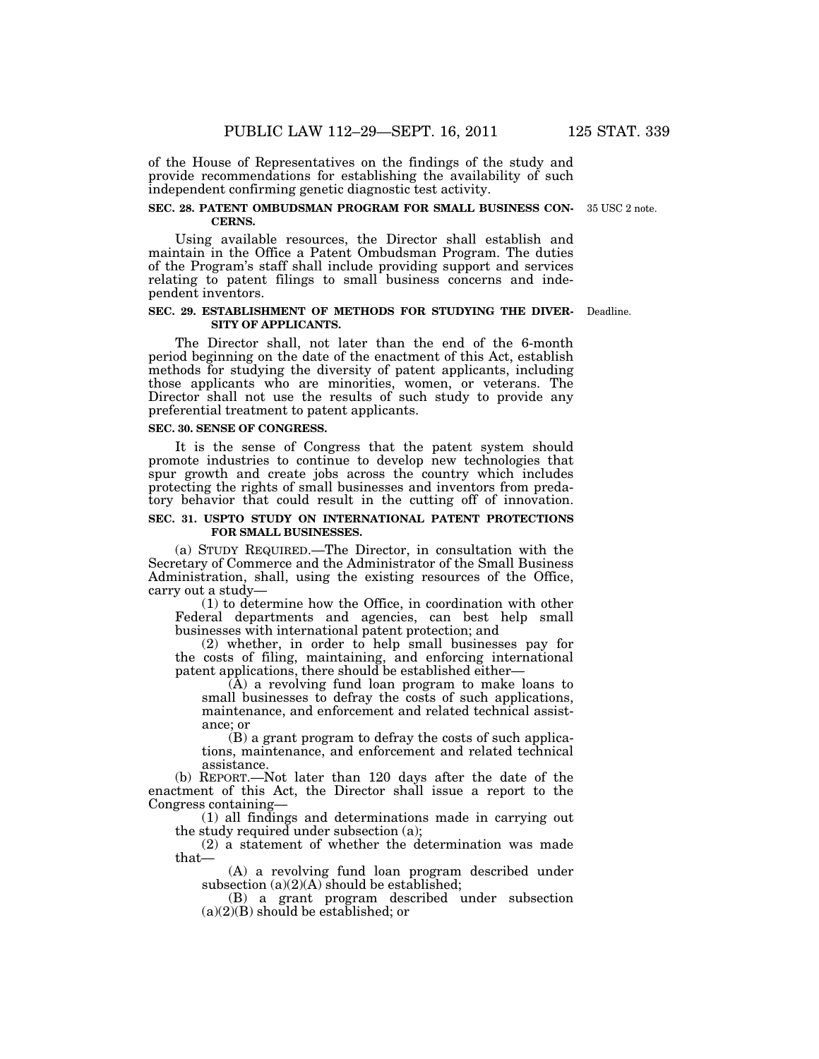of the House of Representatives on the findings of the study and provide recommendations for establishing the availability of such independent confirming genetic diagnostic test activity.

**SEC. 28. PATENT OMBUDSMAN PROGRAM FOR SMALL BUSINESS CONCERNS.**

35 USC 2 note.

Using available resources, the Director shall establish and maintain in the Office a Patent Ombudsman Program. The duties of the Program's staff shall include providing support and services relating to patent filings to small business concerns and independent inventors.

**SEC. 29. ESTABLISHMENT OF METHODS FOR STUDYING THE DIVERSITY OF APPLICANTS.**

Deadline.

The Director shall, not later than the end of the 6-month period beginning on the date of the enactment of this Act, establish methods for studying the diversity of patent applicants, including those applicants who are minorities, women, or veterans. The Director shall not use the results of such study to provide any preferential treatment to patent applicants.

**SEC. 30. SENSE OF CONGRESS.**

It is the sense of Congress that the patent system should promote industries to continue to develop new technologies that spur growth and create jobs across the country which includes protecting the rights of small businesses and inventors from predatory behavior that could result in the cutting off of innovation.

**SEC. 31. USPTO STUDY ON INTERNATIONAL PATENT PROTECTIONS FOR SMALL BUSINESSES.**

(a) STUDY REQUIRED.—The Director, in consultation with the Secretary of Commerce and the Administrator of the Small Business Administration, shall, using the existing resources of the Office, carry out a study—

(1) to determine how the Office, in coordination with other Federal departments and agencies, can best help small businesses with international patent protection; and

(2) whether, in order to help small businesses pay for the costs of filing, maintaining, and enforcing international patent applications, there should be established either—

(A) a revolving fund loan program to make loans to small businesses to defray the costs of such applications, maintenance, and enforcement and related technical assistance; or

(B) a grant program to defray the costs of such applications, maintenance, and enforcement and related technical assistance.

(b) REPORT.—Not later than 120 days after the date of the enactment of this Act, the Director shall issue a report to the Congress containing—

(1) all findings and determinations made in carrying out the study required under subsection (a);

(2) a statement of whether the determination was made that—

(A) a revolving fund loan program described under subsection (a)(2)(A) should be established;

(B) a grant program described under subsection (a)(2)(B) should be established; or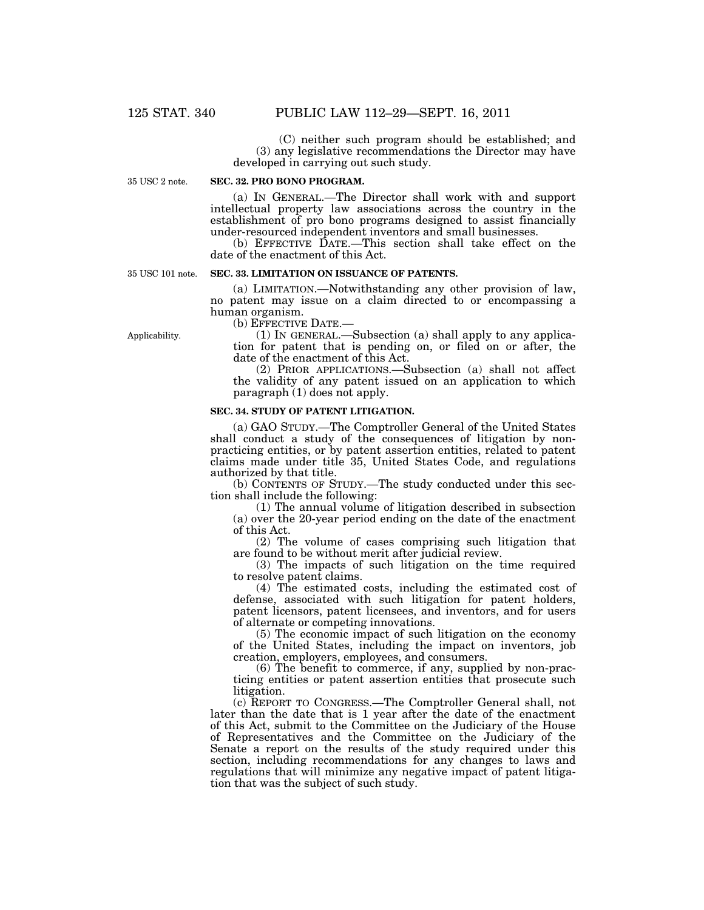(C) neither such program should be established; and

(3) any legislative recommendations the Director may have developed in carrying out such study.

35 USC 2 note.

**SEC. 32. PRO BONO PROGRAM.**

(a) IN GENERAL.—The Director shall work with and support intellectual property law associations across the country in the establishment of pro bono programs designed to assist financially under-resourced independent inventors and small businesses.

(b) EFFECTIVE DATE.—This section shall take effect on the date of the enactment of this Act.

35 USC 101 note.

**SEC. 33. LIMITATION ON ISSUANCE OF PATENTS.**

(a) LIMITATION.—Notwithstanding any other provision of law, no patent may issue on a claim directed to or encompassing a human organism.

(b) EFFECTIVE DATE.—

Applicability.

(1) IN GENERAL.—Subsection (a) shall apply to any application for patent that is pending on, or filed on or after, the date of the enactment of this Act.

(2) PRIOR APPLICATIONS.—Subsection (a) shall not affect the validity of any patent issued on an application to which paragraph (1) does not apply.

**SEC. 34. STUDY OF PATENT LITIGATION.**

(a) GAO STUDY.—The Comptroller General of the United States shall conduct a study of the consequences of litigation by non-practicing entities, or by patent assertion entities, related to patent claims made under title 35, United States Code, and regulations authorized by that title.

(b) CONTENTS OF STUDY.—The study conducted under this section shall include the following:

(1) The annual volume of litigation described in subsection (a) over the 20-year period ending on the date of the enactment of this Act.

(2) The volume of cases comprising such litigation that are found to be without merit after judicial review.

(3) The impacts of such litigation on the time required to resolve patent claims.

(4) The estimated costs, including the estimated cost of defense, associated with such litigation for patent holders, patent licensors, patent licensees, and inventors, and for users of alternate or competing innovations.

(5) The economic impact of such litigation on the economy of the United States, including the impact on inventors, job creation, employers, employees, and consumers.

(6) The benefit to commerce, if any, supplied by non-practicing entities or patent assertion entities that prosecute such litigation.

(c) REPORT TO CONGRESS.—The Comptroller General shall, not later than the date that is 1 year after the date of the enactment of this Act, submit to the Committee on the Judiciary of the House of Representatives and the Committee on the Judiciary of the Senate a report on the results of the study required under this section, including recommendations for any changes to laws and regulations that will minimize any negative impact of patent litigation that was the subject of such study.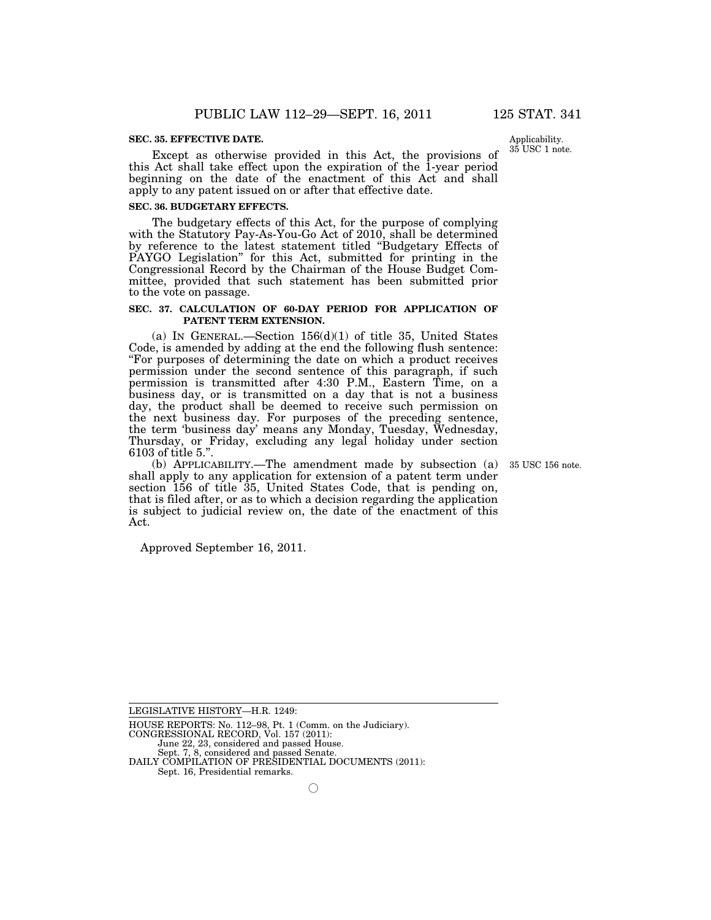**SEC. 35. EFFECTIVE DATE.**

Applicability. 35 USC 1 note.

Except as otherwise provided in this Act, the provisions of this Act shall take effect upon the expiration of the 1-year period beginning on the date of the enactment of this Act and shall apply to any patent issued on or after that effective date.

**SEC. 36. BUDGETARY EFFECTS.**

The budgetary effects of this Act, for the purpose of complying with the Statutory Pay-As-You-Go Act of 2010, shall be determined by reference to the latest statement titled "Budgetary Effects of PAYGO Legislation" for this Act, submitted for printing in the Congressional Record by the Chairman of the House Budget Committee, provided that such statement has been submitted prior to the vote on passage.

**SEC. 37. CALCULATION OF 60-DAY PERIOD FOR APPLICATION OF PATENT TERM EXTENSION.**

(a) IN GENERAL.—Section 156(d)(1) of title 35, United States Code, is amended by adding at the end the following flush sentence: "For purposes of determining the date on which a product receives permission under the second sentence of this paragraph, if such permission is transmitted after 4:30 P.M., Eastern Time, on a business day, or is transmitted on a day that is not a business day, the product shall be deemed to receive such permission on the next business day. For purposes of the preceding sentence, the term 'business day' means any Monday, Tuesday, Wednesday, Thursday, or Friday, excluding any legal holiday under section 6103 of title 5.".

35 USC 156 note.

(b) APPLICABILITY.—The amendment made by subsection (a) shall apply to any application for extension of a patent term under section 156 of title 35, United States Code, that is pending on, that is filed after, or as to which a decision regarding the application is subject to judicial review on, the date of the enactment of this Act.

Approved September 16, 2011.

---

LEGISLATIVE HISTORY—H.R. 1249:

HOUSE REPORTS: No. 112–98, Pt. 1 (Comm. on the Judiciary).
CONGRESSIONAL RECORD, Vol. 157 (2011):
June 22, 23, considered and passed House.
Sept. 7, 8, considered and passed Senate.
DAILY COMPILATION OF PRESIDENTIAL DOCUMENTS (2011):
Sept. 16, Presidential remarks.